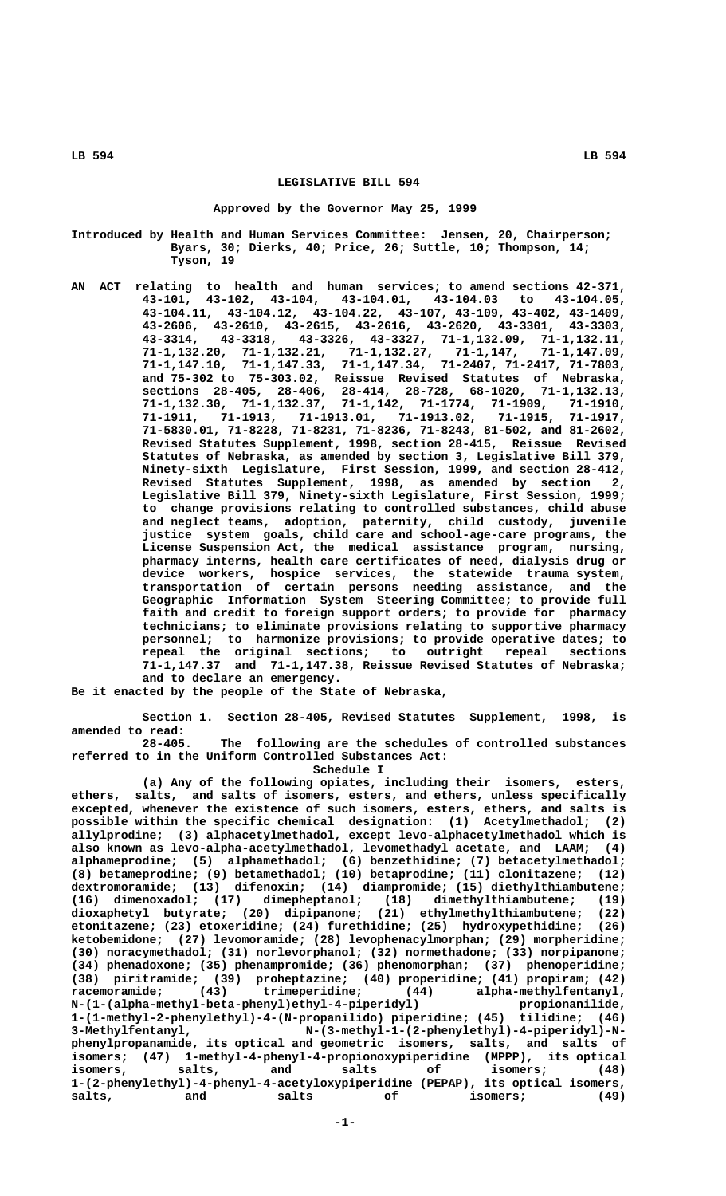# LEGISLATIVE BILL 594

## Approved by the Governor May 25, 1999

Introduced by Health and Human Services Committee: Jensen, 20, Chairperson; Byars, 30; Dierks, 40; Price, 26; Suttle, 10; Thompson, 14; Tyson, 19

AN ACT relating to health and human services; to amend sections 42-371, 43-101, 43-102, 43-104, 43-104.01, 43-104.03 to 43-104.05, 43-104.11, 43-104.12, 43-104.22, 43-107, 43-109, 43-402, 43-1409, 43-2606, 43-2610, 43-2615, 43-2616, 43-2620, 43-3301, 43-3303, 43-3314, 43-3318, 43-3326, 43-3327, 71-1,132.09, 71-1,132.11, 71-1,132.20, 71-1,132.21, 71-1,132.27, 71-1,147, 71-1,147.09, 71-1,147.10, 71-1,147.33, 71-1,147.34, 71-2407, 71-2417, 71-7803, and 75-302 to 75-303.02, Reissue Revised Statutes of Nebraska, sections 28-405, 28-406, 28-414, 28-728, 68-1020, 71-1,132.13, 71-1,132.30, 71-1,132.37, 71-1,142, 71-1774, 71-1909, 71-1910, 71-1911, 71-1913, 71-1913.01, 71-1913.02, 71-1915, 71-1917, 71-5830.01, 71-8228, 71-8231, 71-8236, 71-8243, 81-502, and 81-2602, Revised Statutes Supplement, 1998, section 28-415, Reissue Revised Statutes of Nebraska, as amended by section 3, Legislative Bill 379, Ninety-sixth Legislature, First Session, 1999, and section 28-412, Revised Statutes Supplement, 1998, as amended by section 2, Legislative Bill 379, Ninety-sixth Legislature, First Session, 1999; to change provisions relating to controlled substances, child abuse and neglect teams, adoption, paternity, child custody, juvenile justice system goals, child care and school-age-care programs, the License Suspension Act, the medical assistance program, nursing, pharmacy interns, health care certificates of need, dialysis drug or device workers, hospice services, the statewide trauma system, transportation of certain persons needing assistance, and the Geographic Information System Steering Committee; to provide full faith and credit to foreign support orders; to provide for pharmacy technicians; to eliminate provisions relating to supportive pharmacy personnel; to harmonize provisions; to provide operative dates; to repeal the original sections; to outright repeal sections 71-1,147.37 and 71-1,147.38, Reissue Revised Statutes of Nebraska; and to declare an emergency.

Be it enacted by the people of the State of Nebraska,

Section 1. Section 28-405, Revised Statutes Supplement, 1998, is amended to read:

28-405. The following are the schedules of controlled substances referred to in the Uniform Controlled Substances Act:

Schedule I

(a) Any of the following opiates, including their isomers, esters, ethers, salts, and salts of isomers, esters, and ethers, unless specifically excepted, whenever the existence of such isomers, esters, ethers, and salts is possible within the specific chemical designation: (1) Acetylmethadol; (2) allylprodine; (3) alphacetylmethadol, except levo-alphacetylmethadol which is also known as levo-alpha-acetylmethadol, levomethadyl acetate, and LAAM; (4) alphameprodine; (5) alphamethadol; (6) benzethidine; (7) betacetylmethadol; (8) betameprodine; (9) betamethadol; (10) betaprodine; (11) clonitazene; (12) dextromoramide; (13) difenoxin; (14) diampromide; (15) diethylthiambutene; (16) dimenoxadol; (17) dimepheptanol; (18) dimethylthiambutene; (19) dioxaphetyl butyrate; (20) dipipanone; (21) ethylmethylthiambutene; (22) etonitazene; (23) etoxeridine; (24) furethidine; (25) hydroxypethidine; (26) ketobemidone; (27) levomoramide; (28) levophenacylmorphan; (29) morpheridine; (30) noracymethadol; (31) norlevorphanol; (32) normethadone; (33) norpipanone; (34) phenadoxone; (35) phenampromide; (36) phenomorphan; (37) phenoperidine; (38) piritramide; (39) proheptazine; (40) properidine; (41) propiram; (42) racemoramide; (43) trimeperidine; (44) alpha-methylfentanyl, N-(1-(alpha-methyl-beta-phenyl)ethyl-4-piperidyl) propionanilide, 1-(1-methyl-2-phenylethyl)-4-(N-propanilido) piperidine; (45) tilidine; (46) 3-Methylfentanyl, N-(3-methyl-1-(2-phenylethyl)-4-piperidyl)-N-phenylpropanamide, its optical and geometric isomers, salts, and salts of isomers; (47) 1-methyl-4-phenyl-4-propionoxypiperidine (MPPP), its optical isomers, salts, and salts of isomers; (48) 1-(2-phenylethyl)-4-phenyl-4-acetyloxypiperidine (PEPAP), its optical isomers, salts, and salts of isomers; (49)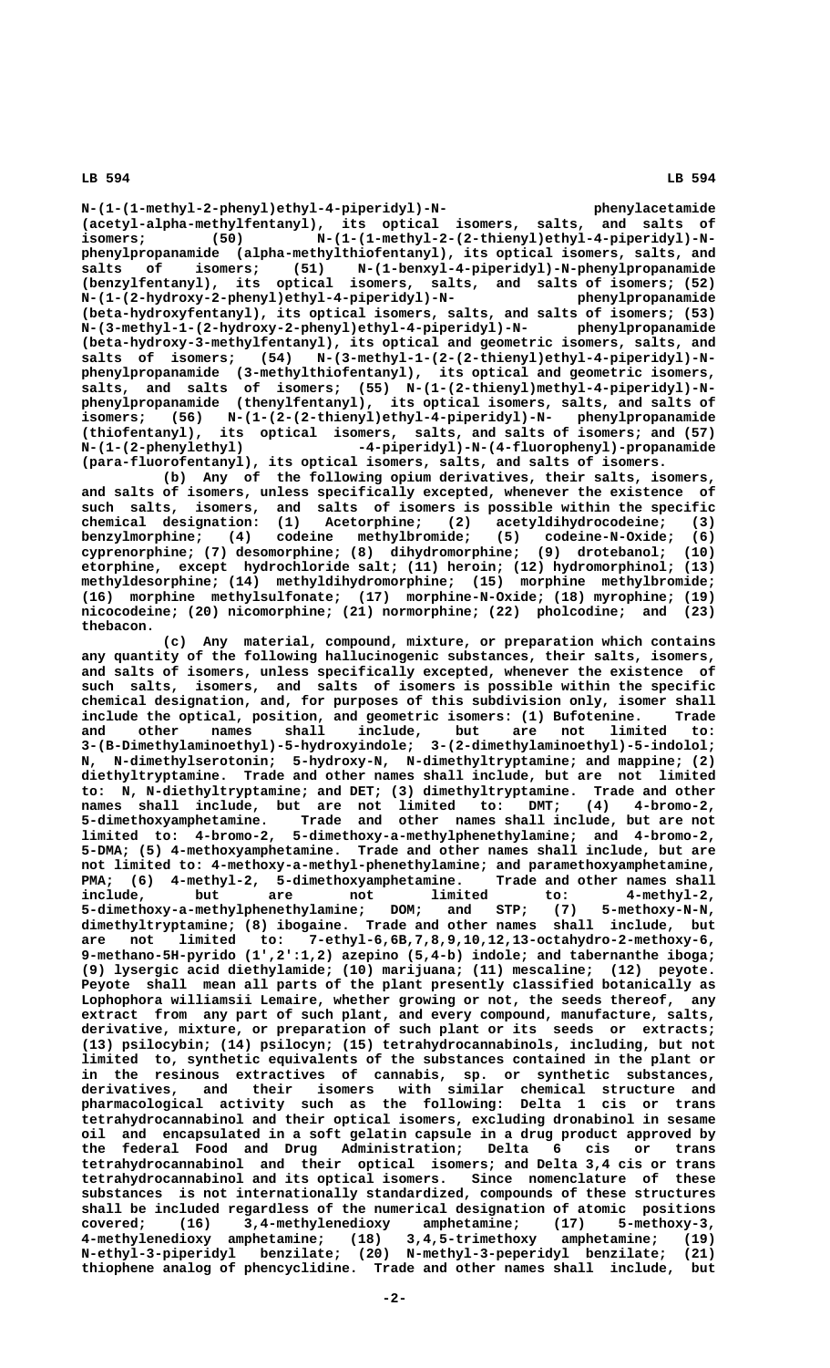N-(1-(1-methyl-2-phenyl)ethyl-4-piperidyl)-N- phenylacetamide (acetyl-alpha-methylfentanyl), its optical isomers, salts, and salts of isomers; (50) N-(1-(1-methyl-2-(2-thienyl)ethyl-4-piperidyl)-N-phenylpropanamide (alpha-methylthiofentanyl), its optical isomers, salts, and salts of isomers; (51) N-(1-benxyl-4-piperidyl)-N-phenylpropanamide (benzylfentanyl), its optical isomers, salts, and salts of isomers; (52) N-(1-(2-hydroxy-2-phenyl)ethyl-4-piperidyl)-N- phenylpropanamide (beta-hydroxyfentanyl), its optical isomers, salts, and salts of isomers; (53) N-(3-methyl-1-(2-hydroxy-2-phenyl)ethyl-4-piperidyl)-N- phenylpropanamide (beta-hydroxy-3-methylfentanyl), its optical and geometric isomers, salts, and salts of isomers; (54) N-(3-methyl-1-(2-(2-thienyl)ethyl-4-piperidyl)-N-phenylpropanamide (3-methylthiofentanyl), its optical and geometric isomers, salts, and salts of isomers; (55) N-(1-(2-thienyl)methyl-4-piperidyl)-N-phenylpropanamide (thenylfentanyl), its optical isomers, salts, and salts of isomers; (56) N-(1-(2-(2-thienyl)ethyl-4-piperidyl)-N- phenylpropanamide (thiofentanyl), its optical isomers, salts, and salts of isomers; and (57) N-(1-(2-phenylethyl) -4-piperidyl)-N-(4-fluorophenyl)-propanamide (para-fluorofentanyl), its optical isomers, salts, and salts of isomers.

(b) Any of the following opium derivatives, their salts, isomers, and salts of isomers, unless specifically excepted, whenever the existence of such salts, isomers, and salts of isomers is possible within the specific chemical designation: (1) Acetorphine; (2) acetyldihydrocodeine; (3) benzylmorphine; (4) codeine methylbromide; (5) codeine-N-Oxide; (6) cyprenorphine; (7) desomorphine; (8) dihydromorphine; (9) drotebanol; (10) etorphine, except hydrochloride salt; (11) heroin; (12) hydromorphinol; (13) methyldesorphine; (14) methyldihydromorphine; (15) morphine methylbromide; (16) morphine methylsulfonate; (17) morphine-N-Oxide; (18) myrophine; (19) nicocodeine; (20) nicomorphine; (21) normorphine; (22) pholcodine; and (23) thebacon.

(c) Any material, compound, mixture, or preparation which contains any quantity of the following hallucinogenic substances, their salts, isomers, and salts of isomers, unless specifically excepted, whenever the existence of such salts, isomers, and salts of isomers is possible within the specific chemical designation, and, for purposes of this subdivision only, isomer shall include the optical, position, and geometric isomers: (1) Bufotenine. Trade and other names shall include, but are not limited to: 3-(B-Dimethylaminoethyl)-5-hydroxyindole; 3-(2-dimethylaminoethyl)-5-indolol; N, N-dimethylserotonin; 5-hydroxy-N, N-dimethyltryptamine; and mappine; (2) diethyltryptamine. Trade and other names shall include, but are not limited to: N, N-diethyltryptamine; and DET; (3) dimethyltryptamine. Trade and other names shall include, but are not limited to: DMT; (4) 4-bromo-2, 5-dimethoxyamphetamine. Trade and other names shall include, but are not limited to: 4-bromo-2, 5-dimethoxy-a-methylphenethylamine; and 4-bromo-2, 5-DMA; (5) 4-methoxyamphetamine. Trade and other names shall include, but are not limited to: 4-methoxy-a-methyl-phenethylamine; and paramethoxyamphetamine, PMA; (6) 4-methyl-2, 5-dimethoxyamphetamine. Trade and other names shall include, but are not limited to: 4-methyl-2, 5-dimethoxy-a-methylphenethylamine; DOM; and STP; (7) 5-methoxy-N-N, dimethyltryptamine; (8) ibogaine. Trade and other names shall include, but are not limited to: 7-ethyl-6,6B,7,8,9,10,12,13-octahydro-2-methoxy-6, 9-methano-5H-pyrido (1',2':1,2) azepino (5,4-b) indole; and tabernanthe iboga; (9) lysergic acid diethylamide; (10) marijuana; (11) mescaline; (12) peyote. Peyote shall mean all parts of the plant presently classified botanically as Lophophora williamsii Lemaire, whether growing or not, the seeds thereof, any extract from any part of such plant, and every compound, manufacture, salts, derivative, mixture, or preparation of such plant or its seeds or extracts; (13) psilocybin; (14) psilocyn; (15) tetrahydrocannabinols, including, but not limited to, synthetic equivalents of the substances contained in the plant or in the resinous extractives of cannabis, sp. or synthetic substances, derivatives, and their isomers with similar chemical structure and pharmacological activity such as the following: Delta 1 cis or trans tetrahydrocannabinol and their optical isomers, excluding dronabinol in sesame oil and encapsulated in a soft gelatin capsule in a drug product approved by the federal Food and Drug Administration; Delta 6 cis or trans tetrahydrocannabinol and their optical isomers; and Delta 3,4 cis or trans tetrahydrocannabinol and its optical isomers. Since nomenclature of these substances is not internationally standardized, compounds of these structures shall be included regardless of the numerical designation of atomic positions covered; (16) 3,4-methylenedioxy amphetamine; (17) 5-methoxy-3, 4-methylenedioxy amphetamine; (18) 3,4,5-trimethoxy amphetamine; (19) N-ethyl-3-piperidyl benzilate; (20) N-methyl-3-peperidyl benzilate; (21) thiophene analog of phencyclidine. Trade and other names shall include, but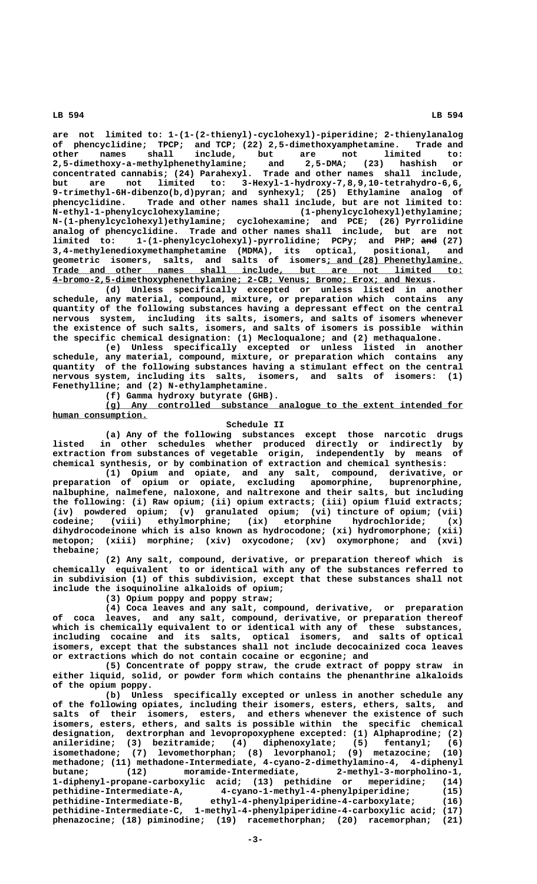are not limited to: 1-(1-(2-thienyl)-cyclohexyl)-piperidine; 2-thienylanalog of phencyclidine; TPCP; and TCP; (22) 2,5-dimethoxyamphetamine. Trade and other names shall include, but are not limited to: 2,5-dimethoxy-a-methylphenethylamine; and 2,5-DMA; (23) hashish or concentrated cannabis; (24) Parahexyl. Trade and other names shall include, but are not limited to: 3-Hexyl-1-hydroxy-7,8,9,10-tetrahydro-6,6, 9-trimethyl-6H-dibenzo(b,d)pyran; and synhexyl; (25) Ethylamine analog of phencyclidine. Trade and other names shall include, but are not limited to: N-ethyl-1-phenylcyclohexylamine; (1-phenylcyclohexyl)ethylamine; N-(1-phenylcyclohexyl)ethylamine; cyclohexamine; and PCE; (26) Pyrrolidine analog of phencyclidine. Trade and other names shall include, but are not limited to: 1-(1-phenylcyclohexyl)-pyrrolidine; PCPy; and PHP; ~~and~~ (27) 3,4-methylenedioxymethamphetamine (MDMA), its optical, positional, and geometric isomers, salts, and salts of isomers<u>; and (28) Phenethylamine. Trade and other names shall include, but are not limited to: 4-bromo-2,5-dimethoxyphenethylamine; 2-CB; Venus; Bromo; Erox; and Nexus</u>.

(d) Unless specifically excepted or unless listed in another schedule, any material, compound, mixture, or preparation which contains any quantity of the following substances having a depressant effect on the central nervous system, including its salts, isomers, and salts of isomers whenever the existence of such salts, isomers, and salts of isomers is possible within the specific chemical designation: (1) Mecloqualone; and (2) methaqualone.

(e) Unless specifically excepted or unless listed in another schedule, any material, compound, mixture, or preparation which contains any quantity of the following substances having a stimulant effect on the central nervous system, including its salts, isomers, and salts of isomers: (1) Fenethylline; and (2) N-ethylamphetamine.

(f) Gamma hydroxy butyrate (GHB).

<u>(g) Any controlled substance analogue to the extent intended for human consumption.</u>

Schedule II

(a) Any of the following substances except those narcotic drugs listed in other schedules whether produced directly or indirectly by extraction from substances of vegetable origin, independently by means of chemical synthesis, or by combination of extraction and chemical synthesis:

(1) Opium and opiate, and any salt, compound, derivative, or preparation of opium or opiate, excluding apomorphine, buprenorphine, nalbuphine, nalmefene, naloxone, and naltrexone and their salts, but including the following: (i) Raw opium; (ii) opium extracts; (iii) opium fluid extracts; (iv) powdered opium; (v) granulated opium; (vi) tincture of opium; (vii) codeine; (viii) ethylmorphine; (ix) etorphine hydrochloride; (x) dihydrocodeinone which is also known as hydrocodone; (xi) hydromorphone; (xii) metopon; (xiii) morphine; (xiv) oxycodone; (xv) oxymorphone; and (xvi) thebaine;

(2) Any salt, compound, derivative, or preparation thereof which is chemically equivalent to or identical with any of the substances referred to in subdivision (1) of this subdivision, except that these substances shall not include the isoquinoline alkaloids of opium;

(3) Opium poppy and poppy straw;

(4) Coca leaves and any salt, compound, derivative, or preparation of coca leaves, and any salt, compound, derivative, or preparation thereof which is chemically equivalent to or identical with any of these substances, including cocaine and its salts, optical isomers, and salts of optical isomers, except that the substances shall not include decocainized coca leaves or extractions which do not contain cocaine or ecgonine; and

(5) Concentrate of poppy straw, the crude extract of poppy straw in either liquid, solid, or powder form which contains the phenanthrine alkaloids of the opium poppy.

(b) Unless specifically excepted or unless in another schedule any of the following opiates, including their isomers, esters, ethers, salts, and salts of their isomers, esters, and ethers whenever the existence of such isomers, esters, ethers, and salts is possible within the specific chemical designation, dextrorphan and levopropoxyphene excepted: (1) Alphaprodine; (2) anileridine; (3) bezitramide; (4) diphenoxylate; (5) fentanyl; (6) isomethadone; (7) levomethorphan; (8) levorphanol; (9) metazocine; (10) methadone; (11) methadone-Intermediate, 4-cyano-2-dimethylamino-4, 4-diphenyl butane; (12) moramide-Intermediate, 2-methyl-3-morpholino-1, 1-diphenyl-propane-carboxylic acid; (13) pethidine or meperidine; (14) pethidine-Intermediate-A, 4-cyano-1-methyl-4-phenylpiperidine; (15) pethidine-Intermediate-B, ethyl-4-phenylpiperidine-4-carboxylate; (16) pethidine-Intermediate-C, 1-methyl-4-phenylpiperidine-4-carboxylic acid; (17) phenazocine; (18) piminodine; (19) racemethorphan; (20) racemorphan; (21)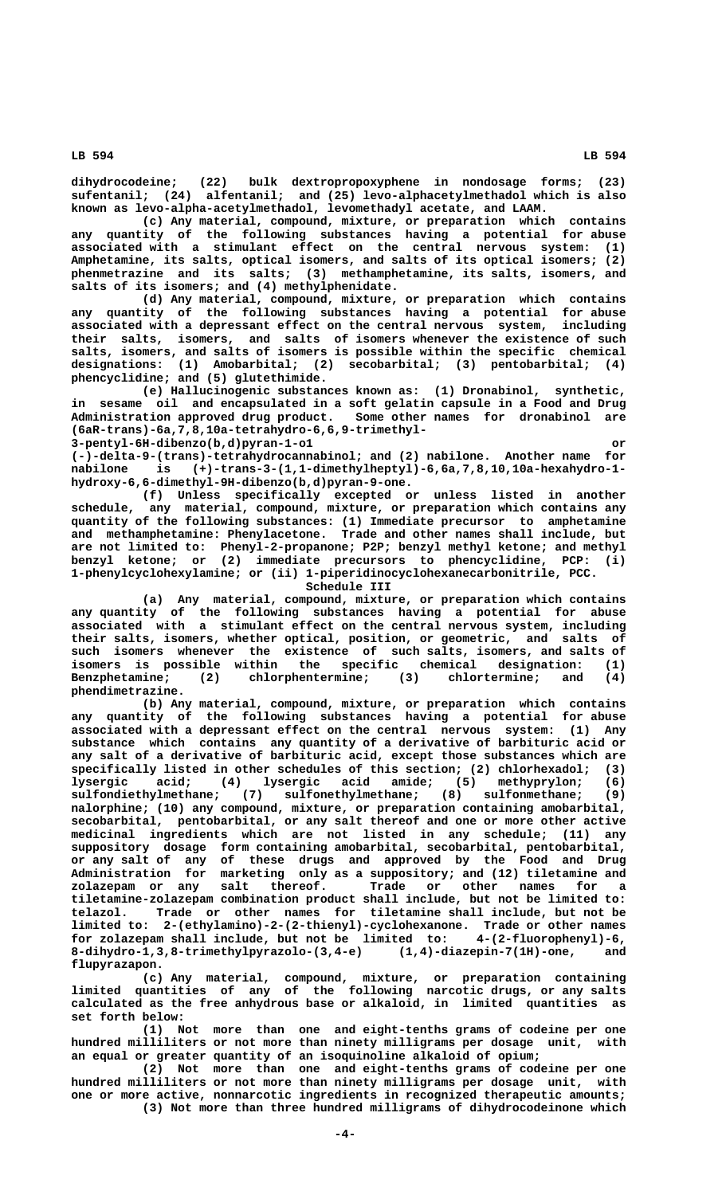dihydrocodeine; (22) bulk dextropropoxyphene in nondosage forms; (23) sufentanil; (24) alfentanil; and (25) levo-alphacetylmethadol which is also known as levo-alpha-acetylmethadol, levomethadyl acetate, and LAAM.

(c) Any material, compound, mixture, or preparation which contains any quantity of the following substances having a potential for abuse associated with a stimulant effect on the central nervous system: (1) Amphetamine, its salts, optical isomers, and salts of its optical isomers; (2) phenmetrazine and its salts; (3) methamphetamine, its salts, isomers, and salts of its isomers; and (4) methylphenidate.

(d) Any material, compound, mixture, or preparation which contains any quantity of the following substances having a potential for abuse associated with a depressant effect on the central nervous system, including their salts, isomers, and salts of isomers whenever the existence of such salts, isomers, and salts of isomers is possible within the specific chemical designations: (1) Amobarbital; (2) secobarbital; (3) pentobarbital; (4) phencyclidine; and (5) glutethimide.

(e) Hallucinogenic substances known as: (1) Dronabinol, synthetic, in sesame oil and encapsulated in a soft gelatin capsule in a Food and Drug Administration approved drug product. Some other names for dronabinol are (6aR-trans)-6a,7,8,10a-tetrahydro-6,6,9-trimethyl-3-pentyl-6H-dibenzo(b,d)pyran-1-o1 or (-)-delta-9-(trans)-tetrahydrocannabinol; and (2) nabilone. Another name for nabilone is (+)-trans-3-(1,1-dimethylheptyl)-6,6a,7,8,10,10a-hexahydro-1-hydroxy-6,6-dimethyl-9H-dibenzo(b,d)pyran-9-one.

(f) Unless specifically excepted or unless listed in another schedule, any material, compound, mixture, or preparation which contains any quantity of the following substances: (1) Immediate precursor to amphetamine and methamphetamine: Phenylacetone. Trade and other names shall include, but are not limited to: Phenyl-2-propanone; P2P; benzyl methyl ketone; and methyl benzyl ketone; or (2) immediate precursors to phencyclidine, PCP: (i) 1-phenylcyclohexylamine; or (ii) 1-piperidinocyclohexanecarbonitrile, PCC.

Schedule III

(a) Any material, compound, mixture, or preparation which contains any quantity of the following substances having a potential for abuse associated with a stimulant effect on the central nervous system, including their salts, isomers, whether optical, position, or geometric, and salts of such isomers whenever the existence of such salts, isomers, and salts of isomers is possible within the specific chemical designation: (1) Benzphetamine; (2) chlorphentermine; (3) chlortermine; and (4) phendimetrazine.

(b) Any material, compound, mixture, or preparation which contains any quantity of the following substances having a potential for abuse associated with a depressant effect on the central nervous system: (1) Any substance which contains any quantity of a derivative of barbituric acid or any salt of a derivative of barbituric acid, except those substances which are specifically listed in other schedules of this section; (2) chlorhexadol; (3) lysergic acid; (4) lysergic acid amide; (5) methyprylon; (6) sulfondiethylmethane; (7) sulfonethylmethane; (8) sulfonmethane; (9) nalorphine; (10) any compound, mixture, or preparation containing amobarbital, secobarbital, pentobarbital, or any salt thereof and one or more other active medicinal ingredients which are not listed in any schedule; (11) any suppository dosage form containing amobarbital, secobarbital, pentobarbital, or any salt of any of these drugs and approved by the Food and Drug Administration for marketing only as a suppository; and (12) tiletamine and zolazepam or any salt thereof. Trade or other names for a tiletamine-zolazepam combination product shall include, but not be limited to: telazol. Trade or other names for tiletamine shall include, but not be limited to: 2-(ethylamino)-2-(2-thienyl)-cyclohexanone. Trade or other names for zolazepam shall include, but not be limited to: 4-(2-fluorophenyl)-6,8-dihydro-1,3,8-trimethylpyrazolo-(3,4-e) (1,4)-diazepin-7(1H)-one, and flupyrazapon.

(c) Any material, compound, mixture, or preparation containing limited quantities of any of the following narcotic drugs, or any salts calculated as the free anhydrous base or alkaloid, in limited quantities as set forth below:

(1) Not more than one and eight-tenths grams of codeine per one hundred milliliters or not more than ninety milligrams per dosage unit, with an equal or greater quantity of an isoquinoline alkaloid of opium;

(2) Not more than one and eight-tenths grams of codeine per one hundred milliliters or not more than ninety milligrams per dosage unit, with one or more active, nonnarcotic ingredients in recognized therapeutic amounts;

(3) Not more than three hundred milligrams of dihydrocodeinone which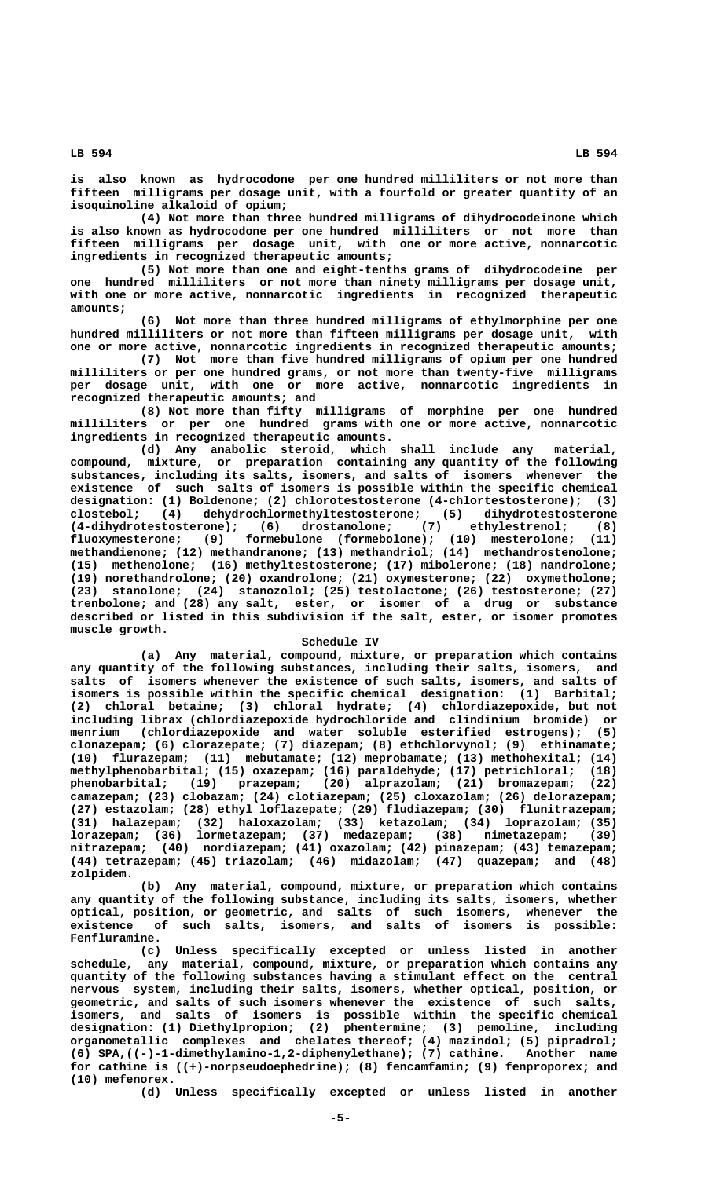is also known as hydrocodone per one hundred milliliters or not more than fifteen milligrams per dosage unit, with a fourfold or greater quantity of an isoquinoline alkaloid of opium;

(4) Not more than three hundred milligrams of dihydrocodeinone which is also known as hydrocodone per one hundred milliliters or not more than fifteen milligrams per dosage unit, with one or more active, nonnarcotic ingredients in recognized therapeutic amounts;

(5) Not more than one and eight-tenths grams of dihydrocodeine per one hundred milliliters or not more than ninety milligrams per dosage unit, with one or more active, nonnarcotic ingredients in recognized therapeutic amounts;

(6) Not more than three hundred milligrams of ethylmorphine per one hundred milliliters or not more than fifteen milligrams per dosage unit, with one or more active, nonnarcotic ingredients in recognized therapeutic amounts;

(7) Not more than five hundred milligrams of opium per one hundred milliliters or per one hundred grams, or not more than twenty-five milligrams per dosage unit, with one or more active, nonnarcotic ingredients in recognized therapeutic amounts; and

(8) Not more than fifty milligrams of morphine per one hundred milliliters or per one hundred grams with one or more active, nonnarcotic ingredients in recognized therapeutic amounts.

(d) Any anabolic steroid, which shall include any material, compound, mixture, or preparation containing any quantity of the following substances, including its salts, isomers, and salts of isomers whenever the existence of such salts of isomers is possible within the specific chemical designation: (1) Boldenone; (2) chlorotestosterone (4-chlortestosterone); (3) clostebol; (4) dehydrochlormethyltestosterone; (5) dihydrotestosterone (4-dihydrotestosterone); (6) drostanolone; (7) ethylestrenol; (8) fluoxymesterone; (9) formebulone (formebolone); (10) mesterolone; (11) methandienone; (12) methandranone; (13) methandriol; (14) methandrostenolone; (15) methenolone; (16) methyltestosterone; (17) mibolerone; (18) nandrolone; (19) norethandrolone; (20) oxandrolone; (21) oxymesterone; (22) oxymetholone; (23) stanolone; (24) stanozolol; (25) testolactone; (26) testosterone; (27) trenbolone; and (28) any salt, ester, or isomer of a drug or substance described or listed in this subdivision if the salt, ester, or isomer promotes muscle growth.

Schedule IV

(a) Any material, compound, mixture, or preparation which contains any quantity of the following substances, including their salts, isomers, and salts of isomers whenever the existence of such salts, isomers, and salts of isomers is possible within the specific chemical designation: (1) Barbital; (2) chloral betaine; (3) chloral hydrate; (4) chlordiazepoxide, but not including librax (chlordiazepoxide hydrochloride and clindinium bromide) or menrium (chlordiazepoxide and water soluble esterified estrogens); (5) clonazepam; (6) clorazepate; (7) diazepam; (8) ethchlorvynol; (9) ethinamate; (10) flurazepam; (11) mebutamate; (12) meprobamate; (13) methohexital; (14) methylphenobarbital; (15) oxazepam; (16) paraldehyde; (17) petrichloral; (18) phenobarbital; (19) prazepam; (20) alprazolam; (21) bromazepam; (22) camazepam; (23) clobazam; (24) clotiazepam; (25) cloxazolam; (26) delorazepam; (27) estazolam; (28) ethyl loflazepate; (29) fludiazepam; (30) flunitrazepam; (31) halazepam; (32) haloxazolam; (33) ketazolam; (34) loprazolam; (35) lorazepam; (36) lormetazepam; (37) medazepam; (38) nimetazepam; (39) nitrazepam; (40) nordiazepam; (41) oxazolam; (42) pinazepam; (43) temazepam; (44) tetrazepam; (45) triazolam; (46) midazolam; (47) quazepam; and (48) zolpidem.

(b) Any material, compound, mixture, or preparation which contains any quantity of the following substance, including its salts, isomers, whether optical, position, or geometric, and salts of such isomers, whenever the existence of such salts, isomers, and salts of isomers is possible: Fenfluramine.

(c) Unless specifically excepted or unless listed in another schedule, any material, compound, mixture, or preparation which contains any quantity of the following substances having a stimulant effect on the central nervous system, including their salts, isomers, whether optical, position, or geometric, and salts of such isomers whenever the existence of such salts, isomers, and salts of isomers is possible within the specific chemical designation: (1) Diethylpropion; (2) phentermine; (3) pemoline, including organometallic complexes and chelates thereof; (4) mazindol; (5) pipradrol; (6) SPA,((-)-1-dimethylamino-1,2-diphenylethane); (7) cathine. Another name for cathine is ((+)-norpseudoephedrine); (8) fencamfamin; (9) fenproporex; and (10) mefenorex.

(d) Unless specifically excepted or unless listed in another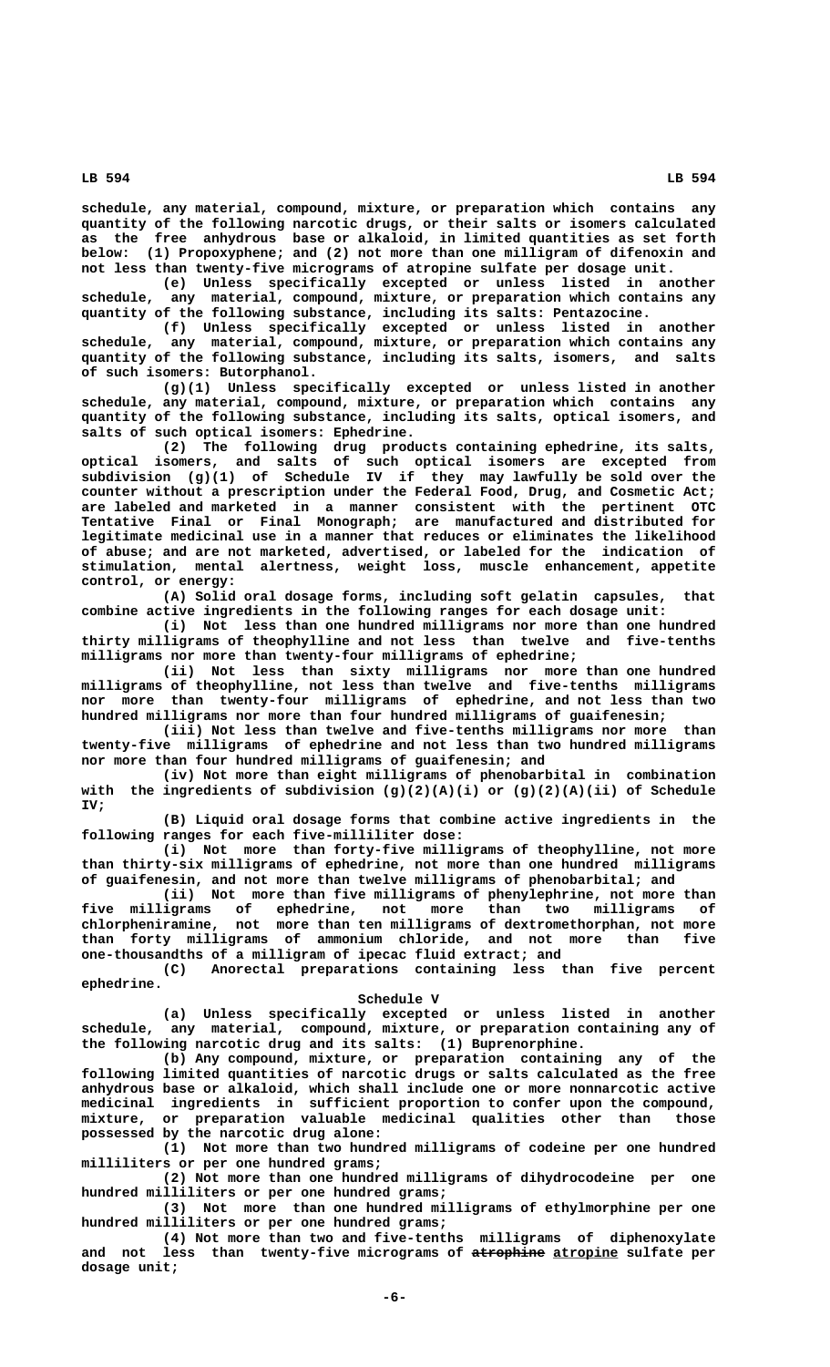schedule, any material, compound, mixture, or preparation which contains any quantity of the following narcotic drugs, or their salts or isomers calculated as the free anhydrous base or alkaloid, in limited quantities as set forth below: (1) Propoxyphene; and (2) not more than one milligram of difenoxin and not less than twenty-five micrograms of atropine sulfate per dosage unit.

(e) Unless specifically excepted or unless listed in another schedule, any material, compound, mixture, or preparation which contains any quantity of the following substance, including its salts: Pentazocine.

(f) Unless specifically excepted or unless listed in another schedule, any material, compound, mixture, or preparation which contains any quantity of the following substance, including its salts, isomers, and salts of such isomers: Butorphanol.

(g)(1) Unless specifically excepted or unless listed in another schedule, any material, compound, mixture, or preparation which contains any quantity of the following substance, including its salts, optical isomers, and salts of such optical isomers: Ephedrine.

(2) The following drug products containing ephedrine, its salts, optical isomers, and salts of such optical isomers are excepted from subdivision (g)(1) of Schedule IV if they may lawfully be sold over the counter without a prescription under the Federal Food, Drug, and Cosmetic Act; are labeled and marketed in a manner consistent with the pertinent OTC Tentative Final or Final Monograph; are manufactured and distributed for legitimate medicinal use in a manner that reduces or eliminates the likelihood of abuse; and are not marketed, advertised, or labeled for the indication of stimulation, mental alertness, weight loss, muscle enhancement, appetite control, or energy:

(A) Solid oral dosage forms, including soft gelatin capsules, that combine active ingredients in the following ranges for each dosage unit:

(i) Not less than one hundred milligrams nor more than one hundred thirty milligrams of theophylline and not less than twelve and five-tenths milligrams nor more than twenty-four milligrams of ephedrine;

(ii) Not less than sixty milligrams nor more than one hundred milligrams of theophylline, not less than twelve and five-tenths milligrams nor more than twenty-four milligrams of ephedrine, and not less than two hundred milligrams nor more than four hundred milligrams of guaifenesin;

(iii) Not less than twelve and five-tenths milligrams nor more than twenty-five milligrams of ephedrine and not less than two hundred milligrams nor more than four hundred milligrams of guaifenesin; and

(iv) Not more than eight milligrams of phenobarbital in combination with the ingredients of subdivision (g)(2)(A)(i) or (g)(2)(A)(ii) of Schedule IV;

(B) Liquid oral dosage forms that combine active ingredients in the following ranges for each five-milliliter dose:

(i) Not more than forty-five milligrams of theophylline, not more than thirty-six milligrams of ephedrine, not more than one hundred milligrams of guaifenesin, and not more than twelve milligrams of phenobarbital; and

(ii) Not more than five milligrams of phenylephrine, not more than five milligrams of ephedrine, not more than two milligrams of chlorpheniramine, not more than ten milligrams of dextromethorphan, not more than forty milligrams of ammonium chloride, and not more than five one-thousandths of a milligram of ipecac fluid extract; and

(C) Anorectal preparations containing less than five percent ephedrine.

Schedule V

(a) Unless specifically excepted or unless listed in another schedule, any material, compound, mixture, or preparation containing any of the following narcotic drug and its salts: (1) Buprenorphine.

(b) Any compound, mixture, or preparation containing any of the following limited quantities of narcotic drugs or salts calculated as the free anhydrous base or alkaloid, which shall include one or more nonnarcotic active medicinal ingredients in sufficient proportion to confer upon the compound, mixture, or preparation valuable medicinal qualities other than those possessed by the narcotic drug alone:

(1) Not more than two hundred milligrams of codeine per one hundred milliliters or per one hundred grams;

(2) Not more than one hundred milligrams of dihydrocodeine per one hundred milliliters or per one hundred grams;

(3) Not more than one hundred milligrams of ethylmorphine per one hundred milliliters or per one hundred grams;

(4) Not more than two and five-tenths milligrams of diphenoxylate and not less than twenty-five micrograms of ~~atrophine~~ <u>atropine</u> sulfate per dosage unit;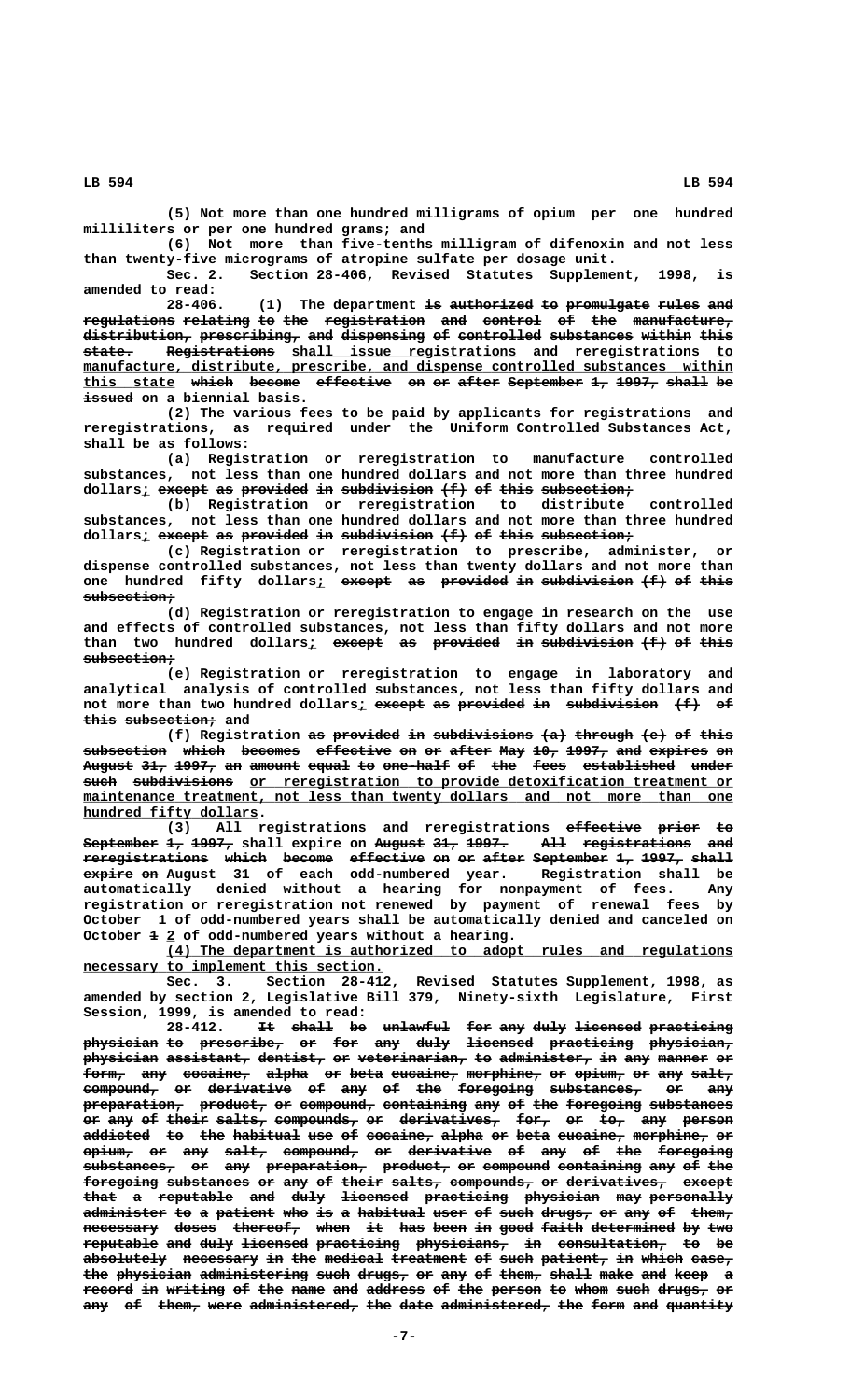(5) Not more than one hundred milligrams of opium per one hundred milliliters or per one hundred grams; and

(6) Not more than five-tenths milligram of difenoxin and not less than twenty-five micrograms of atropine sulfate per dosage unit.

Sec. 2. Section 28-406, Revised Statutes Supplement, 1998, is amended to read:

28-406. (1) The department ~~is authorized to promulgate rules and regulations relating to the registration and control of the manufacture, distribution, prescribing, and dispensing of controlled substances within this state. Registrations~~ <u>shall issue registrations</u> and reregistrations <u>to manufacture, distribute, prescribe, and dispense controlled substances within this state</u> ~~which become effective on or after September 1, 1997, shall be issued~~ on a biennial basis.

(2) The various fees to be paid by applicants for registrations and reregistrations, as required under the Uniform Controlled Substances Act, shall be as follows:

(a) Registration or reregistration to manufacture controlled substances, not less than one hundred dollars and not more than three hundred dollars<u>;</u> ~~except as provided in subdivision (f) of this subsection;~~

(b) Registration or reregistration to distribute controlled substances, not less than one hundred dollars and not more than three hundred dollars<u>;</u> ~~except as provided in subdivision (f) of this subsection;~~

(c) Registration or reregistration to prescribe, administer, or dispense controlled substances, not less than twenty dollars and not more than one hundred fifty dollars<u>;</u> ~~except as provided in subdivision (f) of this subsection;~~

(d) Registration or reregistration to engage in research on the use and effects of controlled substances, not less than fifty dollars and not more than two hundred dollars<u>;</u> ~~except as provided in subdivision (f) of this subsection;~~

(e) Registration or reregistration to engage in laboratory and analytical analysis of controlled substances, not less than fifty dollars and not more than two hundred dollars<u>;</u> ~~except as provided in subdivision (f) of this subsection;~~ and

(f) Registration ~~as provided in subdivisions (a) through (e) of this subsection which becomes effective on or after May 10, 1997, and expires on August 31, 1997, an amount equal to one-half of the fees established under such subdivisions~~ <u>or reregistration to provide detoxification treatment or maintenance treatment, not less than twenty dollars and not more than one hundred fifty dollars</u>.

(3) All registrations and reregistrations ~~effective prior to September 1, 1997,~~ shall expire on ~~August 31, 1997. All registrations and reregistrations which become effective on or after September 1, 1997, shall expire on~~ August 31 of each odd-numbered year. Registration shall be automatically denied without a hearing for nonpayment of fees. Any registration or reregistration not renewed by payment of renewal fees by October 1 of odd-numbered years shall be automatically denied and canceled on October ~~1~~ <u>2</u> of odd-numbered years without a hearing.

<u>(4) The department is authorized to adopt rules and regulations necessary to implement this section.</u>

Sec. 3. Section 28-412, Revised Statutes Supplement, 1998, as amended by section 2, Legislative Bill 379, Ninety-sixth Legislature, First Session, 1999, is amended to read:

28-412. ~~It shall be unlawful for any duly licensed practicing physician to prescribe, or for any duly licensed practicing physician, physician assistant, dentist, or veterinarian, to administer, in any manner or form, any cocaine, alpha or beta eucaine, morphine, or opium, or any salt, compound, or derivative of any of the foregoing substances, or any preparation, product, or compound, containing any of the foregoing substances or any of their salts, compounds, or derivatives, for, or to, any person addicted to the habitual use of cocaine, alpha or beta eucaine, morphine, or opium, or any salt, compound, or derivative of any of the foregoing substances, or any preparation, product, or compound containing any of the foregoing substances or any of their salts, compounds, or derivatives, except that a reputable and duly licensed practicing physician may personally administer to a patient who is a habitual user of such drugs, or any of them, necessary doses thereof, when it has been in good faith determined by two reputable and duly licensed practicing physicians, in consultation, to be absolutely necessary in the medical treatment of such patient, in which case, the physician administering such drugs, or any of them, shall make and keep a record in writing of the name and address of the person to whom such drugs, or any of them, were administered, the date administered, the form and quantity~~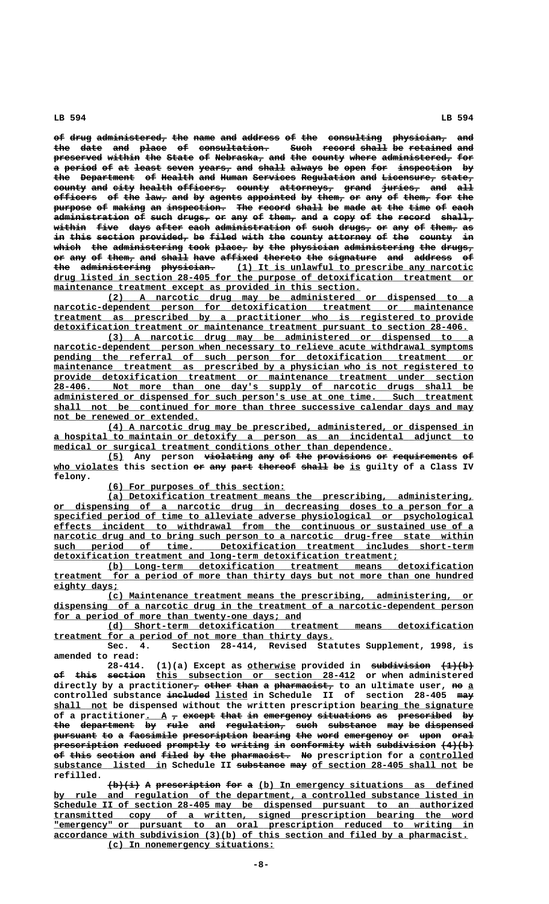~~of drug administered, the name and address of the consulting physician, and the date and place of consultation. Such record shall be retained and preserved within the State of Nebraska, and the county where administered, for a period of at least seven years, and shall always be open for inspection by the Department of Health and Human Services Regulation and Licensure, state, county and city health officers, county attorneys, grand juries, and all officers of the law, and by agents appointed by them, or any of them, for the purpose of making an inspection. The record shall be made at the time of each administration of such drugs, or any of them, and a copy of the record shall, within five days after each administration of such drugs, or any of them, as in this section provided, be filed with the county attorney of the county in which the administering took place, by the physician administering the drugs, or any of them, and shall have affixed thereto the signature and address of the administering physician.~~ (1) It is unlawful to prescribe any narcotic drug listed in section 28-405 for the purpose of detoxification treatment or maintenance treatment except as provided in this section.

(2) A narcotic drug may be administered or dispensed to a narcotic-dependent person for detoxification treatment or maintenance treatment as prescribed by a practitioner who is registered to provide detoxification treatment or maintenance treatment pursuant to section 28-406.

(3) A narcotic drug may be administered or dispensed to a narcotic-dependent person when necessary to relieve acute withdrawal symptoms pending the referral of such person for detoxification treatment or maintenance treatment as prescribed by a physician who is not registered to provide detoxification treatment or maintenance treatment under section 28-406. Not more than one day's supply of narcotic drugs shall be administered or dispensed for such person's use at one time. Such treatment shall not be continued for more than three successive calendar days and may not be renewed or extended.

(4) A narcotic drug may be prescribed, administered, or dispensed in a hospital to maintain or detoxify a person as an incidental adjunct to medical or surgical treatment conditions other than dependence.

(5) Any person ~~violating any of the provisions or requirements of~~ who violates this section ~~or any part thereof shall be~~ is guilty of a Class IV felony.

(6) For purposes of this section:

(a) Detoxification treatment means the prescribing, administering, or dispensing of a narcotic drug in decreasing doses to a person for a specified period of time to alleviate adverse physiological or psychological effects incident to withdrawal from the continuous or sustained use of a narcotic drug and to bring such person to a narcotic drug-free state within such period of time. Detoxification treatment includes short-term detoxification treatment and long-term detoxification treatment;

(b) Long-term detoxification treatment means detoxification treatment for a period of more than thirty days but not more than one hundred eighty days;

(c) Maintenance treatment means the prescribing, administering, or dispensing of a narcotic drug in the treatment of a narcotic-dependent person for a period of more than twenty-one days; and

(d) Short-term detoxification treatment means detoxification treatment for a period of not more than thirty days.

Sec. 4. Section 28-414, Revised Statutes Supplement, 1998, is amended to read:

28-414. (1)(a) Except as otherwise provided in ~~subdivision (1)(b) of this section~~ this subsection or section 28-412 or when administered directly by a practitioner~~, other than a pharmacist,~~ to an ultimate user, ~~no~~ a controlled substance ~~included~~ listed in Schedule II of section 28-405 ~~may~~ shall not be dispensed without the written prescription bearing the signature of a practitioner. A ~~, except that in emergency situations as prescribed by the department by rule and regulation, such substance may be dispensed pursuant to a facsimile prescription bearing the word emergency or upon oral prescription reduced promptly to writing in conformity with subdivision (4)(b) of this section and filed by the pharmacist. No~~ prescription for a controlled substance listed in Schedule II ~~substance may~~ of section 28-405 shall not be refilled.

~~(b)(i) A prescription for a~~ (b) In emergency situations as defined by rule and regulation of the department, a controlled substance listed in Schedule II of section 28-405 may be dispensed pursuant to an authorized transmitted copy of a written, signed prescription bearing the word "emergency" or pursuant to an oral prescription reduced to writing in accordance with subdivision (3)(b) of this section and filed by a pharmacist.

(c) In nonemergency situations: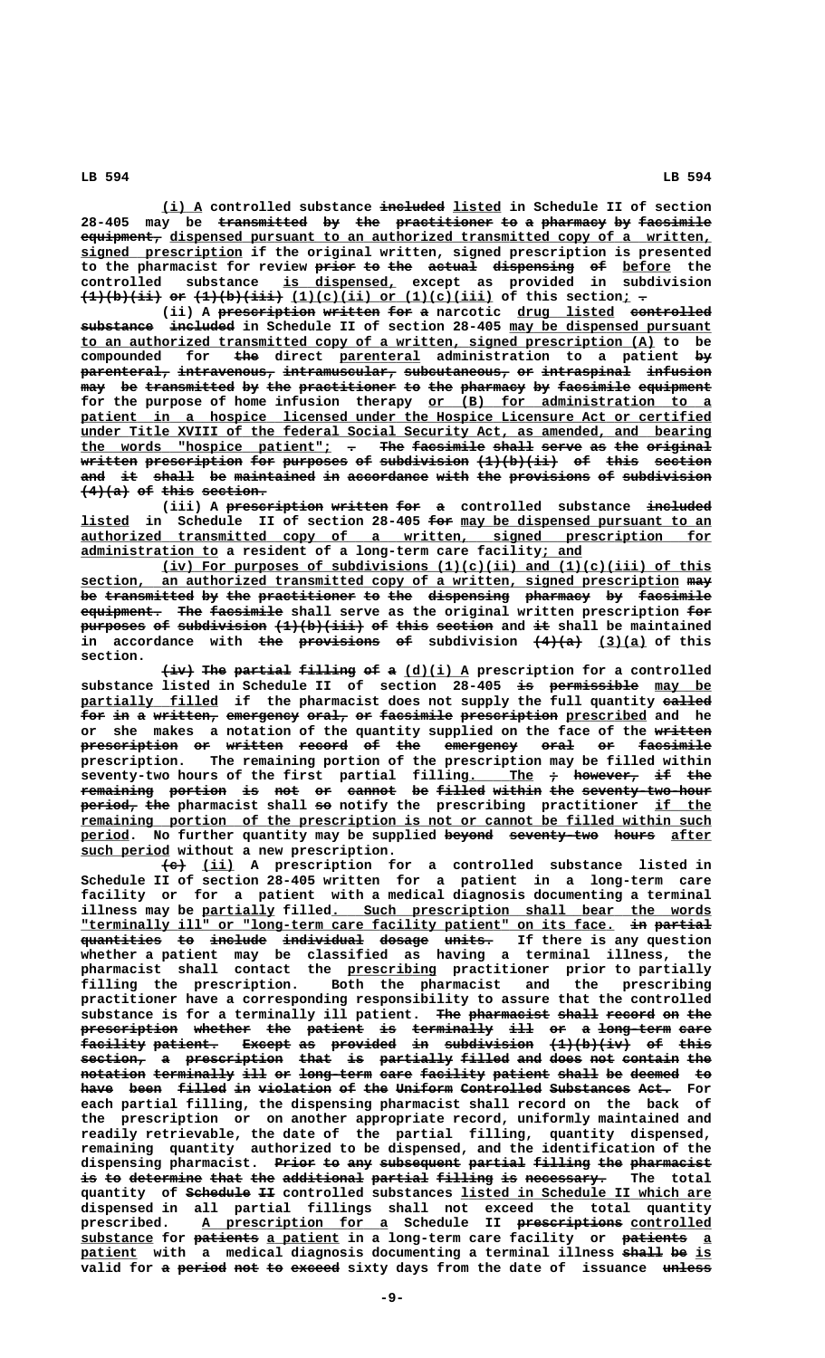<u>(i) A</u> controlled substance ~~included~~ <u>listed</u> in Schedule II of section 28-405 may be ~~transmitted by the practitioner to a pharmacy by facsimile equipment,~~ <u>dispensed pursuant to an authorized transmitted copy of a written, signed prescription</u> if the original written, signed prescription is presented to the pharmacist for review ~~prior to the actual dispensing of~~ <u>before</u> the controlled substance <u>is dispensed,</u> except as provided in subdivision ~~(1)(b)(ii) or (1)(b)(iii)~~ <u>(1)(c)(ii) or (1)(c)(iii)</u> of this section<u>;</u> ~~.~~

(ii) A ~~prescription written for a~~ narcotic <u>drug listed</u> ~~controlled substance included~~ in Schedule II of section 28-405 <u>may be dispensed pursuant to an authorized transmitted copy of a written, signed prescription (A)</u> to be compounded for ~~the~~ direct <u>parenteral</u> administration to a patient ~~by parenteral, intravenous, intramuscular, subcutaneous, or intraspinal infusion may be transmitted by the practitioner to the pharmacy by facsimile equipment~~ for the purpose of home infusion therapy <u>or (B) for administration to a patient in a hospice licensed under the Hospice Licensure Act or certified under Title XVIII of the federal Social Security Act, as amended, and bearing the words "hospice patient";</u> ~~. The facsimile shall serve as the original written prescription for purposes of subdivision (1)(b)(ii) of this section and it shall be maintained in accordance with the provisions of subdivision (4)(a) of this section.~~

(iii) A ~~prescription written for a~~ controlled substance ~~included~~ <u>listed</u> in Schedule II of section 28-405 ~~for~~ <u>may be dispensed pursuant to an authorized transmitted copy of a written, signed prescription for administration to</u> a resident of a long-term care facility<u>; and</u>

<u>(iv) For purposes of subdivisions (1)(c)(ii) and (1)(c)(iii) of this section, an authorized transmitted copy of a written, signed prescription</u> ~~may be transmitted by the practitioner to the dispensing pharmacy by facsimile equipment. The facsimile~~ shall serve as the original written prescription ~~for purposes of subdivision (1)(b)(iii) of this section~~ and ~~it~~ shall be maintained in accordance with ~~the provisions of~~ subdivision ~~(4)(a)~~ <u>(3)(a)</u> of this section.

~~(iv) The partial filling of a~~ <u>(d)(i) A</u> prescription for a controlled substance listed in Schedule II of section 28-405 ~~is permissible~~ <u>may be partially filled</u> if the pharmacist does not supply the full quantity ~~called for in a written, emergency oral, or facsimile prescription~~ <u>prescribed</u> and he or she makes a notation of the quantity supplied on the face of the ~~written prescription or written record of the emergency oral or facsimile~~ prescription. The remaining portion of the prescription may be filled within seventy-two hours of the first partial filling<u>. The</u> ~~; however, if the remaining portion is not or cannot be filled within the seventy-two-hour period, the~~ pharmacist shall ~~so~~ notify the prescribing practitioner <u>if the remaining portion of the prescription is not or cannot be filled within such period</u>. No further quantity may be supplied ~~beyond seventy-two hours~~ <u>after such period</u> without a new prescription.

~~(c)~~ <u>(ii)</u> A prescription for a controlled substance listed in Schedule II of section 28-405 written for a patient in a long-term care facility or for a patient with a medical diagnosis documenting a terminal illness may be <u>partially</u> filled<u>. Such prescription shall bear the words "terminally ill" or "long-term care facility patient" on its face.</u> ~~in partial quantities to include individual dosage units.~~ If there is any question whether a patient may be classified as having a terminal illness, the pharmacist shall contact the <u>prescribing</u> practitioner prior to partially filling the prescription. Both the pharmacist and the prescribing practitioner have a corresponding responsibility to assure that the controlled substance is for a terminally ill patient. ~~The pharmacist shall record on the prescription whether the patient is terminally ill or a long-term care facility patient. Except as provided in subdivision (1)(b)(iv) of this section, a prescription that is partially filled and does not contain the notation terminally ill or long-term care facility patient shall be deemed to have been filled in violation of the Uniform Controlled Substances Act.~~ For each partial filling, the dispensing pharmacist shall record on the back of the prescription or on another appropriate record, uniformly maintained and readily retrievable, the date of the partial filling, quantity dispensed, remaining quantity authorized to be dispensed, and the identification of the dispensing pharmacist. ~~Prior to any subsequent partial filling the pharmacist is to determine that the additional partial filling is necessary.~~ The total quantity of ~~Schedule II~~ controlled substances <u>listed in Schedule II which are</u> dispensed in all partial fillings shall not exceed the total quantity prescribed. <u>A prescription for a</u> Schedule II ~~prescriptions~~ <u>controlled substance</u> for ~~patients~~ <u>a patient</u> in a long-term care facility or ~~patients~~ <u>a patient</u> with a medical diagnosis documenting a terminal illness ~~shall be~~ <u>is</u> valid for ~~a period not to exceed~~ sixty days from the date of issuance ~~unless~~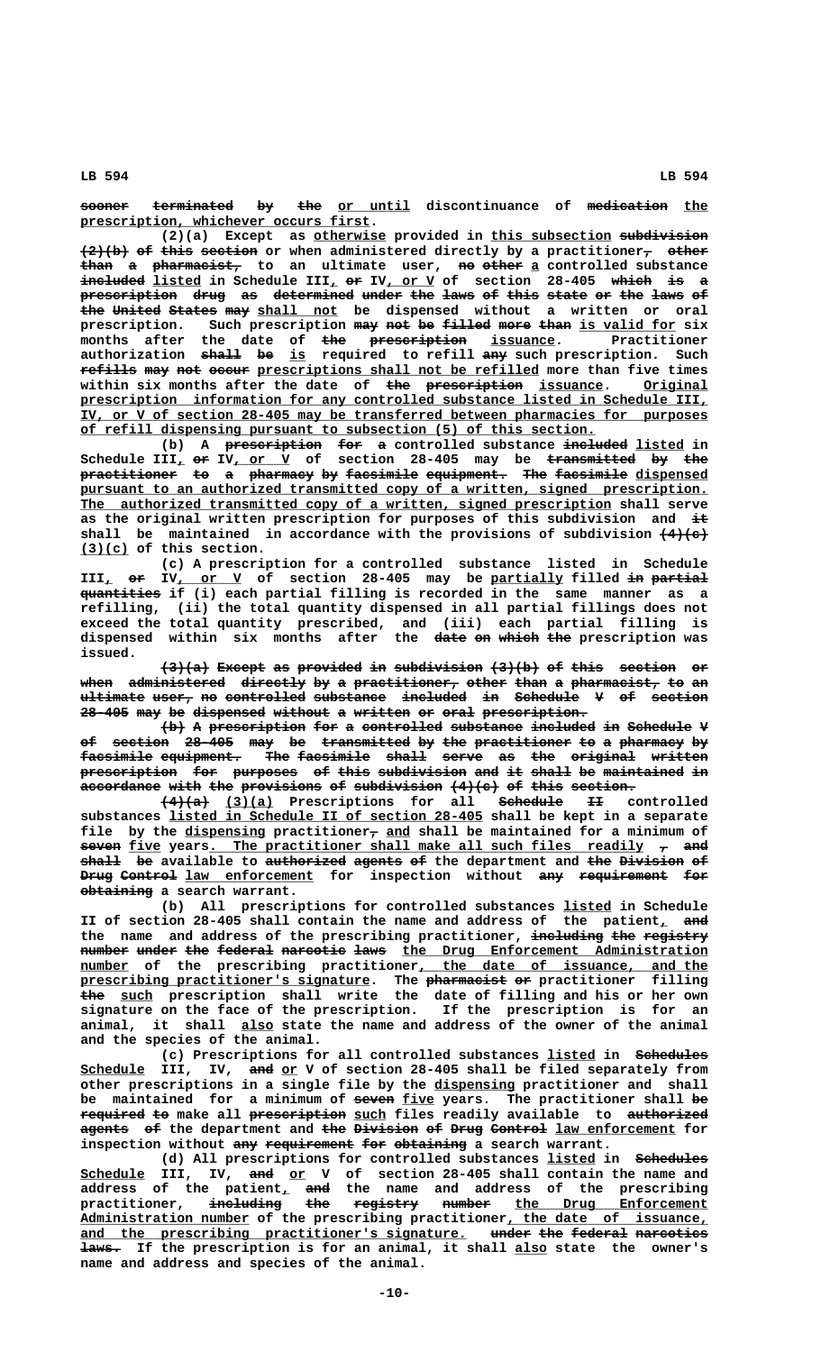sooner terminated by the or until discontinuance of medication the prescription, whichever occurs first.

(2)(a) Except as otherwise provided in this subsection subdivision (2)(b) of this section or when administered directly by a practitioner, other than a pharmacist, to an ultimate user, no other a controlled substance included listed in Schedule III, or IV, or V of section 28-405 which is a prescription drug as determined under the laws of this state or the laws of the United States may shall not be dispensed without a written or oral prescription. Such prescription may not be filled more than is valid for six months after the date of the prescription issuance. Practitioner authorization shall be is required to refill any such prescription. Such refills may not occur prescriptions shall not be refilled more than five times within six months after the date of the prescription issuance. Original prescription information for any controlled substance listed in Schedule III, IV, or V of section 28-405 may be transferred between pharmacies for purposes of refill dispensing pursuant to subsection (5) of this section.

(b) A prescription for a controlled substance included listed in Schedule III, or IV, or V of section 28-405 may be transmitted by the practitioner to a pharmacy by facsimile equipment. The facsimile dispensed pursuant to an authorized transmitted copy of a written, signed prescription. The authorized transmitted copy of a written, signed prescription shall serve as the original written prescription for purposes of this subdivision and it shall be maintained in accordance with the provisions of subdivision (4)(c) (3)(c) of this section.

(c) A prescription for a controlled substance listed in Schedule III, or IV, or V of section 28-405 may be partially filled in partial quantities if (i) each partial filling is recorded in the same manner as a refilling, (ii) the total quantity dispensed in all partial fillings does not exceed the total quantity prescribed, and (iii) each partial filling is dispensed within six months after the date on which the prescription was issued.

(3)(a) Except as provided in subdivision (3)(b) of this section or when administered directly by a practitioner, other than a pharmacist, to an ultimate user, no controlled substance included in Schedule V of section 28-405 may be dispensed without a written or oral prescription.

(b) A prescription for a controlled substance included in Schedule V of section 28-405 may be transmitted by the practitioner to a pharmacy by facsimile equipment. The facsimile shall serve as the original written prescription for purposes of this subdivision and it shall be maintained in accordance with the provisions of subdivision (4)(c) of this section.

(4)(a) (3)(a) Prescriptions for all Schedule II controlled substances listed in Schedule II of section 28-405 shall be kept in a separate file by the dispensing practitioner, and shall be maintained for a minimum of seven five years. The practitioner shall make all such files readily , and shall be available to authorized agents of the department and the Division of Drug Control law enforcement for inspection without any requirement for obtaining a search warrant.

(b) All prescriptions for controlled substances listed in Schedule II of section 28-405 shall contain the name and address of the patient, and the name and address of the prescribing practitioner, including the registry number under the federal narcotic laws the Drug Enforcement Administration number of the prescribing practitioner, the date of issuance, and the prescribing practitioner's signature. The pharmacist or practitioner filling the such prescription shall write the date of filling and his or her own signature on the face of the prescription. If the prescription is for an animal, it shall also state the name and address of the owner of the animal and the species of the animal.

(c) Prescriptions for all controlled substances listed in Schedules Schedule III, IV, and or V of section 28-405 shall be filed separately from other prescriptions in a single file by the dispensing practitioner and shall be maintained for a minimum of seven five years. The practitioner shall be required to make all prescription such files readily available to authorized agents of the department and the Division of Drug Control law enforcement for inspection without any requirement for obtaining a search warrant.

(d) All prescriptions for controlled substances listed in Schedules Schedule III, IV, and or V of section 28-405 shall contain the name and address of the patient, and the name and address of the prescribing practitioner, including the registry number the Drug Enforcement Administration number of the prescribing practitioner, the date of issuance, and the prescribing practitioner's signature. under the federal narcotics laws. If the prescription is for an animal, it shall also state the owner's name and address and species of the animal.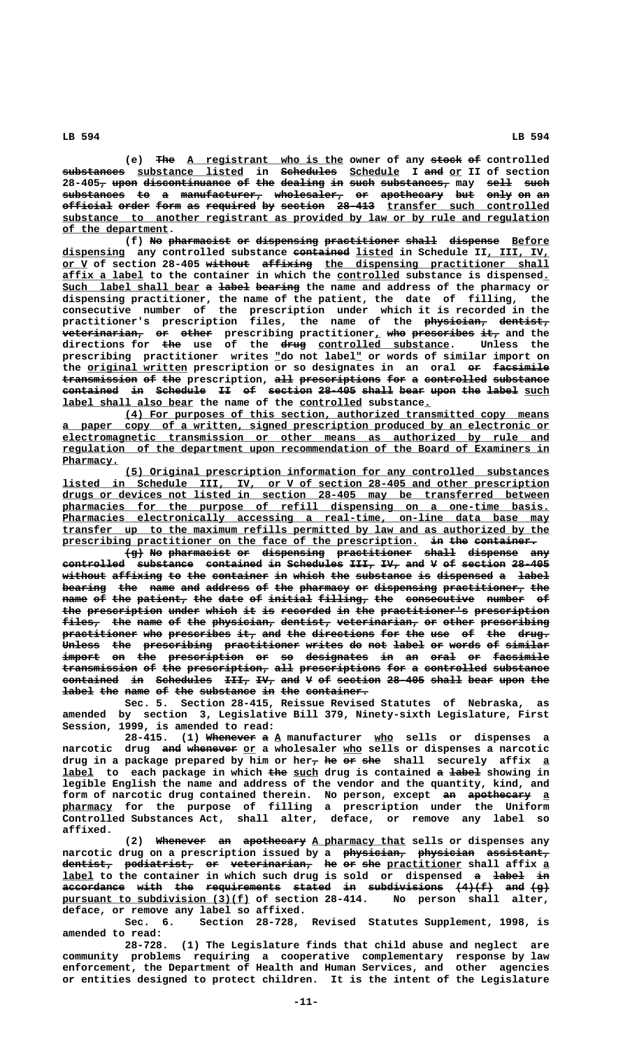(e) The A registrant who is the owner of any stock of controlled substances substance listed in Schedules Schedule I and or II of section 28-405, upon discontinuance of the dealing in such substances, may sell such substances to a manufacturer, wholesaler, or apothecary but only on an official order form as required by section 28-413 transfer such controlled substance to another registrant as provided by law or by rule and regulation of the department.

(f) No pharmacist or dispensing practitioner shall dispense Before dispensing any controlled substance contained listed in Schedule II, III, IV, or V of section 28-405 without affixing the dispensing practitioner shall affix a label to the container in which the controlled substance is dispensed. Such label shall bear a label bearing the name and address of the pharmacy or dispensing practitioner, the name of the patient, the date of filling, the consecutive number of the prescription under which it is recorded in the practitioner's prescription files, the name of the physician, dentist, veterinarian, or other prescribing practitioner, who prescribes it, and the directions for the use of the drug controlled substance. Unless the prescribing practitioner writes "do not label" or words of similar import on the original written prescription or so designates in an oral or facsimile transmission of the prescription, all prescriptions for a controlled substance contained in Schedule II of section 28-405 shall bear upon the label such label shall also bear the name of the controlled substance.

(4) For purposes of this section, authorized transmitted copy means a paper copy of a written, signed prescription produced by an electronic or electromagnetic transmission or other means as authorized by rule and regulation of the department upon recommendation of the Board of Examiners in Pharmacy.

(5) Original prescription information for any controlled substances listed in Schedule III, IV, or V of section 28-405 and other prescription drugs or devices not listed in section 28-405 may be transferred between pharmacies for the purpose of refill dispensing on a one-time basis. Pharmacies electronically accessing a real-time, on-line data base may transfer up to the maximum refills permitted by law and as authorized by the prescribing practitioner on the face of the prescription. in the container.

(g) No pharmacist or dispensing practitioner shall dispense any controlled substance contained in Schedules III, IV, and V of section 28-405 without affixing to the container in which the substance is dispensed a label bearing the name and address of the pharmacy or dispensing practitioner, the name of the patient, the date of initial filling, the consecutive number of the prescription under which it is recorded in the practitioner's prescription files, the name of the physician, dentist, veterinarian, or other prescribing practitioner who prescribes it, and the directions for the use of the drug. Unless the prescribing practitioner writes do not label or words of similar import on the prescription or so designates in an oral or facsimile transmission of the prescription, all prescriptions for a controlled substance contained in Schedules III, IV, and V of section 28-405 shall bear upon the label the name of the substance in the container.

Sec. 5. Section 28-415, Reissue Revised Statutes of Nebraska, as amended by section 3, Legislative Bill 379, Ninety-sixth Legislature, First Session, 1999, is amended to read:

28-415. (1) Whenever a A manufacturer who sells or dispenses a narcotic drug and whenever or a wholesaler who sells or dispenses a narcotic drug in a package prepared by him or her, he or she shall securely affix a label to each package in which the such drug is contained a label showing in legible English the name and address of the vendor and the quantity, kind, and form of narcotic drug contained therein. No person, except an apothecary a pharmacy for the purpose of filling a prescription under the Uniform Controlled Substances Act, shall alter, deface, or remove any label so affixed.

(2) Whenever an apothecary A pharmacy that sells or dispenses any narcotic drug on a prescription issued by a physician, physician assistant, dentist, podiatrist, or veterinarian, he or she practitioner shall affix a label to the container in which such drug is sold or dispensed a label in accordance with the requirements stated in subdivisions (4)(f) and (g) pursuant to subdivision (3)(f) of section 28-414. No person shall alter, deface, or remove any label so affixed.

Sec. 6. Section 28-728, Revised Statutes Supplement, 1998, is amended to read:

28-728. (1) The Legislature finds that child abuse and neglect are community problems requiring a cooperative complementary response by law enforcement, the Department of Health and Human Services, and other agencies or entities designed to protect children. It is the intent of the Legislature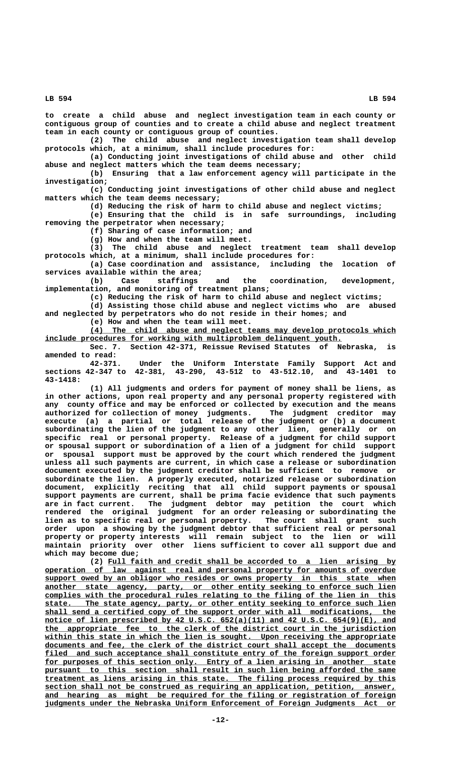to create a child abuse and neglect investigation team in each county or contiguous group of counties and to create a child abuse and neglect treatment team in each county or contiguous group of counties.

(2) The child abuse and neglect investigation team shall develop protocols which, at a minimum, shall include procedures for:

(a) Conducting joint investigations of child abuse and other child abuse and neglect matters which the team deems necessary;

(b) Ensuring that a law enforcement agency will participate in the investigation;

(c) Conducting joint investigations of other child abuse and neglect matters which the team deems necessary;

(d) Reducing the risk of harm to child abuse and neglect victims;

(e) Ensuring that the child is in safe surroundings, including removing the perpetrator when necessary;

(f) Sharing of case information; and

(g) How and when the team will meet.

(3) The child abuse and neglect treatment team shall develop protocols which, at a minimum, shall include procedures for:

(a) Case coordination and assistance, including the location of services available within the area;

(b) Case staffings and the coordination, development, implementation, and monitoring of treatment plans;

(c) Reducing the risk of harm to child abuse and neglect victims;

(d) Assisting those child abuse and neglect victims who are abused and neglected by perpetrators who do not reside in their homes; and

(e) How and when the team will meet.

<u>(4) The child abuse and neglect teams may develop protocols which include procedures for working with multiproblem delinquent youth.</u>

Sec. 7. Section 42-371, Reissue Revised Statutes of Nebraska, is amended to read:

42-371. Under the Uniform Interstate Family Support Act and sections 42-347 to 42-381, 43-290, 43-512 to 43-512.10, and 43-1401 to 43-1418:

(1) All judgments and orders for payment of money shall be liens, as in other actions, upon real property and any personal property registered with any county office and may be enforced or collected by execution and the means authorized for collection of money judgments. The judgment creditor may execute (a) a partial or total release of the judgment or (b) a document subordinating the lien of the judgment to any other lien, generally or on specific real or personal property. Release of a judgment for child support or spousal support or subordination of a lien of a judgment for child support or spousal support must be approved by the court which rendered the judgment unless all such payments are current, in which case a release or subordination document executed by the judgment creditor shall be sufficient to remove or subordinate the lien. A properly executed, notarized release or subordination document, explicitly reciting that all child support payments or spousal support payments are current, shall be prima facie evidence that such payments are in fact current. The judgment debtor may petition the court which rendered the original judgment for an order releasing or subordinating the lien as to specific real or personal property. The court shall grant such order upon a showing by the judgment debtor that sufficient real or personal property or property interests will remain subject to the lien or will maintain priority over other liens sufficient to cover all support due and which may become due;

(2) <u>Full faith and credit shall be accorded to a lien arising by operation of law against real and personal property for amounts of overdue support owed by an obligor who resides or owns property in this state when another state agency, party, or other entity seeking to enforce such lien complies with the procedural rules relating to the filing of the lien in this state. The state agency, party, or other entity seeking to enforce such lien shall send a certified copy of the support order with all modifications, the notice of lien prescribed by 42 U.S.C. 652(a)(11) and 42 U.S.C. 654(9)(E), and the appropriate fee to the clerk of the district court in the jurisdiction within this state in which the lien is sought. Upon receiving the appropriate documents and fee, the clerk of the district court shall accept the documents filed and such acceptance shall constitute entry of the foreign support order for purposes of this section only. Entry of a lien arising in another state pursuant to this section shall result in such lien being afforded the same treatment as liens arising in this state. The filing process required by this section shall not be construed as requiring an application, petition, answer, and hearing as might be required for the filing or registration of foreign judgments under the Nebraska Uniform Enforcement of Foreign Judgments Act or</u>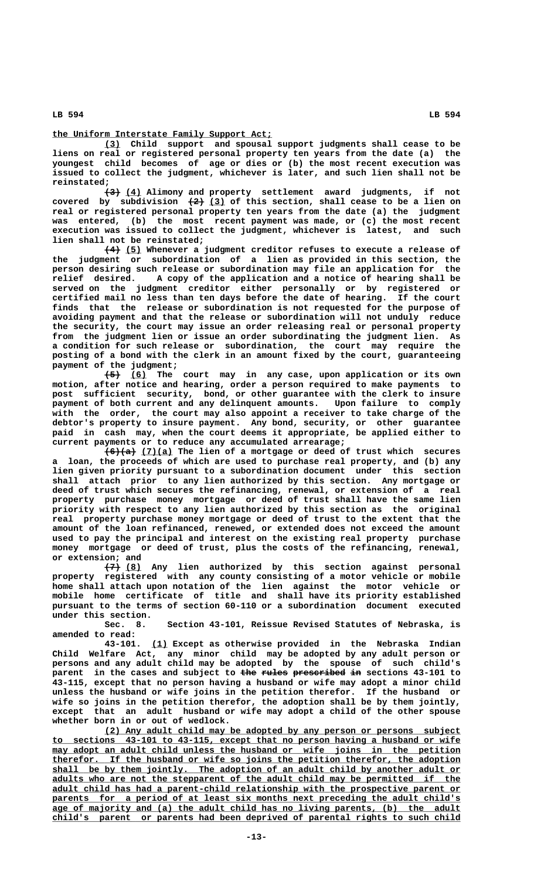the Uniform Interstate Family Support Act;

(3) Child support and spousal support judgments shall cease to be liens on real or registered personal property ten years from the date (a) the youngest child becomes of age or dies or (b) the most recent execution was issued to collect the judgment, whichever is later, and such lien shall not be reinstated;

~~(3)~~ (4) Alimony and property settlement award judgments, if not covered by subdivision ~~(2)~~ (3) of this section, shall cease to be a lien on real or registered personal property ten years from the date (a) the judgment was entered, (b) the most recent payment was made, or (c) the most recent execution was issued to collect the judgment, whichever is latest, and such lien shall not be reinstated;

~~(4)~~ (5) Whenever a judgment creditor refuses to execute a release of the judgment or subordination of a lien as provided in this section, the person desiring such release or subordination may file an application for the relief desired. A copy of the application and a notice of hearing shall be served on the judgment creditor either personally or by registered or certified mail no less than ten days before the date of hearing. If the court finds that the release or subordination is not requested for the purpose of avoiding payment and that the release or subordination will not unduly reduce the security, the court may issue an order releasing real or personal property from the judgment lien or issue an order subordinating the judgment lien. As a condition for such release or subordination, the court may require the posting of a bond with the clerk in an amount fixed by the court, guaranteeing payment of the judgment;

~~(5)~~ (6) The court may in any case, upon application or its own motion, after notice and hearing, order a person required to make payments to post sufficient security, bond, or other guarantee with the clerk to insure payment of both current and any delinquent amounts. Upon failure to comply with the order, the court may also appoint a receiver to take charge of the debtor's property to insure payment. Any bond, security, or other guarantee paid in cash may, when the court deems it appropriate, be applied either to current payments or to reduce any accumulated arrearage;

~~(6)(a)~~ (7)(a) The lien of a mortgage or deed of trust which secures a loan, the proceeds of which are used to purchase real property, and (b) any lien given priority pursuant to a subordination document under this section shall attach prior to any lien authorized by this section. Any mortgage or deed of trust which secures the refinancing, renewal, or extension of a real property purchase money mortgage or deed of trust shall have the same lien priority with respect to any lien authorized by this section as the original real property purchase money mortgage or deed of trust to the extent that the amount of the loan refinanced, renewed, or extended does not exceed the amount used to pay the principal and interest on the existing real property purchase money mortgage or deed of trust, plus the costs of the refinancing, renewal, or extension; and

~~(7)~~ (8) Any lien authorized by this section against personal property registered with any county consisting of a motor vehicle or mobile home shall attach upon notation of the lien against the motor vehicle or mobile home certificate of title and shall have its priority established pursuant to the terms of section 60-110 or a subordination document executed under this section.

Sec. 8. Section 43-101, Reissue Revised Statutes of Nebraska, is amended to read:

43-101. (1) Except as otherwise provided in the Nebraska Indian Child Welfare Act, any minor child may be adopted by any adult person or persons and any adult child may be adopted by the spouse of such child's parent in the cases and subject to ~~the rules prescribed in~~ sections 43-101 to 43-115, except that no person having a husband or wife may adopt a minor child unless the husband or wife joins in the petition therefor. If the husband or wife so joins in the petition therefor, the adoption shall be by them jointly, except that an adult husband or wife may adopt a child of the other spouse whether born in or out of wedlock.

(2) Any adult child may be adopted by any person or persons subject to sections 43-101 to 43-115, except that no person having a husband or wife may adopt an adult child unless the husband or wife joins in the petition therefor. If the husband or wife so joins the petition therefor, the adoption shall be by them jointly. The adoption of an adult child by another adult or adults who are not the stepparent of the adult child may be permitted if the adult child has had a parent-child relationship with the prospective parent or parents for a period of at least six months next preceding the adult child's age of majority and (a) the adult child has no living parents, (b) the adult child's parent or parents had been deprived of parental rights to such child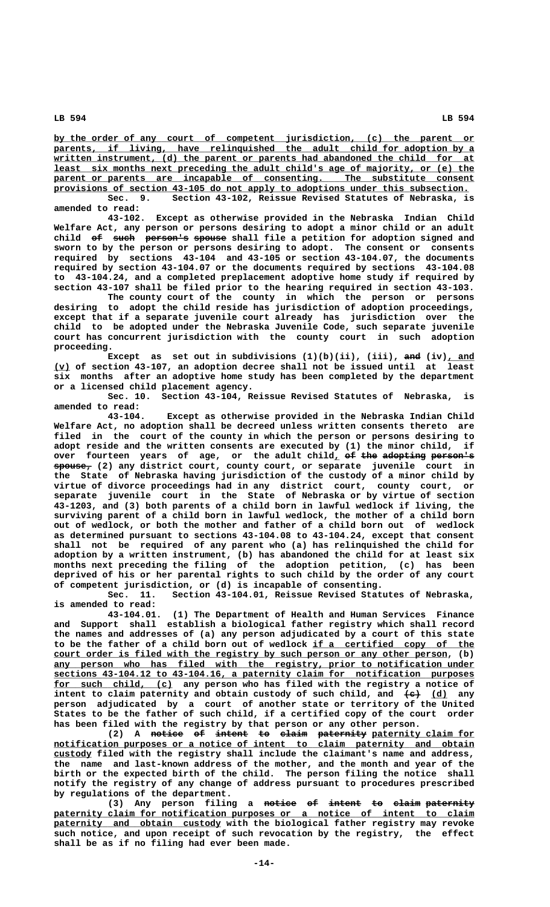by the order of any court of competent jurisdiction, (c) the parent or parents, if living, have relinquished the adult child for adoption by a written instrument, (d) the parent or parents had abandoned the child for at least six months next preceding the adult child's age of majority, or (e) the parent or parents are incapable of consenting. The substitute consent provisions of section 43-105 do not apply to adoptions under this subsection.

Sec. 9. Section 43-102, Reissue Revised Statutes of Nebraska, is amended to read:

43-102. Except as otherwise provided in the Nebraska Indian Child Welfare Act, any person or persons desiring to adopt a minor child or an adult child ~~of such person's spouse~~ shall file a petition for adoption signed and sworn to by the person or persons desiring to adopt. The consent or consents required by sections 43-104 and 43-105 or section 43-104.07, the documents required by section 43-104.07 or the documents required by sections 43-104.08 to 43-104.24, and a completed preplacement adoptive home study if required by section 43-107 shall be filed prior to the hearing required in section 43-103.

The county court of the county in which the person or persons desiring to adopt the child reside has jurisdiction of adoption proceedings, except that if a separate juvenile court already has jurisdiction over the child to be adopted under the Nebraska Juvenile Code, such separate juvenile court has concurrent jurisdiction with the county court in such adoption proceeding.

Except as set out in subdivisions (1)(b)(ii), (iii), ~~and~~ (iv), and (v) of section 43-107, an adoption decree shall not be issued until at least six months after an adoptive home study has been completed by the department or a licensed child placement agency.

Sec. 10. Section 43-104, Reissue Revised Statutes of Nebraska, is amended to read:

43-104. Except as otherwise provided in the Nebraska Indian Child Welfare Act, no adoption shall be decreed unless written consents thereto are filed in the court of the county in which the person or persons desiring to adopt reside and the written consents are executed by (1) the minor child, if over fourteen years of age, or the adult child, ~~of the adopting person's spouse,~~ (2) any district court, county court, or separate juvenile court in the State of Nebraska having jurisdiction of the custody of a minor child by virtue of divorce proceedings had in any district court, county court, or separate juvenile court in the State of Nebraska or by virtue of section 43-1203, and (3) both parents of a child born in lawful wedlock if living, the surviving parent of a child born in lawful wedlock, the mother of a child born out of wedlock, or both the mother and father of a child born out of wedlock as determined pursuant to sections 43-104.08 to 43-104.24, except that consent shall not be required of any parent who (a) has relinquished the child for adoption by a written instrument, (b) has abandoned the child for at least six months next preceding the filing of the adoption petition, (c) has been deprived of his or her parental rights to such child by the order of any court of competent jurisdiction, or (d) is incapable of consenting.

Sec. 11. Section 43-104.01, Reissue Revised Statutes of Nebraska, is amended to read:

43-104.01. (1) The Department of Health and Human Services Finance and Support shall establish a biological father registry which shall record the names and addresses of (a) any person adjudicated by a court of this state to be the father of a child born out of wedlock if a certified copy of the court order is filed with the registry by such person or any other person, (b) any person who has filed with the registry, prior to notification under sections 43-104.12 to 43-104.16, a paternity claim for notification purposes for such child, (c) any person who has filed with the registry a notice of intent to claim paternity and obtain custody of such child, and ~~(c)~~ (d) any person adjudicated by a court of another state or territory of the United States to be the father of such child, if a certified copy of the court order has been filed with the registry by that person or any other person.

(2) A ~~notice of intent to claim paternity~~ paternity claim for notification purposes or a notice of intent to claim paternity and obtain custody filed with the registry shall include the claimant's name and address, the name and last-known address of the mother, and the month and year of the birth or the expected birth of the child. The person filing the notice shall notify the registry of any change of address pursuant to procedures prescribed by regulations of the department.

(3) Any person filing a ~~notice of intent to claim paternity~~ paternity claim for notification purposes or a notice of intent to claim paternity and obtain custody with the biological father registry may revoke such notice, and upon receipt of such revocation by the registry, the effect shall be as if no filing had ever been made.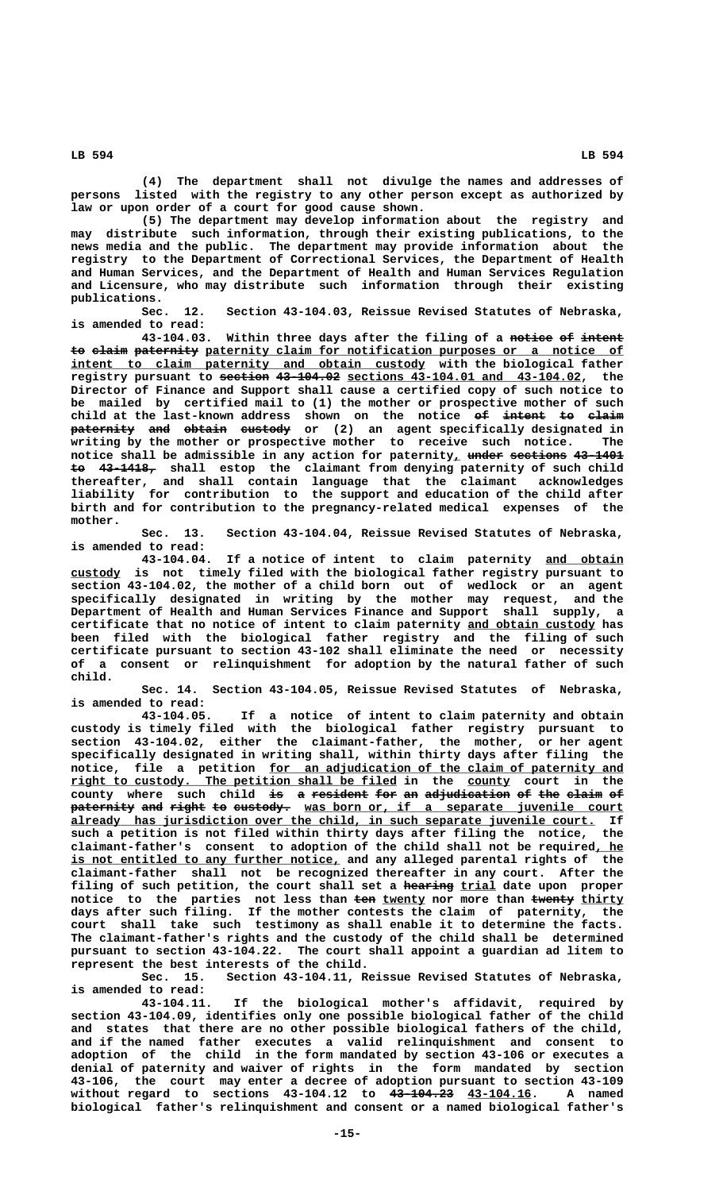(4) The department shall not divulge the names and addresses of persons listed with the registry to any other person except as authorized by law or upon order of a court for good cause shown.

(5) The department may develop information about the registry and may distribute such information, through their existing publications, to the news media and the public. The department may provide information about the registry to the Department of Correctional Services, the Department of Health and Human Services, and the Department of Health and Human Services Regulation and Licensure, who may distribute such information through their existing publications.

Sec. 12. Section 43-104.03, Reissue Revised Statutes of Nebraska, is amended to read:

43-104.03. Within three days after the filing of a ~~notice of intent to claim paternity~~ paternity claim for notification purposes or a notice of intent to claim paternity and obtain custody with the biological father registry pursuant to ~~section 43-104.02~~ sections 43-104.01 and 43-104.02, the Director of Finance and Support shall cause a certified copy of such notice to be mailed by certified mail to (1) the mother or prospective mother of such child at the last-known address shown on the notice ~~of intent to claim paternity and obtain custody~~ or (2) an agent specifically designated in writing by the mother or prospective mother to receive such notice. The notice shall be admissible in any action for paternity, ~~under sections 43-1401 to 43-1418,~~ shall estop the claimant from denying paternity of such child thereafter, and shall contain language that the claimant acknowledges liability for contribution to the support and education of the child after birth and for contribution to the pregnancy-related medical expenses of the mother.

Sec. 13. Section 43-104.04, Reissue Revised Statutes of Nebraska, is amended to read:

43-104.04. If a notice of intent to claim paternity and obtain custody is not timely filed with the biological father registry pursuant to section 43-104.02, the mother of a child born out of wedlock or an agent specifically designated in writing by the mother may request, and the Department of Health and Human Services Finance and Support shall supply, a certificate that no notice of intent to claim paternity and obtain custody has been filed with the biological father registry and the filing of such certificate pursuant to section 43-102 shall eliminate the need or necessity of a consent or relinquishment for adoption by the natural father of such child.

Sec. 14. Section 43-104.05, Reissue Revised Statutes of Nebraska, is amended to read:

43-104.05. If a notice of intent to claim paternity and obtain custody is timely filed with the biological father registry pursuant to section 43-104.02, either the claimant-father, the mother, or her agent specifically designated in writing shall, within thirty days after filing the notice, file a petition for an adjudication of the claim of paternity and right to custody. The petition shall be filed in the county court in the county where such child ~~is a resident for an adjudication of the claim of paternity and right to custody.~~ was born or, if a separate juvenile court already has jurisdiction over the child, in such separate juvenile court. If such a petition is not filed within thirty days after filing the notice, the claimant-father's consent to adoption of the child shall not be required, he is not entitled to any further notice, and any alleged parental rights of the claimant-father shall not be recognized thereafter in any court. After the filing of such petition, the court shall set a ~~hearing~~ trial date upon proper notice to the parties not less than ~~ten~~ twenty nor more than ~~twenty~~ thirty days after such filing. If the mother contests the claim of paternity, the court shall take such testimony as shall enable it to determine the facts. The claimant-father's rights and the custody of the child shall be determined pursuant to section 43-104.22. The court shall appoint a guardian ad litem to represent the best interests of the child.

Sec. 15. Section 43-104.11, Reissue Revised Statutes of Nebraska, is amended to read:

43-104.11. If the biological mother's affidavit, required by section 43-104.09, identifies only one possible biological father of the child and states that there are no other possible biological fathers of the child, and if the named father executes a valid relinquishment and consent to adoption of the child in the form mandated by section 43-106 or executes a denial of paternity and waiver of rights in the form mandated by section 43-106, the court may enter a decree of adoption pursuant to section 43-109 without regard to sections 43-104.12 to ~~43-104.23~~ 43-104.16. A named biological father's relinquishment and consent or a named biological father's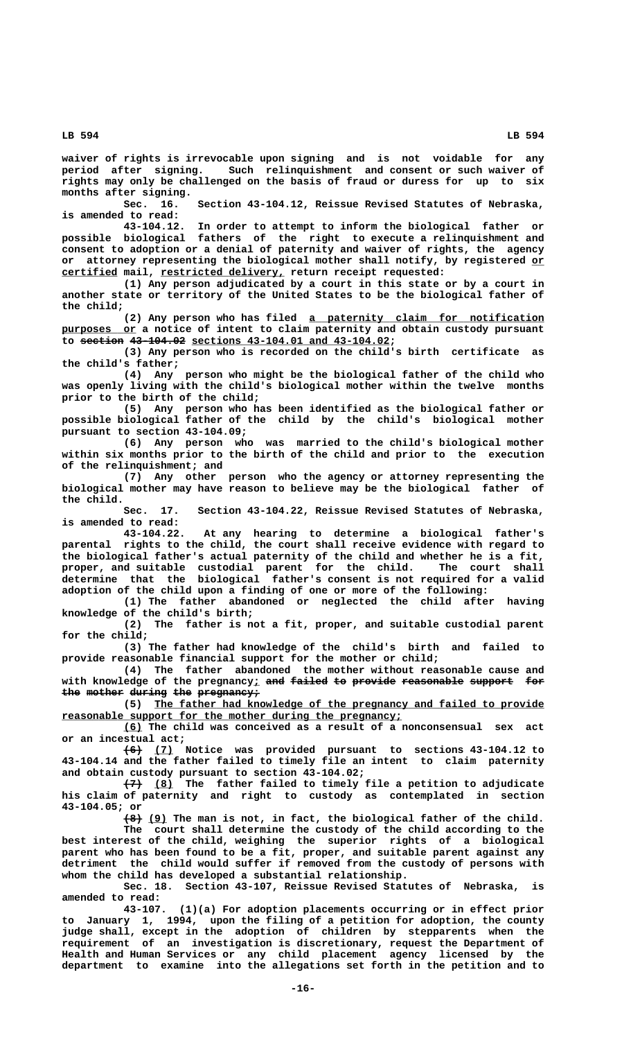waiver of rights is irrevocable upon signing and is not voidable for any period after signing. Such relinquishment and consent or such waiver of rights may only be challenged on the basis of fraud or duress for up to six months after signing.

Sec. 16. Section 43-104.12, Reissue Revised Statutes of Nebraska, is amended to read:

43-104.12. In order to attempt to inform the biological father or possible biological fathers of the right to execute a relinquishment and consent to adoption or a denial of paternity and waiver of rights, the agency or attorney representing the biological mother shall notify, by registered or certified mail, restricted delivery, return receipt requested:

(1) Any person adjudicated by a court in this state or by a court in another state or territory of the United States to be the biological father of the child;

(2) Any person who has filed a paternity claim for notification purposes or a notice of intent to claim paternity and obtain custody pursuant to ~~section 43-104.02~~ sections 43-104.01 and 43-104.02;

(3) Any person who is recorded on the child's birth certificate as the child's father;

(4) Any person who might be the biological father of the child who was openly living with the child's biological mother within the twelve months prior to the birth of the child;

(5) Any person who has been identified as the biological father or possible biological father of the child by the child's biological mother pursuant to section 43-104.09;

(6) Any person who was married to the child's biological mother within six months prior to the birth of the child and prior to the execution of the relinquishment; and

(7) Any other person who the agency or attorney representing the biological mother may have reason to believe may be the biological father of the child.

Sec. 17. Section 43-104.22, Reissue Revised Statutes of Nebraska, is amended to read:

43-104.22. At any hearing to determine a biological father's parental rights to the child, the court shall receive evidence with regard to the biological father's actual paternity of the child and whether he is a fit, proper, and suitable custodial parent for the child. The court shall determine that the biological father's consent is not required for a valid adoption of the child upon a finding of one or more of the following:

(1) The father abandoned or neglected the child after having knowledge of the child's birth;

(2) The father is not a fit, proper, and suitable custodial parent for the child;

(3) The father had knowledge of the child's birth and failed to provide reasonable financial support for the mother or child;

(4) The father abandoned the mother without reasonable cause and with knowledge of the pregnancy; ~~and failed to provide reasonable support for the mother during the pregnancy;~~

(5) The father had knowledge of the pregnancy and failed to provide reasonable support for the mother during the pregnancy;

(6) The child was conceived as a result of a nonconsensual sex act or an incestual act;

~~(6)~~ (7) Notice was provided pursuant to sections 43-104.12 to 43-104.14 and the father failed to timely file an intent to claim paternity and obtain custody pursuant to section 43-104.02;

~~(7)~~ (8) The father failed to timely file a petition to adjudicate his claim of paternity and right to custody as contemplated in section 43-104.05; or

~~(8)~~ (9) The man is not, in fact, the biological father of the child.

The court shall determine the custody of the child according to the best interest of the child, weighing the superior rights of a biological parent who has been found to be a fit, proper, and suitable parent against any detriment the child would suffer if removed from the custody of persons with whom the child has developed a substantial relationship.

Sec. 18. Section 43-107, Reissue Revised Statutes of Nebraska, is amended to read:

43-107. (1)(a) For adoption placements occurring or in effect prior to January 1, 1994, upon the filing of a petition for adoption, the county judge shall, except in the adoption of children by stepparents when the requirement of an investigation is discretionary, request the Department of Health and Human Services or any child placement agency licensed by the department to examine into the allegations set forth in the petition and to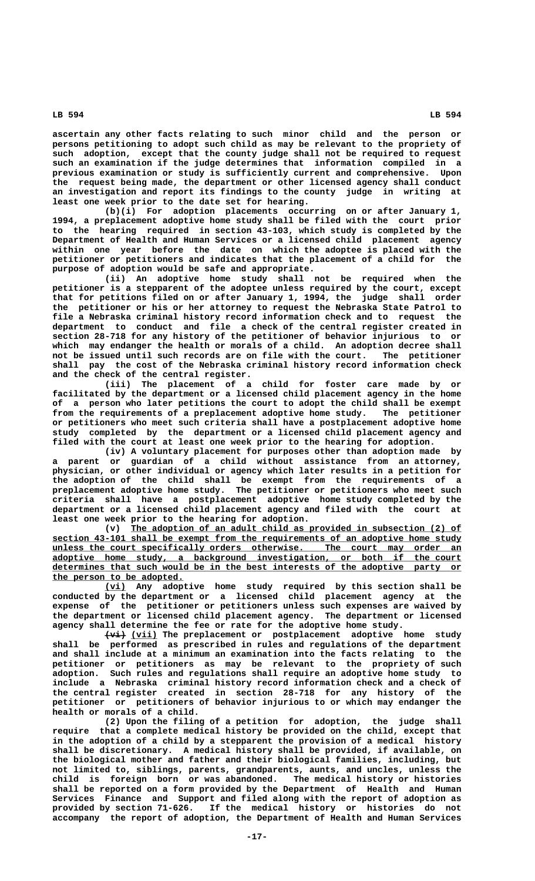ascertain any other facts relating to such minor child and the person or persons petitioning to adopt such child as may be relevant to the propriety of such adoption, except that the county judge shall not be required to request such an examination if the judge determines that information compiled in a previous examination or study is sufficiently current and comprehensive. Upon the request being made, the department or other licensed agency shall conduct an investigation and report its findings to the county judge in writing at least one week prior to the date set for hearing.

(b)(i) For adoption placements occurring on or after January 1, 1994, a preplacement adoptive home study shall be filed with the court prior to the hearing required in section 43-103, which study is completed by the Department of Health and Human Services or a licensed child placement agency within one year before the date on which the adoptee is placed with the petitioner or petitioners and indicates that the placement of a child for the purpose of adoption would be safe and appropriate.

(ii) An adoptive home study shall not be required when the petitioner is a stepparent of the adoptee unless required by the court, except that for petitions filed on or after January 1, 1994, the judge shall order the petitioner or his or her attorney to request the Nebraska State Patrol to file a Nebraska criminal history record information check and to request the department to conduct and file a check of the central register created in section 28-718 for any history of the petitioner of behavior injurious to or which may endanger the health or morals of a child. An adoption decree shall not be issued until such records are on file with the court. The petitioner shall pay the cost of the Nebraska criminal history record information check and the check of the central register.

(iii) The placement of a child for foster care made by or facilitated by the department or a licensed child placement agency in the home of a person who later petitions the court to adopt the child shall be exempt from the requirements of a preplacement adoptive home study. The petitioner or petitioners who meet such criteria shall have a postplacement adoptive home study completed by the department or a licensed child placement agency and filed with the court at least one week prior to the hearing for adoption.

(iv) A voluntary placement for purposes other than adoption made by a parent or guardian of a child without assistance from an attorney, physician, or other individual or agency which later results in a petition for the adoption of the child shall be exempt from the requirements of a preplacement adoptive home study. The petitioner or petitioners who meet such criteria shall have a postplacement adoptive home study completed by the department or a licensed child placement agency and filed with the court at least one week prior to the hearing for adoption.

(v) The adoption of an adult child as provided in subsection (2) of section 43-101 shall be exempt from the requirements of an adoptive home study unless the court specifically orders otherwise. The court may order an adoptive home study, a background investigation, or both if the court determines that such would be in the best interests of the adoptive party or the person to be adopted.

(vi) Any adoptive home study required by this section shall be conducted by the department or a licensed child placement agency at the expense of the petitioner or petitioners unless such expenses are waived by the department or licensed child placement agency. The department or licensed agency shall determine the fee or rate for the adoptive home study.

~~(vi)~~ (vii) The preplacement or postplacement adoptive home study shall be performed as prescribed in rules and regulations of the department and shall include at a minimum an examination into the facts relating to the petitioner or petitioners as may be relevant to the propriety of such adoption. Such rules and regulations shall require an adoptive home study to include a Nebraska criminal history record information check and a check of the central register created in section 28-718 for any history of the petitioner or petitioners of behavior injurious to or which may endanger the health or morals of a child.

(2) Upon the filing of a petition for adoption, the judge shall require that a complete medical history be provided on the child, except that in the adoption of a child by a stepparent the provision of a medical history shall be discretionary. A medical history shall be provided, if available, on the biological mother and father and their biological families, including, but not limited to, siblings, parents, grandparents, aunts, and uncles, unless the child is foreign born or was abandoned. The medical history or histories shall be reported on a form provided by the Department of Health and Human Services Finance and Support and filed along with the report of adoption as provided by section 71-626. If the medical history or histories do not accompany the report of adoption, the Department of Health and Human Services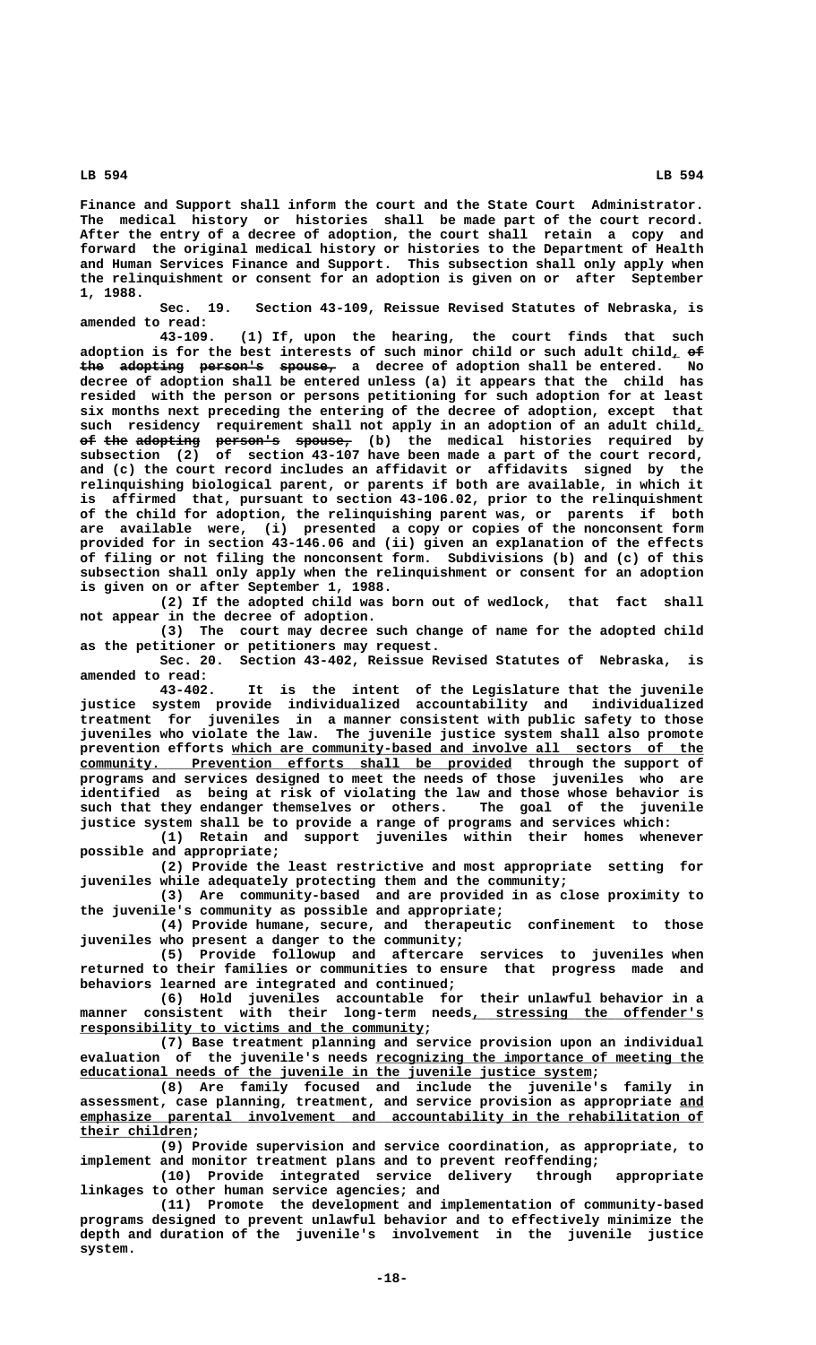Finance and Support shall inform the court and the State Court Administrator. The medical history or histories shall be made part of the court record. After the entry of a decree of adoption, the court shall retain a copy and forward the original medical history or histories to the Department of Health and Human Services Finance and Support. This subsection shall only apply when the relinquishment or consent for an adoption is given on or after September 1, 1988.

Sec. 19. Section 43-109, Reissue Revised Statutes of Nebraska, is amended to read:

43-109. (1) If, upon the hearing, the court finds that such adoption is for the best interests of such minor child or such adult child, ~~of the adopting person's spouse,~~ a decree of adoption shall be entered. No decree of adoption shall be entered unless (a) it appears that the child has resided with the person or persons petitioning for such adoption for at least six months next preceding the entering of the decree of adoption, except that such residency requirement shall not apply in an adoption of an adult child, ~~of the adopting person's spouse,~~ (b) the medical histories required by subsection (2) of section 43-107 have been made a part of the court record, and (c) the court record includes an affidavit or affidavits signed by the relinquishing biological parent, or parents if both are available, in which it is affirmed that, pursuant to section 43-106.02, prior to the relinquishment of the child for adoption, the relinquishing parent was, or parents if both are available were, (i) presented a copy or copies of the nonconsent form provided for in section 43-146.06 and (ii) given an explanation of the effects of filing or not filing the nonconsent form. Subdivisions (b) and (c) of this subsection shall only apply when the relinquishment or consent for an adoption is given on or after September 1, 1988.

(2) If the adopted child was born out of wedlock, that fact shall not appear in the decree of adoption.

(3) The court may decree such change of name for the adopted child as the petitioner or petitioners may request.

Sec. 20. Section 43-402, Reissue Revised Statutes of Nebraska, is amended to read:

43-402. It is the intent of the Legislature that the juvenile justice system provide individualized accountability and individualized treatment for juveniles in a manner consistent with public safety to those juveniles who violate the law. The juvenile justice system shall also promote prevention efforts <u>which are community-based and involve all sectors of the community. Prevention efforts shall be provided</u> through the support of programs and services designed to meet the needs of those juveniles who are identified as being at risk of violating the law and those whose behavior is such that they endanger themselves or others. The goal of the juvenile justice system shall be to provide a range of programs and services which:

(1) Retain and support juveniles within their homes whenever possible and appropriate;

(2) Provide the least restrictive and most appropriate setting for juveniles while adequately protecting them and the community;

(3) Are community-based and are provided in as close proximity to the juvenile's community as possible and appropriate;

(4) Provide humane, secure, and therapeutic confinement to those juveniles who present a danger to the community;

(5) Provide followup and aftercare services to juveniles when returned to their families or communities to ensure that progress made and behaviors learned are integrated and continued;

(6) Hold juveniles accountable for their unlawful behavior in a manner consistent with their long-term needs<u>, stressing the offender's responsibility to victims and the community</u>;

(7) Base treatment planning and service provision upon an individual evaluation of the juvenile's needs <u>recognizing the importance of meeting the educational needs of the juvenile in the juvenile justice system</u>;

(8) Are family focused and include the juvenile's family in assessment, case planning, treatment, and service provision as appropriate <u>and emphasize parental involvement and accountability in the rehabilitation of their children</u>;

(9) Provide supervision and service coordination, as appropriate, to implement and monitor treatment plans and to prevent reoffending;

(10) Provide integrated service delivery through appropriate linkages to other human service agencies; and

(11) Promote the development and implementation of community-based programs designed to prevent unlawful behavior and to effectively minimize the depth and duration of the juvenile's involvement in the juvenile justice system.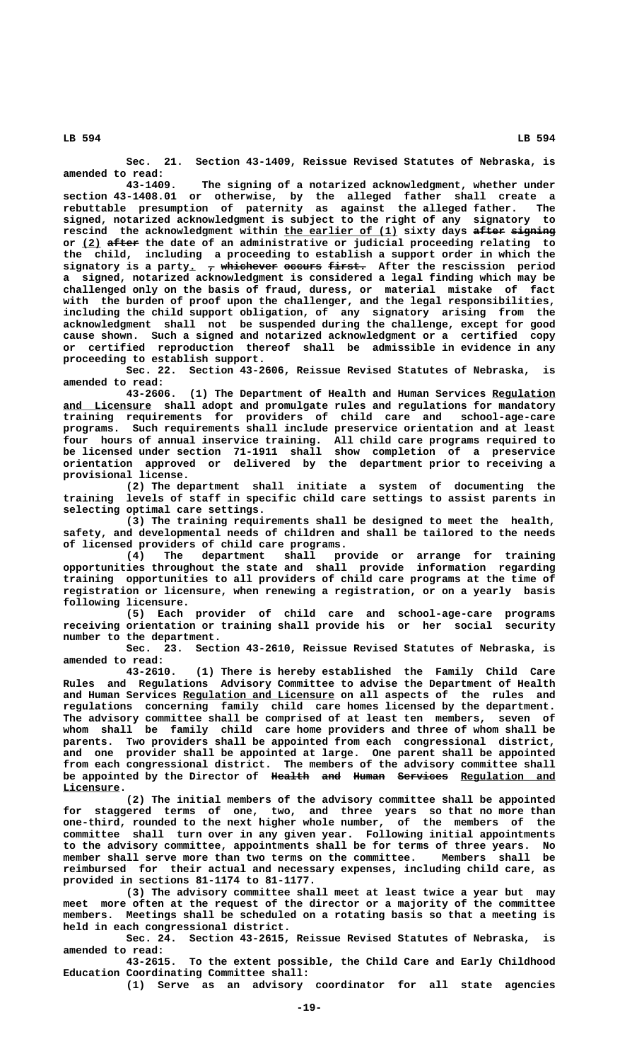Sec. 21. Section 43-1409, Reissue Revised Statutes of Nebraska, is amended to read:

43-1409. The signing of a notarized acknowledgment, whether under section 43-1408.01 or otherwise, by the alleged father shall create a rebuttable presumption of paternity as against the alleged father. The signed, notarized acknowledgment is subject to the right of any signatory to rescind the acknowledgment within the earlier of (1) sixty days ~~after signing~~ or (2) ~~after~~ the date of an administrative or judicial proceeding relating to the child, including a proceeding to establish a support order in which the signatory is a party. ~~, whichever occurs first.~~ After the rescission period a signed, notarized acknowledgment is considered a legal finding which may be challenged only on the basis of fraud, duress, or material mistake of fact with the burden of proof upon the challenger, and the legal responsibilities, including the child support obligation, of any signatory arising from the acknowledgment shall not be suspended during the challenge, except for good cause shown. Such a signed and notarized acknowledgment or a certified copy or certified reproduction thereof shall be admissible in evidence in any proceeding to establish support.

Sec. 22. Section 43-2606, Reissue Revised Statutes of Nebraska, is amended to read:

43-2606. (1) The Department of Health and Human Services Regulation and Licensure shall adopt and promulgate rules and regulations for mandatory training requirements for providers of child care and school-age-care programs. Such requirements shall include preservice orientation and at least four hours of annual inservice training. All child care programs required to be licensed under section 71-1911 shall show completion of a preservice orientation approved or delivered by the department prior to receiving a provisional license.

(2) The department shall initiate a system of documenting the training levels of staff in specific child care settings to assist parents in selecting optimal care settings.

(3) The training requirements shall be designed to meet the health, safety, and developmental needs of children and shall be tailored to the needs of licensed providers of child care programs.

(4) The department shall provide or arrange for training opportunities throughout the state and shall provide information regarding training opportunities to all providers of child care programs at the time of registration or licensure, when renewing a registration, or on a yearly basis following licensure.

(5) Each provider of child care and school-age-care programs receiving orientation or training shall provide his or her social security number to the department.

Sec. 23. Section 43-2610, Reissue Revised Statutes of Nebraska, is amended to read:

43-2610. (1) There is hereby established the Family Child Care Rules and Regulations Advisory Committee to advise the Department of Health and Human Services Regulation and Licensure on all aspects of the rules and regulations concerning family child care homes licensed by the department. The advisory committee shall be comprised of at least ten members, seven of whom shall be family child care home providers and three of whom shall be parents. Two providers shall be appointed from each congressional district, and one provider shall be appointed at large. One parent shall be appointed from each congressional district. The members of the advisory committee shall be appointed by the Director of ~~Health and Human Services~~ Regulation and Licensure.

(2) The initial members of the advisory committee shall be appointed for staggered terms of one, two, and three years so that no more than one-third, rounded to the next higher whole number, of the members of the committee shall turn over in any given year. Following initial appointments to the advisory committee, appointments shall be for terms of three years. No member shall serve more than two terms on the committee. Members shall be reimbursed for their actual and necessary expenses, including child care, as provided in sections 81-1174 to 81-1177.

(3) The advisory committee shall meet at least twice a year but may meet more often at the request of the director or a majority of the committee members. Meetings shall be scheduled on a rotating basis so that a meeting is held in each congressional district.

Sec. 24. Section 43-2615, Reissue Revised Statutes of Nebraska, is amended to read:

43-2615. To the extent possible, the Child Care and Early Childhood Education Coordinating Committee shall:

(1) Serve as an advisory coordinator for all state agencies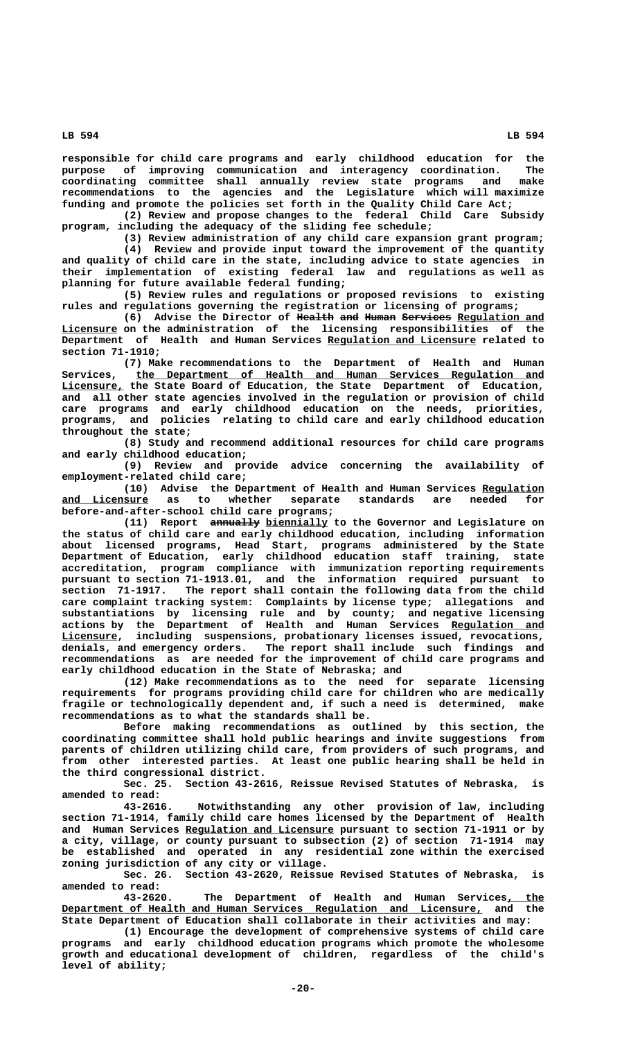responsible for child care programs and early childhood education for the purpose of improving communication and interagency coordination. The coordinating committee shall annually review state programs and make recommendations to the agencies and the Legislature which will maximize funding and promote the policies set forth in the Quality Child Care Act;

(2) Review and propose changes to the federal Child Care Subsidy program, including the adequacy of the sliding fee schedule;

(3) Review administration of any child care expansion grant program;

(4) Review and provide input toward the improvement of the quantity and quality of child care in the state, including advice to state agencies in their implementation of existing federal law and regulations as well as planning for future available federal funding;

(5) Review rules and regulations or proposed revisions to existing rules and regulations governing the registration or licensing of programs;

(6) Advise the Director of ~~Health and Human Services~~ Regulation and Licensure on the administration of the licensing responsibilities of the Department of Health and Human Services Regulation and Licensure related to section 71-1910;

(7) Make recommendations to the Department of Health and Human Services, the Department of Health and Human Services Regulation and Licensure, the State Board of Education, the State Department of Education, and all other state agencies involved in the regulation or provision of child care programs and early childhood education on the needs, priorities, programs, and policies relating to child care and early childhood education throughout the state;

(8) Study and recommend additional resources for child care programs and early childhood education;

(9) Review and provide advice concerning the availability of employment-related child care;

(10) Advise the Department of Health and Human Services Regulation and Licensure as to whether separate standards are needed for before-and-after-school child care programs;

(11) Report ~~annually~~ biennially to the Governor and Legislature on the status of child care and early childhood education, including information about licensed programs, Head Start, programs administered by the State Department of Education, early childhood education staff training, state accreditation, program compliance with immunization reporting requirements pursuant to section 71-1913.01, and the information required pursuant to section 71-1917. The report shall contain the following data from the child care complaint tracking system: Complaints by license type; allegations and substantiations by licensing rule and by county; and negative licensing actions by the Department of Health and Human Services Regulation and Licensure, including suspensions, probationary licenses issued, revocations, denials, and emergency orders. The report shall include such findings and recommendations as are needed for the improvement of child care programs and early childhood education in the State of Nebraska; and

(12) Make recommendations as to the need for separate licensing requirements for programs providing child care for children who are medically fragile or technologically dependent and, if such a need is determined, make recommendations as to what the standards shall be.

Before making recommendations as outlined by this section, the coordinating committee shall hold public hearings and invite suggestions from parents of children utilizing child care, from providers of such programs, and from other interested parties. At least one public hearing shall be held in the third congressional district.

Sec. 25. Section 43-2616, Reissue Revised Statutes of Nebraska, is amended to read:

43-2616. Notwithstanding any other provision of law, including section 71-1914, family child care homes licensed by the Department of Health and Human Services Regulation and Licensure pursuant to section 71-1911 or by a city, village, or county pursuant to subsection (2) of section 71-1914 may be established and operated in any residential zone within the exercised zoning jurisdiction of any city or village.

Sec. 26. Section 43-2620, Reissue Revised Statutes of Nebraska, is amended to read:

43-2620. The Department of Health and Human Services, the Department of Health and Human Services Regulation and Licensure, and the State Department of Education shall collaborate in their activities and may:

(1) Encourage the development of comprehensive systems of child care programs and early childhood education programs which promote the wholesome growth and educational development of children, regardless of the child's level of ability;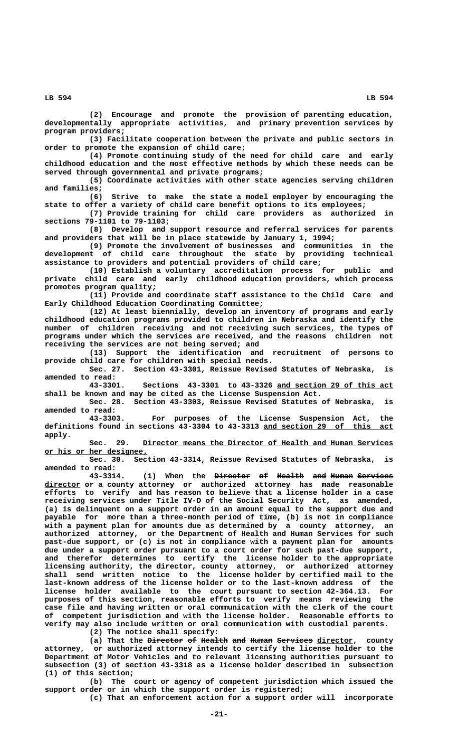(2) Encourage and promote the provision of parenting education, developmentally appropriate activities, and primary prevention services by program providers;

(3) Facilitate cooperation between the private and public sectors in order to promote the expansion of child care;

(4) Promote continuing study of the need for child care and early childhood education and the most effective methods by which these needs can be served through governmental and private programs;

(5) Coordinate activities with other state agencies serving children and families;

(6) Strive to make the state a model employer by encouraging the state to offer a variety of child care benefit options to its employees;

(7) Provide training for child care providers as authorized in sections 79-1101 to 79-1103;

(8) Develop and support resource and referral services for parents and providers that will be in place statewide by January 1, 1994;

(9) Promote the involvement of businesses and communities in the development of child care throughout the state by providing technical assistance to providers and potential providers of child care;

(10) Establish a voluntary accreditation process for public and private child care and early childhood education providers, which process promotes program quality;

(11) Provide and coordinate staff assistance to the Child Care and Early Childhood Education Coordinating Committee;

(12) At least biennially, develop an inventory of programs and early childhood education programs provided to children in Nebraska and identify the number of children receiving and not receiving such services, the types of programs under which the services are received, and the reasons children not receiving the services are not being served; and

(13) Support the identification and recruitment of persons to provide child care for children with special needs.

Sec. 27. Section 43-3301, Reissue Revised Statutes of Nebraska, is amended to read:

43-3301. Sections 43-3301 to 43-3326 and section 29 of this act shall be known and may be cited as the License Suspension Act.

Sec. 28. Section 43-3303, Reissue Revised Statutes of Nebraska, is amended to read:

43-3303. For purposes of the License Suspension Act, the definitions found in sections 43-3304 to 43-3313 and section 29 of this act apply.

Sec. 29. Director means the Director of Health and Human Services or his or her designee.

Sec. 30. Section 43-3314, Reissue Revised Statutes of Nebraska, is amended to read:

43-3314. (1) When the ~~Director of Health and Human Services~~ director or a county attorney or authorized attorney has made reasonable efforts to verify and has reason to believe that a license holder in a case receiving services under Title IV-D of the Social Security Act, as amended, (a) is delinquent on a support order in an amount equal to the support due and payable for more than a three-month period of time, (b) is not in compliance with a payment plan for amounts due as determined by a county attorney, an authorized attorney, or the Department of Health and Human Services for such past-due support, or (c) is not in compliance with a payment plan for amounts due under a support order pursuant to a court order for such past-due support, and therefor determines to certify the license holder to the appropriate licensing authority, the director, county attorney, or authorized attorney shall send written notice to the license holder by certified mail to the last-known address of the license holder or to the last-known address of the license holder available to the court pursuant to section 42-364.13. For purposes of this section, reasonable efforts to verify means reviewing the case file and having written or oral communication with the clerk of the court of competent jurisdiction and with the license holder. Reasonable efforts to verify may also include written or oral communication with custodial parents.

(2) The notice shall specify:

(a) That the ~~Director of Health and Human Services~~ director, county attorney, or authorized attorney intends to certify the license holder to the Department of Motor Vehicles and to relevant licensing authorities pursuant to subsection (3) of section 43-3318 as a license holder described in subsection (1) of this section;

(b) The court or agency of competent jurisdiction which issued the support order or in which the support order is registered;

(c) That an enforcement action for a support order will incorporate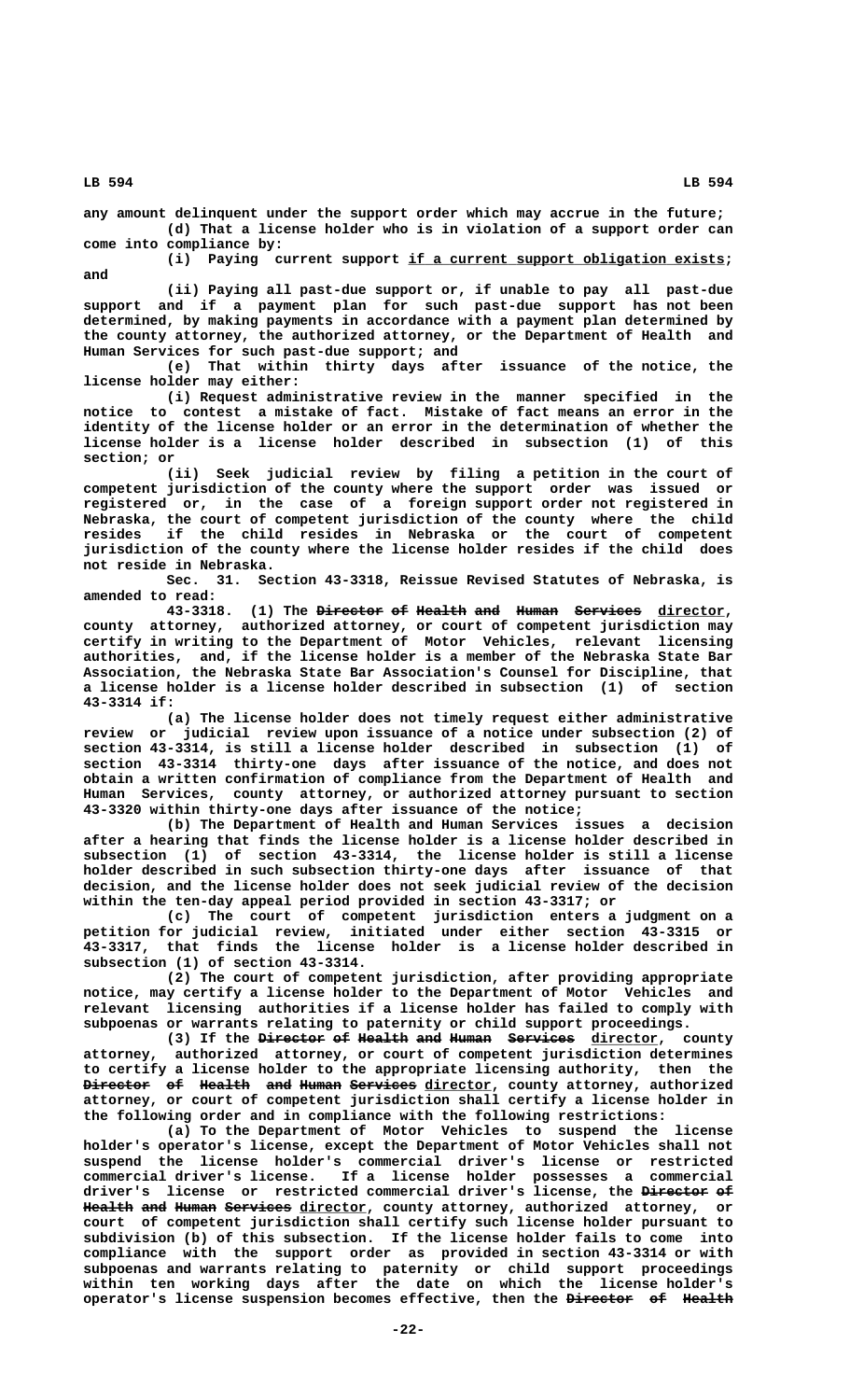any amount delinquent under the support order which may accrue in the future;

(d) That a license holder who is in violation of a support order can come into compliance by:

(i) Paying current support if a current support obligation exists; and

(ii) Paying all past-due support or, if unable to pay all past-due support and if a payment plan for such past-due support has not been determined, by making payments in accordance with a payment plan determined by the county attorney, the authorized attorney, or the Department of Health and Human Services for such past-due support; and

(e) That within thirty days after issuance of the notice, the license holder may either:

(i) Request administrative review in the manner specified in the notice to contest a mistake of fact. Mistake of fact means an error in the identity of the license holder or an error in the determination of whether the license holder is a license holder described in subsection (1) of this section; or

(ii) Seek judicial review by filing a petition in the court of competent jurisdiction of the county where the support order was issued or registered or, in the case of a foreign support order not registered in Nebraska, the court of competent jurisdiction of the county where the child resides if the child resides in Nebraska or the court of competent jurisdiction of the county where the license holder resides if the child does not reside in Nebraska.

Sec. 31. Section 43-3318, Reissue Revised Statutes of Nebraska, is amended to read:

43-3318. (1) The ~~Director of Health and Human Services~~ director, county attorney, authorized attorney, or court of competent jurisdiction may certify in writing to the Department of Motor Vehicles, relevant licensing authorities, and, if the license holder is a member of the Nebraska State Bar Association, the Nebraska State Bar Association's Counsel for Discipline, that a license holder is a license holder described in subsection (1) of section 43-3314 if:

(a) The license holder does not timely request either administrative review or judicial review upon issuance of a notice under subsection (2) of section 43-3314, is still a license holder described in subsection (1) of section 43-3314 thirty-one days after issuance of the notice, and does not obtain a written confirmation of compliance from the Department of Health and Human Services, county attorney, or authorized attorney pursuant to section 43-3320 within thirty-one days after issuance of the notice;

(b) The Department of Health and Human Services issues a decision after a hearing that finds the license holder is a license holder described in subsection (1) of section 43-3314, the license holder is still a license holder described in such subsection thirty-one days after issuance of that decision, and the license holder does not seek judicial review of the decision within the ten-day appeal period provided in section 43-3317; or

(c) The court of competent jurisdiction enters a judgment on a petition for judicial review, initiated under either section 43-3315 or 43-3317, that finds the license holder is a license holder described in subsection (1) of section 43-3314.

(2) The court of competent jurisdiction, after providing appropriate notice, may certify a license holder to the Department of Motor Vehicles and relevant licensing authorities if a license holder has failed to comply with subpoenas or warrants relating to paternity or child support proceedings.

(3) If the ~~Director of Health and Human Services~~ director, county attorney, authorized attorney, or court of competent jurisdiction determines to certify a license holder to the appropriate licensing authority, then the ~~Director of Health and Human Services~~ director, county attorney, authorized attorney, or court of competent jurisdiction shall certify a license holder in the following order and in compliance with the following restrictions:

(a) To the Department of Motor Vehicles to suspend the license holder's operator's license, except the Department of Motor Vehicles shall not suspend the license holder's commercial driver's license or restricted commercial driver's license. If a license holder possesses a commercial driver's license or restricted commercial driver's license, the ~~Director of Health and Human Services~~ director, county attorney, authorized attorney, or court of competent jurisdiction shall certify such license holder pursuant to subdivision (b) of this subsection. If the license holder fails to come into compliance with the support order as provided in section 43-3314 or with subpoenas and warrants relating to paternity or child support proceedings within ten working days after the date on which the license holder's operator's license suspension becomes effective, then the ~~Director of Health~~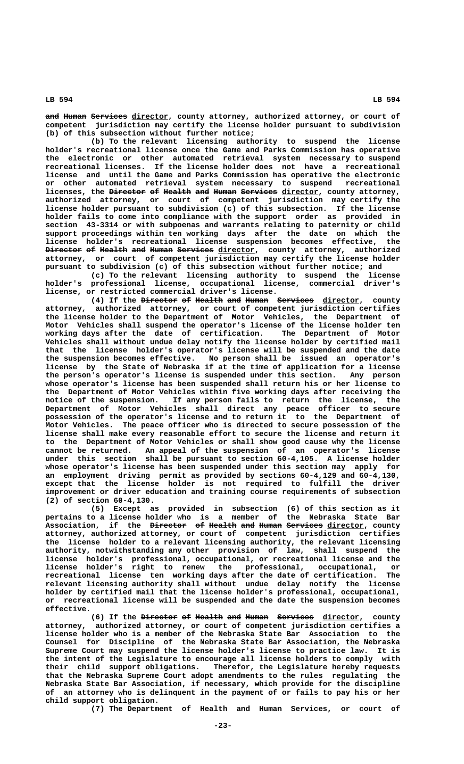and Human Services director, county attorney, authorized attorney, or court of competent jurisdiction may certify the license holder pursuant to subdivision (b) of this subsection without further notice;

(b) To the relevant licensing authority to suspend the license holder's recreational license once the Game and Parks Commission has operative the electronic or other automated retrieval system necessary to suspend recreational licenses. If the license holder does not have a recreational license and until the Game and Parks Commission has operative the electronic or other automated retrieval system necessary to suspend recreational licenses, the Director of Health and Human Services director, county attorney, authorized attorney, or court of competent jurisdiction may certify the license holder pursuant to subdivision (c) of this subsection. If the license holder fails to come into compliance with the support order as provided in section 43-3314 or with subpoenas and warrants relating to paternity or child support proceedings within ten working days after the date on which the license holder's recreational license suspension becomes effective, the Director of Health and Human Services director, county attorney, authorized attorney, or court of competent jurisdiction may certify the license holder pursuant to subdivision (c) of this subsection without further notice; and

(c) To the relevant licensing authority to suspend the license holder's professional license, occupational license, commercial driver's license, or restricted commercial driver's license.

(4) If the Director of Health and Human Services director, county attorney, authorized attorney, or court of competent jurisdiction certifies the license holder to the Department of Motor Vehicles, the Department of Motor Vehicles shall suspend the operator's license of the license holder ten working days after the date of certification. The Department of Motor Vehicles shall without undue delay notify the license holder by certified mail that the license holder's operator's license will be suspended and the date the suspension becomes effective. No person shall be issued an operator's license by the State of Nebraska if at the time of application for a license the person's operator's license is suspended under this section. Any person whose operator's license has been suspended shall return his or her license to the Department of Motor Vehicles within five working days after receiving the notice of the suspension. If any person fails to return the license, the Department of Motor Vehicles shall direct any peace officer to secure possession of the operator's license and to return it to the Department of Motor Vehicles. The peace officer who is directed to secure possession of the license shall make every reasonable effort to secure the license and return it to the Department of Motor Vehicles or shall show good cause why the license cannot be returned. An appeal of the suspension of an operator's license under this section shall be pursuant to section 60-4,105. A license holder whose operator's license has been suspended under this section may apply for an employment driving permit as provided by sections 60-4,129 and 60-4,130, except that the license holder is not required to fulfill the driver improvement or driver education and training course requirements of subsection (2) of section 60-4,130.

(5) Except as provided in subsection (6) of this section as it pertains to a license holder who is a member of the Nebraska State Bar Association, if the Director of Health and Human Services director, county attorney, authorized attorney, or court of competent jurisdiction certifies the license holder to a relevant licensing authority, the relevant licensing authority, notwithstanding any other provision of law, shall suspend the license holder's professional, occupational, or recreational license and the license holder's right to renew the professional, occupational, or recreational license ten working days after the date of certification. The relevant licensing authority shall without undue delay notify the license holder by certified mail that the license holder's professional, occupational, or recreational license will be suspended and the date the suspension becomes effective.

(6) If the Director of Health and Human Services director, county attorney, authorized attorney, or court of competent jurisdiction certifies a license holder who is a member of the Nebraska State Bar Association to the Counsel for Discipline of the Nebraska State Bar Association, the Nebraska Supreme Court may suspend the license holder's license to practice law. It is the intent of the Legislature to encourage all license holders to comply with their child support obligations. Therefor, the Legislature hereby requests that the Nebraska Supreme Court adopt amendments to the rules regulating the Nebraska State Bar Association, if necessary, which provide for the discipline of an attorney who is delinquent in the payment of or fails to pay his or her child support obligation.

(7) The Department of Health and Human Services, or court of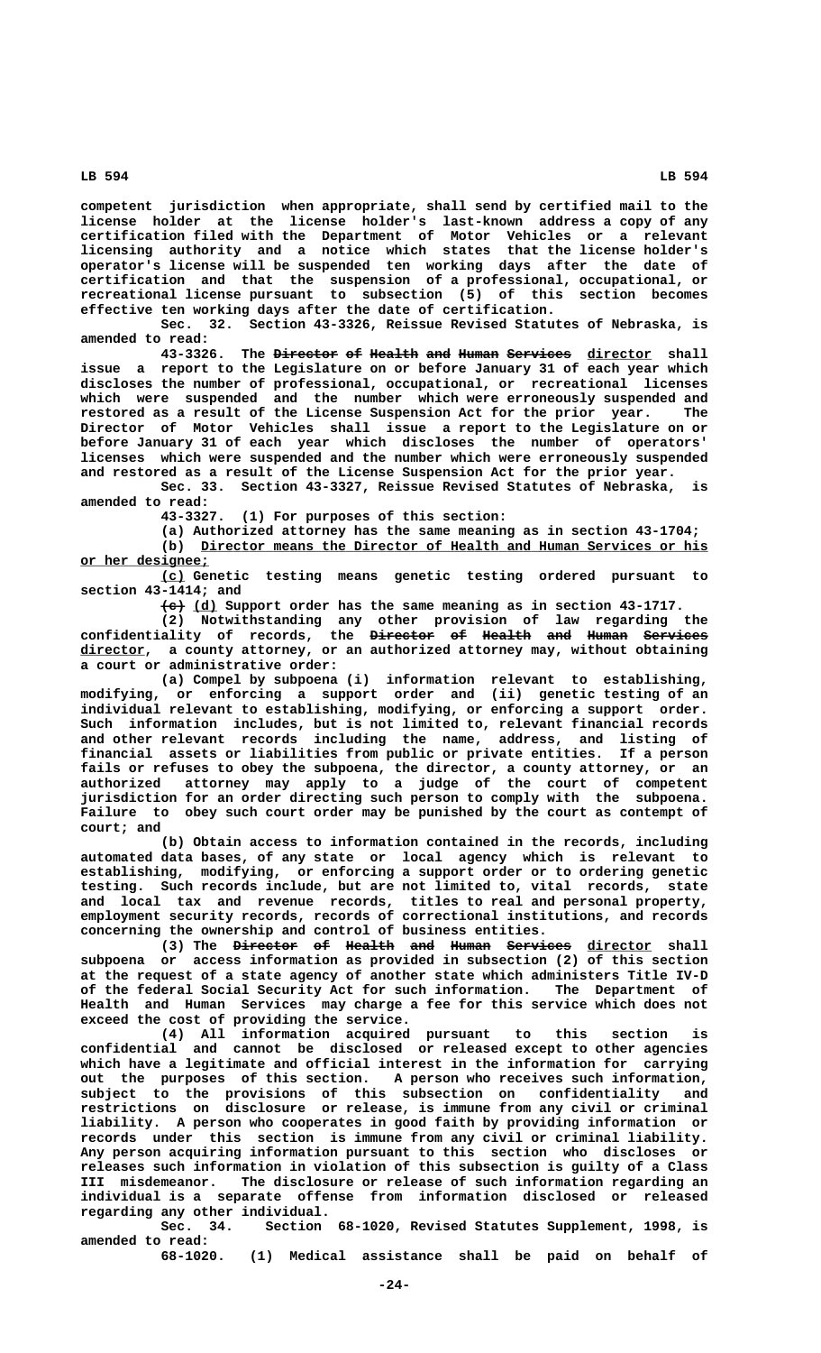competent jurisdiction when appropriate, shall send by certified mail to the license holder at the license holder's last-known address a copy of any certification filed with the Department of Motor Vehicles or a relevant licensing authority and a notice which states that the license holder's operator's license will be suspended ten working days after the date of certification and that the suspension of a professional, occupational, or recreational license pursuant to subsection (5) of this section becomes effective ten working days after the date of certification.

Sec. 32. Section 43-3326, Reissue Revised Statutes of Nebraska, is amended to read:

43-3326. The ~~Director of Health and Human Services~~ director shall issue a report to the Legislature on or before January 31 of each year which discloses the number of professional, occupational, or recreational licenses which were suspended and the number which were erroneously suspended and restored as a result of the License Suspension Act for the prior year. The Director of Motor Vehicles shall issue a report to the Legislature on or before January 31 of each year which discloses the number of operators' licenses which were suspended and the number which were erroneously suspended and restored as a result of the License Suspension Act for the prior year.

Sec. 33. Section 43-3327, Reissue Revised Statutes of Nebraska, is amended to read:

43-3327. (1) For purposes of this section:

(a) Authorized attorney has the same meaning as in section 43-1704;

(b) Director means the Director of Health and Human Services or his or her designee;

(c) Genetic testing means genetic testing ordered pursuant to section 43-1414; and

~~(c)~~ (d) Support order has the same meaning as in section 43-1717.

(2) Notwithstanding any other provision of law regarding the confidentiality of records, the ~~Director of Health and Human Services~~ director, a county attorney, or an authorized attorney may, without obtaining a court or administrative order:

(a) Compel by subpoena (i) information relevant to establishing, modifying, or enforcing a support order and (ii) genetic testing of an individual relevant to establishing, modifying, or enforcing a support order. Such information includes, but is not limited to, relevant financial records and other relevant records including the name, address, and listing of financial assets or liabilities from public or private entities. If a person fails or refuses to obey the subpoena, the director, a county attorney, or an authorized attorney may apply to a judge of the court of competent jurisdiction for an order directing such person to comply with the subpoena. Failure to obey such court order may be punished by the court as contempt of court; and

(b) Obtain access to information contained in the records, including automated data bases, of any state or local agency which is relevant to establishing, modifying, or enforcing a support order or to ordering genetic testing. Such records include, but are not limited to, vital records, state and local tax and revenue records, titles to real and personal property, employment security records, records of correctional institutions, and records concerning the ownership and control of business entities.

(3) The ~~Director of Health and Human Services~~ director shall subpoena or access information as provided in subsection (2) of this section at the request of a state agency of another state which administers Title IV-D of the federal Social Security Act for such information. The Department of Health and Human Services may charge a fee for this service which does not exceed the cost of providing the service.

(4) All information acquired pursuant to this section is confidential and cannot be disclosed or released except to other agencies which have a legitimate and official interest in the information for carrying out the purposes of this section. A person who receives such information, subject to the provisions of this subsection on confidentiality and restrictions on disclosure or release, is immune from any civil or criminal liability. A person who cooperates in good faith by providing information or records under this section is immune from any civil or criminal liability. Any person acquiring information pursuant to this section who discloses or releases such information in violation of this subsection is guilty of a Class III misdemeanor. The disclosure or release of such information regarding an individual is a separate offense from information disclosed or released regarding any other individual.

Sec. 34. Section 68-1020, Revised Statutes Supplement, 1998, is amended to read:

68-1020. (1) Medical assistance shall be paid on behalf of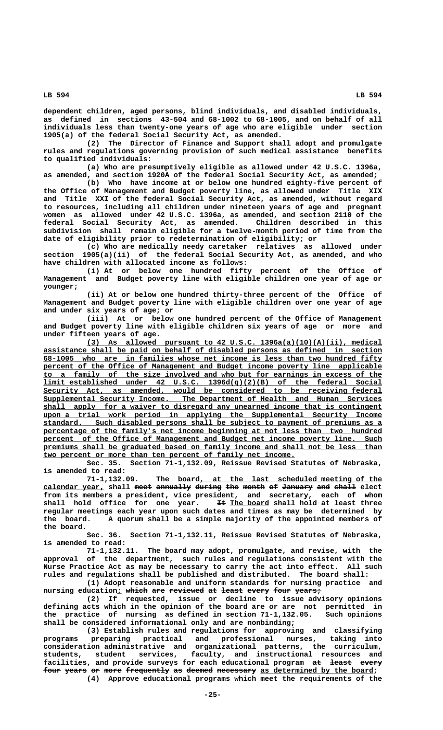dependent children, aged persons, blind individuals, and disabled individuals, as defined in sections 43-504 and 68-1002 to 68-1005, and on behalf of all individuals less than twenty-one years of age who are eligible under section 1905(a) of the federal Social Security Act, as amended.

(2) The Director of Finance and Support shall adopt and promulgate rules and regulations governing provision of such medical assistance benefits to qualified individuals:

(a) Who are presumptively eligible as allowed under 42 U.S.C. 1396a, as amended, and section 1920A of the federal Social Security Act, as amended;

(b) Who have income at or below one hundred eighty-five percent of the Office of Management and Budget poverty line, as allowed under Title XIX and Title XXI of the federal Social Security Act, as amended, without regard to resources, including all children under nineteen years of age and pregnant women as allowed under 42 U.S.C. 1396a, as amended, and section 2110 of the federal Social Security Act, as amended. Children described in this subdivision shall remain eligible for a twelve-month period of time from the date of eligibility prior to redetermination of eligibility; or

(c) Who are medically needy caretaker relatives as allowed under section 1905(a)(ii) of the federal Social Security Act, as amended, and who have children with allocated income as follows:

(i) At or below one hundred fifty percent of the Office of Management and Budget poverty line with eligible children one year of age or younger;

(ii) At or below one hundred thirty-three percent of the Office of Management and Budget poverty line with eligible children over one year of age and under six years of age; or

(iii) At or below one hundred percent of the Office of Management and Budget poverty line with eligible children six years of age or more and under fifteen years of age.

<u>(3) As allowed pursuant to 42 U.S.C. 1396a(a)(10)(A)(ii), medical assistance shall be paid on behalf of disabled persons as defined in section 68-1005 who are in families whose net income is less than two hundred fifty percent of the Office of Management and Budget income poverty line applicable to a family of the size involved and who but for earnings in excess of the limit established under 42 U.S.C. 1396d(q)(2)(B) of the federal Social Security Act, as amended, would be considered to be receiving federal Supplemental Security Income. The Department of Health and Human Services shall apply for a waiver to disregard any unearned income that is contingent upon a trial work period in applying the Supplemental Security Income standard. Such disabled persons shall be subject to payment of premiums as a percentage of the family's net income beginning at not less than two hundred percent of the Office of Management and Budget net income poverty line. Such premiums shall be graduated based on family income and shall not be less than two percent or more than ten percent of family net income.</u>

Sec. 35. Section 71-1,132.09, Reissue Revised Statutes of Nebraska, is amended to read:

71-1,132.09. The board<u>, at the last scheduled meeting of the calendar year,</u> shall ~~meet annually during the month of January and shall~~ elect from its members a president, vice president, and secretary, each of whom shall hold office for one year. ~~It~~ <u>The board</u> shall hold at least three regular meetings each year upon such dates and times as may be determined by the board. A quorum shall be a simple majority of the appointed members of the board.

Sec. 36. Section 71-1,132.11, Reissue Revised Statutes of Nebraska, is amended to read:

71-1,132.11. The board may adopt, promulgate, and revise, with the approval of the department, such rules and regulations consistent with the Nurse Practice Act as may be necessary to carry the act into effect. All such rules and regulations shall be published and distributed. The board shall:

(1) Adopt reasonable and uniform standards for nursing practice and nursing education<u>;</u> ~~which are reviewed at least every four years;~~

(2) If requested, issue or decline to issue advisory opinions defining acts which in the opinion of the board are or are not permitted in the practice of nursing as defined in section 71-1,132.05. Such opinions shall be considered informational only and are nonbinding;

(3) Establish rules and regulations for approving and classifying programs preparing practical and professional nurses, taking into consideration administrative and organizational patterns, the curriculum, students, student services, faculty, and instructional resources and facilities, and provide surveys for each educational program ~~at least every four years or more frequently as deemed necessary~~ <u>as determined by the board</u>;

(4) Approve educational programs which meet the requirements of the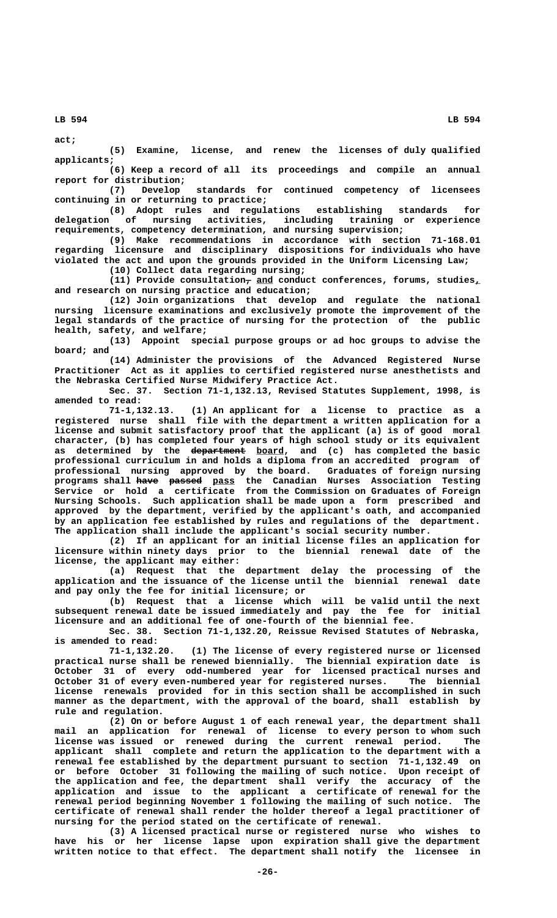act;

(5) Examine, license, and renew the licenses of duly qualified applicants;

(6) Keep a record of all its proceedings and compile an annual report for distribution;

(7) Develop standards for continued competency of licensees continuing in or returning to practice;

(8) Adopt rules and regulations establishing standards for delegation of nursing activities, including training or experience requirements, competency determination, and nursing supervision;

(9) Make recommendations in accordance with section 71-168.01 regarding licensure and disciplinary dispositions for individuals who have violated the act and upon the grounds provided in the Uniform Licensing Law;

(10) Collect data regarding nursing;

(11) Provide consultation, and conduct conferences, forums, studies, and research on nursing practice and education;

(12) Join organizations that develop and regulate the national nursing licensure examinations and exclusively promote the improvement of the legal standards of the practice of nursing for the protection of the public health, safety, and welfare;

(13) Appoint special purpose groups or ad hoc groups to advise the board; and

(14) Administer the provisions of the Advanced Registered Nurse Practitioner Act as it applies to certified registered nurse anesthetists and the Nebraska Certified Nurse Midwifery Practice Act.

Sec. 37. Section 71-1,132.13, Revised Statutes Supplement, 1998, is amended to read:

71-1,132.13. (1) An applicant for a license to practice as a registered nurse shall file with the department a written application for a license and submit satisfactory proof that the applicant (a) is of good moral character, (b) has completed four years of high school study or its equivalent as determined by the ~~department~~ board, and (c) has completed the basic professional curriculum in and holds a diploma from an accredited program of professional nursing approved by the board. Graduates of foreign nursing programs shall ~~have passed~~ pass the Canadian Nurses Association Testing Service or hold a certificate from the Commission on Graduates of Foreign Nursing Schools. Such application shall be made upon a form prescribed and approved by the department, verified by the applicant's oath, and accompanied by an application fee established by rules and regulations of the department. The application shall include the applicant's social security number.

(2) If an applicant for an initial license files an application for licensure within ninety days prior to the biennial renewal date of the license, the applicant may either:

(a) Request that the department delay the processing of the application and the issuance of the license until the biennial renewal date and pay only the fee for initial licensure; or

(b) Request that a license which will be valid until the next subsequent renewal date be issued immediately and pay the fee for initial licensure and an additional fee of one-fourth of the biennial fee.

Sec. 38. Section 71-1,132.20, Reissue Revised Statutes of Nebraska, is amended to read:

71-1,132.20. (1) The license of every registered nurse or licensed practical nurse shall be renewed biennially. The biennial expiration date is October 31 of every odd-numbered year for licensed practical nurses and October 31 of every even-numbered year for registered nurses. The biennial license renewals provided for in this section shall be accomplished in such manner as the department, with the approval of the board, shall establish by rule and regulation.

(2) On or before August 1 of each renewal year, the department shall mail an application for renewal of license to every person to whom such license was issued or renewed during the current renewal period. The applicant shall complete and return the application to the department with a renewal fee established by the department pursuant to section 71-1,132.49 on or before October 31 following the mailing of such notice. Upon receipt of the application and fee, the department shall verify the accuracy of the application and issue to the applicant a certificate of renewal for the renewal period beginning November 1 following the mailing of such notice. The certificate of renewal shall render the holder thereof a legal practitioner of nursing for the period stated on the certificate of renewal.

(3) A licensed practical nurse or registered nurse who wishes to have his or her license lapse upon expiration shall give the department written notice to that effect. The department shall notify the licensee in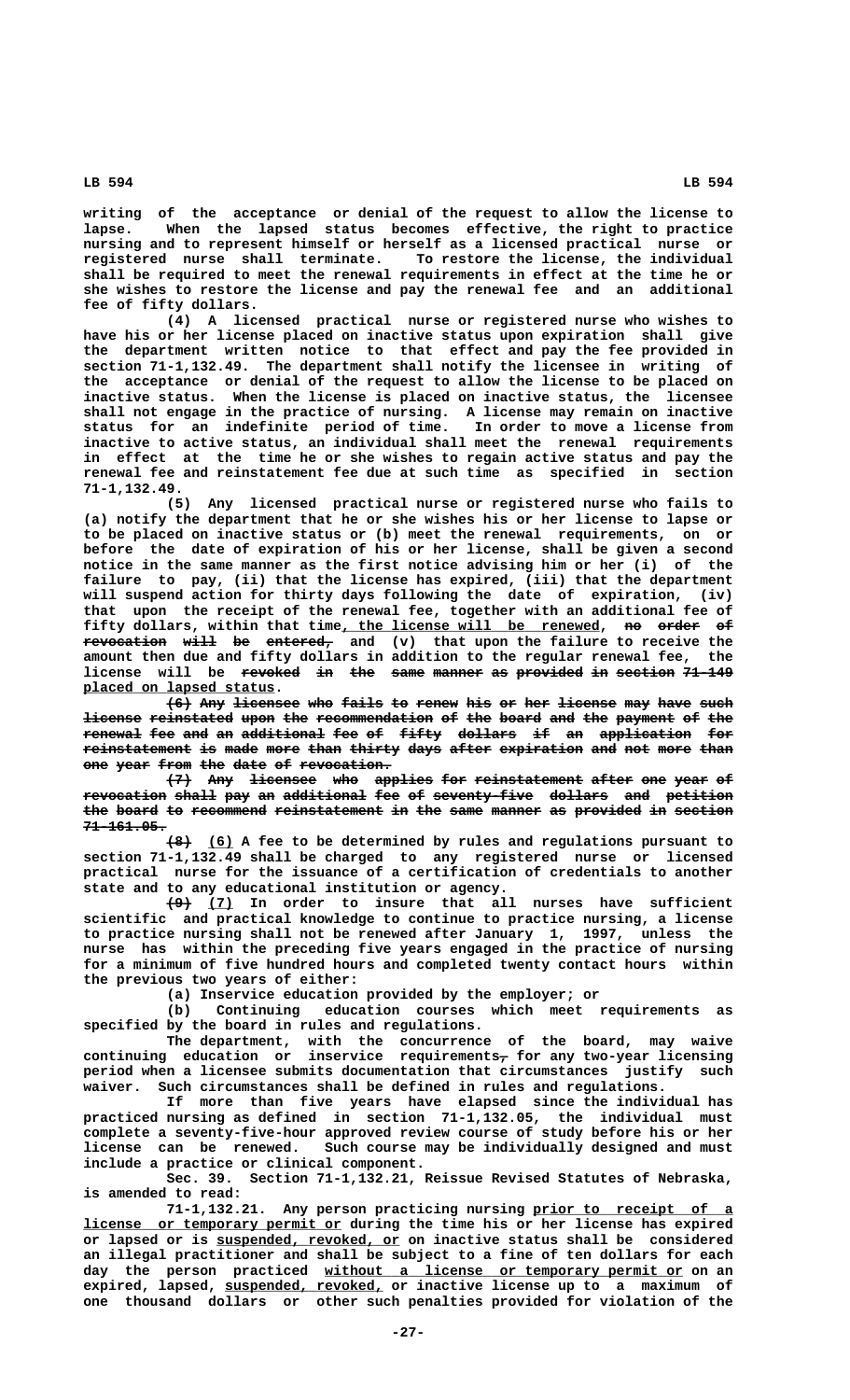writing of the acceptance or denial of the request to allow the license to lapse. When the lapsed status becomes effective, the right to practice nursing and to represent himself or herself as a licensed practical nurse or registered nurse shall terminate. To restore the license, the individual shall be required to meet the renewal requirements in effect at the time he or she wishes to restore the license and pay the renewal fee and an additional fee of fifty dollars.

(4) A licensed practical nurse or registered nurse who wishes to have his or her license placed on inactive status upon expiration shall give the department written notice to that effect and pay the fee provided in section 71-1,132.49. The department shall notify the licensee in writing of the acceptance or denial of the request to allow the license to be placed on inactive status. When the license is placed on inactive status, the licensee shall not engage in the practice of nursing. A license may remain on inactive status for an indefinite period of time. In order to move a license from inactive to active status, an individual shall meet the renewal requirements in effect at the time he or she wishes to regain active status and pay the renewal fee and reinstatement fee due at such time as specified in section 71-1,132.49.

(5) Any licensed practical nurse or registered nurse who fails to (a) notify the department that he or she wishes his or her license to lapse or to be placed on inactive status or (b) meet the renewal requirements, on or before the date of expiration of his or her license, shall be given a second notice in the same manner as the first notice advising him or her (i) of the failure to pay, (ii) that the license has expired, (iii) that the department will suspend action for thirty days following the date of expiration, (iv) that upon the receipt of the renewal fee, together with an additional fee of fifty dollars, within that time, the license will be renewed, ~~no order of revocation will be entered,~~ and (v) that upon the failure to receive the amount then due and fifty dollars in addition to the regular renewal fee, the license will be ~~revoked in the same manner as provided in section 71-149~~ placed on lapsed status.

~~(6) Any licensee who fails to renew his or her license may have such license reinstated upon the recommendation of the board and the payment of the renewal fee and an additional fee of fifty dollars if an application for reinstatement is made more than thirty days after expiration and not more than one year from the date of revocation.~~

~~(7) Any licensee who applies for reinstatement after one year of revocation shall pay an additional fee of seventy-five dollars and petition the board to recommend reinstatement in the same manner as provided in section 71-161.05.~~

~~(8)~~ (6) A fee to be determined by rules and regulations pursuant to section 71-1,132.49 shall be charged to any registered nurse or licensed practical nurse for the issuance of a certification of credentials to another state and to any educational institution or agency.

~~(9)~~ (7) In order to insure that all nurses have sufficient scientific and practical knowledge to continue to practice nursing, a license to practice nursing shall not be renewed after January 1, 1997, unless the nurse has within the preceding five years engaged in the practice of nursing for a minimum of five hundred hours and completed twenty contact hours within the previous two years of either:

(a) Inservice education provided by the employer; or

(b) Continuing education courses which meet requirements as specified by the board in rules and regulations.

The department, with the concurrence of the board, may waive continuing education or inservice requirements~~,~~ for any two-year licensing period when a licensee submits documentation that circumstances justify such waiver. Such circumstances shall be defined in rules and regulations.

If more than five years have elapsed since the individual has practiced nursing as defined in section 71-1,132.05, the individual must complete a seventy-five-hour approved review course of study before his or her license can be renewed. Such course may be individually designed and must include a practice or clinical component.

Sec. 39. Section 71-1,132.21, Reissue Revised Statutes of Nebraska, is amended to read:

71-1,132.21. Any person practicing nursing prior to receipt of a license or temporary permit or during the time his or her license has expired or lapsed or is suspended, revoked, or on inactive status shall be considered an illegal practitioner and shall be subject to a fine of ten dollars for each day the person practiced without a license or temporary permit or on an expired, lapsed, suspended, revoked, or inactive license up to a maximum of one thousand dollars or other such penalties provided for violation of the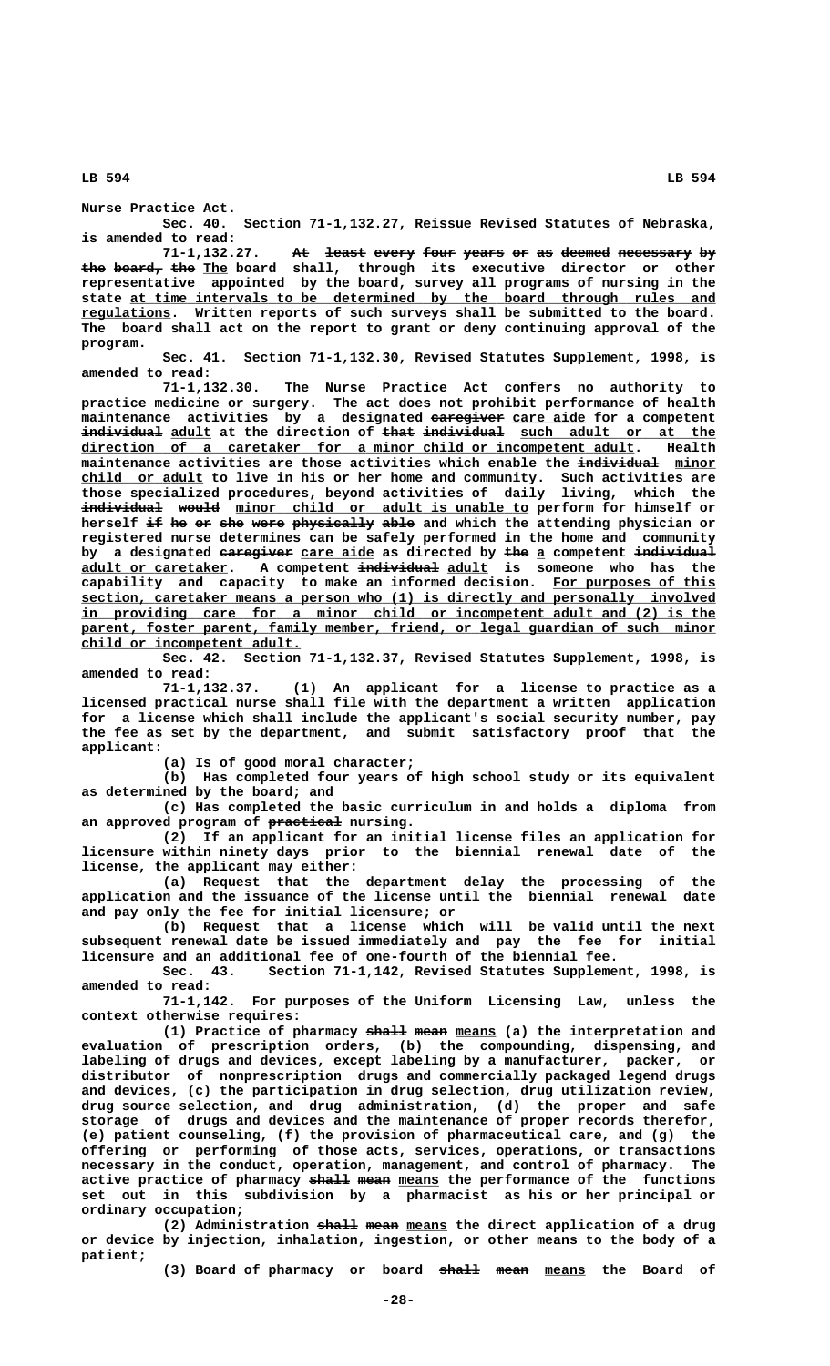Nurse Practice Act.

Sec. 40. Section 71-1,132.27, Reissue Revised Statutes of Nebraska, is amended to read:

71-1,132.27. ~~At least every four years or as deemed necessary by the board, the~~ The board shall, through its executive director or other representative appointed by the board, survey all programs of nursing in the state at time intervals to be determined by the board through rules and regulations. Written reports of such surveys shall be submitted to the board. The board shall act on the report to grant or deny continuing approval of the program.

Sec. 41. Section 71-1,132.30, Revised Statutes Supplement, 1998, is amended to read:

71-1,132.30. The Nurse Practice Act confers no authority to practice medicine or surgery. The act does not prohibit performance of health maintenance activities by a designated ~~caregiver~~ care aide for a competent ~~individual~~ adult at the direction of ~~that individual~~ such adult or at the direction of a caretaker for a minor child or incompetent adult. Health maintenance activities are those activities which enable the ~~individual~~ minor child or adult to live in his or her home and community. Such activities are those specialized procedures, beyond activities of daily living, which the ~~individual would~~ minor child or adult is unable to perform for himself or herself ~~if he or she were physically able~~ and which the attending physician or registered nurse determines can be safely performed in the home and community by a designated ~~caregiver~~ care aide as directed by ~~the~~ a competent ~~individual~~ adult or caretaker. A competent ~~individual~~ adult is someone who has the capability and capacity to make an informed decision. For purposes of this section, caretaker means a person who (1) is directly and personally involved in providing care for a minor child or incompetent adult and (2) is the parent, foster parent, family member, friend, or legal guardian of such minor child or incompetent adult.

Sec. 42. Section 71-1,132.37, Revised Statutes Supplement, 1998, is amended to read:

71-1,132.37. (1) An applicant for a license to practice as a licensed practical nurse shall file with the department a written application for a license which shall include the applicant's social security number, pay the fee as set by the department, and submit satisfactory proof that the applicant:

(a) Is of good moral character;

(b) Has completed four years of high school study or its equivalent as determined by the board; and

(c) Has completed the basic curriculum in and holds a diploma from an approved program of ~~practical~~ nursing.

(2) If an applicant for an initial license files an application for licensure within ninety days prior to the biennial renewal date of the license, the applicant may either:

(a) Request that the department delay the processing of the application and the issuance of the license until the biennial renewal date and pay only the fee for initial licensure; or

(b) Request that a license which will be valid until the next subsequent renewal date be issued immediately and pay the fee for initial licensure and an additional fee of one-fourth of the biennial fee.

Sec. 43. Section 71-1,142, Revised Statutes Supplement, 1998, is amended to read:

71-1,142. For purposes of the Uniform Licensing Law, unless the context otherwise requires:

(1) Practice of pharmacy ~~shall mean~~ means (a) the interpretation and evaluation of prescription orders, (b) the compounding, dispensing, and labeling of drugs and devices, except labeling by a manufacturer, packer, or distributor of nonprescription drugs and commercially packaged legend drugs and devices, (c) the participation in drug selection, drug utilization review, drug source selection, and drug administration, (d) the proper and safe storage of drugs and devices and the maintenance of proper records therefor, (e) patient counseling, (f) the provision of pharmaceutical care, and (g) the offering or performing of those acts, services, operations, or transactions necessary in the conduct, operation, management, and control of pharmacy. The active practice of pharmacy ~~shall mean~~ means the performance of the functions set out in this subdivision by a pharmacist as his or her principal or ordinary occupation;

(2) Administration ~~shall mean~~ means the direct application of a drug or device by injection, inhalation, ingestion, or other means to the body of a patient;

(3) Board of pharmacy or board ~~shall mean~~ means the Board of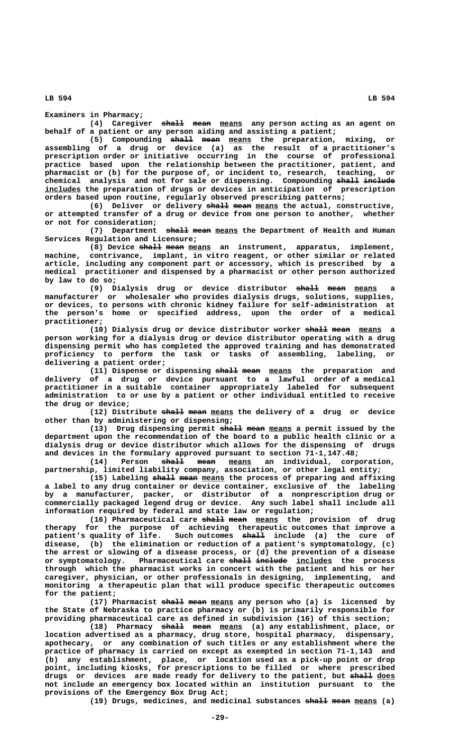Examiners in Pharmacy;

(4) Caregiver ~~shall mean~~ means any person acting as an agent on behalf of a patient or any person aiding and assisting a patient;

(5) Compounding ~~shall mean~~ means the preparation, mixing, or assembling of a drug or device (a) as the result of a practitioner's prescription order or initiative occurring in the course of professional practice based upon the relationship between the practitioner, patient, and pharmacist or (b) for the purpose of, or incident to, research, teaching, or chemical analysis and not for sale or dispensing. Compounding ~~shall include~~ includes the preparation of drugs or devices in anticipation of prescription orders based upon routine, regularly observed prescribing patterns;

(6) Deliver or delivery ~~shall mean~~ means the actual, constructive, or attempted transfer of a drug or device from one person to another, whether or not for consideration;

(7) Department ~~shall mean~~ means the Department of Health and Human Services Regulation and Licensure;

(8) Device ~~shall mean~~ means an instrument, apparatus, implement, machine, contrivance, implant, in vitro reagent, or other similar or related article, including any component part or accessory, which is prescribed by a medical practitioner and dispensed by a pharmacist or other person authorized by law to do so;

(9) Dialysis drug or device distributor ~~shall mean~~ means a manufacturer or wholesaler who provides dialysis drugs, solutions, supplies, or devices, to persons with chronic kidney failure for self-administration at the person's home or specified address, upon the order of a medical practitioner;

(10) Dialysis drug or device distributor worker ~~shall mean~~ means a person working for a dialysis drug or device distributor operating with a drug dispensing permit who has completed the approved training and has demonstrated proficiency to perform the task or tasks of assembling, labeling, or delivering a patient order;

(11) Dispense or dispensing ~~shall mean~~ means the preparation and delivery of a drug or device pursuant to a lawful order of a medical practitioner in a suitable container appropriately labeled for subsequent administration to or use by a patient or other individual entitled to receive the drug or device;

(12) Distribute ~~shall mean~~ means the delivery of a drug or device other than by administering or dispensing;

(13) Drug dispensing permit ~~shall mean~~ means a permit issued by the department upon the recommendation of the board to a public health clinic or a dialysis drug or device distributor which allows for the dispensing of drugs and devices in the formulary approved pursuant to section 71-1,147.48;

(14) Person ~~shall mean~~ means an individual, corporation, partnership, limited liability company, association, or other legal entity;

(15) Labeling ~~shall mean~~ means the process of preparing and affixing a label to any drug container or device container, exclusive of the labeling by a manufacturer, packer, or distributor of a nonprescription drug or commercially packaged legend drug or device. Any such label shall include all information required by federal and state law or regulation;

(16) Pharmaceutical care ~~shall mean~~ means the provision of drug therapy for the purpose of achieving therapeutic outcomes that improve a patient's quality of life. Such outcomes ~~shall~~ include (a) the cure of disease, (b) the elimination or reduction of a patient's symptomatology, (c) the arrest or slowing of a disease process, or (d) the prevention of a disease or symptomatology. Pharmaceutical care ~~shall include~~ includes the process through which the pharmacist works in concert with the patient and his or her caregiver, physician, or other professionals in designing, implementing, and monitoring a therapeutic plan that will produce specific therapeutic outcomes for the patient;

(17) Pharmacist ~~shall mean~~ means any person who (a) is licensed by the State of Nebraska to practice pharmacy or (b) is primarily responsible for providing pharmaceutical care as defined in subdivision (16) of this section;

(18) Pharmacy ~~shall mean~~ means (a) any establishment, place, or location advertised as a pharmacy, drug store, hospital pharmacy, dispensary, apothecary, or any combination of such titles or any establishment where the practice of pharmacy is carried on except as exempted in section 71-1,143 and (b) any establishment, place, or location used as a pick-up point or drop point, including kiosks, for prescriptions to be filled or where prescribed drugs or devices are made ready for delivery to the patient, but ~~shall~~ does not include an emergency box located within an institution pursuant to the provisions of the Emergency Box Drug Act;

(19) Drugs, medicines, and medicinal substances ~~shall mean~~ means (a)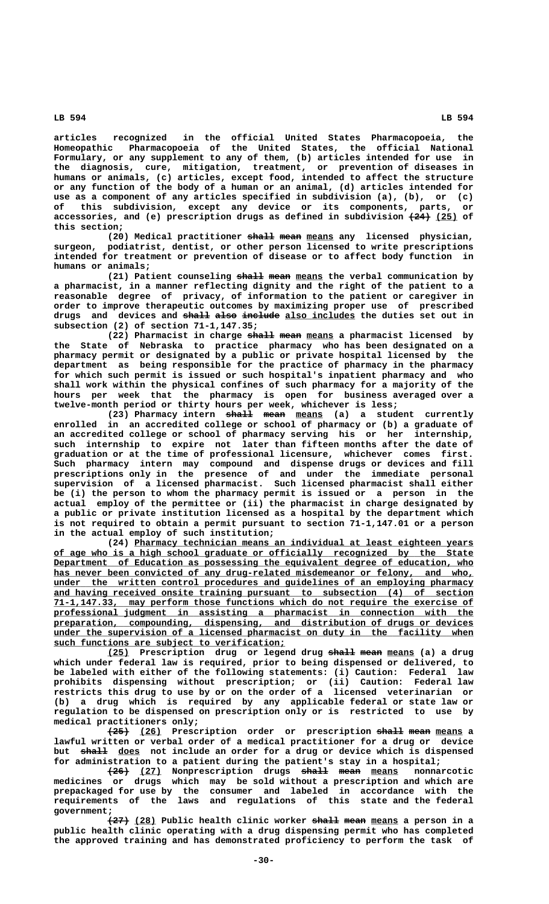articles recognized in the official United States Pharmacopoeia, the Homeopathic Pharmacopoeia of the United States, the official National Formulary, or any supplement to any of them, (b) articles intended for use in the diagnosis, cure, mitigation, treatment, or prevention of diseases in humans or animals, (c) articles, except food, intended to affect the structure or any function of the body of a human or an animal, (d) articles intended for use as a component of any articles specified in subdivision (a), (b), or (c) of this subdivision, except any device or its components, parts, or accessories, and (e) prescription drugs as defined in subdivision ~~(24)~~ <u>(25)</u> of this section;

(20) Medical practitioner ~~shall mean~~ <u>means</u> any licensed physician, surgeon, podiatrist, dentist, or other person licensed to write prescriptions intended for treatment or prevention of disease or to affect body function in humans or animals;

(21) Patient counseling ~~shall mean~~ <u>means</u> the verbal communication by a pharmacist, in a manner reflecting dignity and the right of the patient to a reasonable degree of privacy, of information to the patient or caregiver in order to improve therapeutic outcomes by maximizing proper use of prescribed drugs and devices and ~~shall also include~~ <u>also includes</u> the duties set out in subsection (2) of section 71-1,147.35;

(22) Pharmacist in charge ~~shall mean~~ <u>means</u> a pharmacist licensed by the State of Nebraska to practice pharmacy who has been designated on a pharmacy permit or designated by a public or private hospital licensed by the department as being responsible for the practice of pharmacy in the pharmacy for which such permit is issued or such hospital's inpatient pharmacy and who shall work within the physical confines of such pharmacy for a majority of the hours per week that the pharmacy is open for business averaged over a twelve-month period or thirty hours per week, whichever is less;

(23) Pharmacy intern ~~shall mean~~ <u>means</u> (a) a student currently enrolled in an accredited college or school of pharmacy or (b) a graduate of an accredited college or school of pharmacy serving his or her internship, such internship to expire not later than fifteen months after the date of graduation or at the time of professional licensure, whichever comes first. Such pharmacy intern may compound and dispense drugs or devices and fill prescriptions only in the presence of and under the immediate personal supervision of a licensed pharmacist. Such licensed pharmacist shall either be (i) the person to whom the pharmacy permit is issued or a person in the actual employ of the permittee or (ii) the pharmacist in charge designated by a public or private institution licensed as a hospital by the department which is not required to obtain a permit pursuant to section 71-1,147.01 or a person in the actual employ of such institution;

(24) <u>Pharmacy technician means an individual at least eighteen years of age who is a high school graduate or officially recognized by the State Department of Education as possessing the equivalent degree of education, who has never been convicted of any drug-related misdemeanor or felony, and who, under the written control procedures and guidelines of an employing pharmacy and having received onsite training pursuant to subsection (4) of section 71-1,147.33, may perform those functions which do not require the exercise of professional judgment in assisting a pharmacist in connection with the preparation, compounding, dispensing, and distribution of drugs or devices under the supervision of a licensed pharmacist on duty in the facility when such functions are subject to verification;</u>

<u>(25)</u> Prescription drug or legend drug ~~shall mean~~ <u>means</u> (a) a drug which under federal law is required, prior to being dispensed or delivered, to be labeled with either of the following statements: (i) Caution: Federal law prohibits dispensing without prescription; or (ii) Caution: Federal law restricts this drug to use by or on the order of a licensed veterinarian or (b) a drug which is required by any applicable federal or state law or regulation to be dispensed on prescription only or is restricted to use by medical practitioners only;

~~(25)~~ <u>(26)</u> Prescription order or prescription ~~shall mean~~ <u>means</u> a lawful written or verbal order of a medical practitioner for a drug or device but ~~shall~~ <u>does</u> not include an order for a drug or device which is dispensed for administration to a patient during the patient's stay in a hospital;

~~(26)~~ <u>(27)</u> Nonprescription drugs ~~shall mean~~ <u>means</u> nonnarcotic medicines or drugs which may be sold without a prescription and which are prepackaged for use by the consumer and labeled in accordance with the requirements of the laws and regulations of this state and the federal government;

~~(27)~~ <u>(28)</u> Public health clinic worker ~~shall mean~~ <u>means</u> a person in a public health clinic operating with a drug dispensing permit who has completed the approved training and has demonstrated proficiency to perform the task of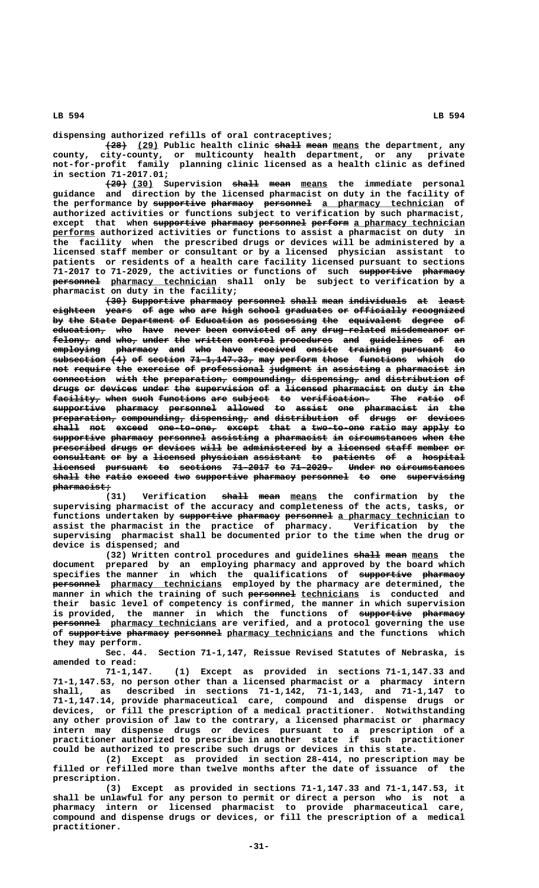dispensing authorized refills of oral contraceptives;

~~(28)~~ (29) Public health clinic ~~shall mean~~ means the department, any county, city-county, or multicounty health department, or any private not-for-profit family planning clinic licensed as a health clinic as defined in section 71-2017.01;

~~(29)~~ (30) Supervision ~~shall mean~~ means the immediate personal guidance and direction by the licensed pharmacist on duty in the facility of the performance by ~~supportive pharmacy personnel~~ a pharmacy technician of authorized activities or functions subject to verification by such pharmacist, except that when ~~supportive pharmacy personnel perform~~ a pharmacy technician performs authorized activities or functions to assist a pharmacist on duty in the facility when the prescribed drugs or devices will be administered by a licensed staff member or consultant or by a licensed physician assistant to patients or residents of a health care facility licensed pursuant to sections 71-2017 to 71-2029, the activities or functions of such ~~supportive pharmacy personnel~~ pharmacy technician shall only be subject to verification by a pharmacist on duty in the facility;

~~(30) Supportive pharmacy personnel shall mean individuals at least eighteen years of age who are high school graduates or officially recognized by the State Department of Education as possessing the equivalent degree of education, who have never been convicted of any drug-related misdemeanor or felony, and who, under the written control procedures and guidelines of an employing pharmacy and who have received onsite training pursuant to subsection (4) of section 71-1,147.33, may perform those functions which do not require the exercise of professional judgment in assisting a pharmacist in connection with the preparation, compounding, dispensing, and distribution of drugs or devices under the supervision of a licensed pharmacist on duty in the facility, when such functions are subject to verification. The ratio of supportive pharmacy personnel allowed to assist one pharmacist in the preparation, compounding, dispensing, and distribution of drugs or devices shall not exceed one-to-one, except that a two-to-one ratio may apply to supportive pharmacy personnel assisting a pharmacist in circumstances when the prescribed drugs or devices will be administered by a licensed staff member or consultant or by a licensed physician assistant to patients of a hospital licensed pursuant to sections 71-2017 to 71-2029. Under no circumstances shall the ratio exceed two supportive pharmacy personnel to one supervising pharmacist;~~

(31) Verification ~~shall mean~~ means the confirmation by the supervising pharmacist of the accuracy and completeness of the acts, tasks, or functions undertaken by ~~supportive pharmacy personnel~~ a pharmacy technician to assist the pharmacist in the practice of pharmacy. Verification by the supervising pharmacist shall be documented prior to the time when the drug or device is dispensed; and

(32) Written control procedures and guidelines ~~shall mean~~ means the document prepared by an employing pharmacy and approved by the board which specifies the manner in which the qualifications of ~~supportive pharmacy personnel~~ pharmacy technicians employed by the pharmacy are determined, the manner in which the training of such ~~personnel~~ technicians is conducted and their basic level of competency is confirmed, the manner in which supervision is provided, the manner in which the functions of ~~supportive pharmacy personnel~~ pharmacy technicians are verified, and a protocol governing the use of ~~supportive pharmacy personnel~~ pharmacy technicians and the functions which they may perform.

Sec. 44. Section 71-1,147, Reissue Revised Statutes of Nebraska, is amended to read:

71-1,147. (1) Except as provided in sections 71-1,147.33 and 71-1,147.53, no person other than a licensed pharmacist or a pharmacy intern shall, as described in sections 71-1,142, 71-1,143, and 71-1,147 to 71-1,147.14, provide pharmaceutical care, compound and dispense drugs or devices, or fill the prescription of a medical practitioner. Notwithstanding any other provision of law to the contrary, a licensed pharmacist or pharmacy intern may dispense drugs or devices pursuant to a prescription of a practitioner authorized to prescribe in another state if such practitioner could be authorized to prescribe such drugs or devices in this state.

(2) Except as provided in section 28-414, no prescription may be filled or refilled more than twelve months after the date of issuance of the prescription.

(3) Except as provided in sections 71-1,147.33 and 71-1,147.53, it shall be unlawful for any person to permit or direct a person who is not a pharmacy intern or licensed pharmacist to provide pharmaceutical care, compound and dispense drugs or devices, or fill the prescription of a medical practitioner.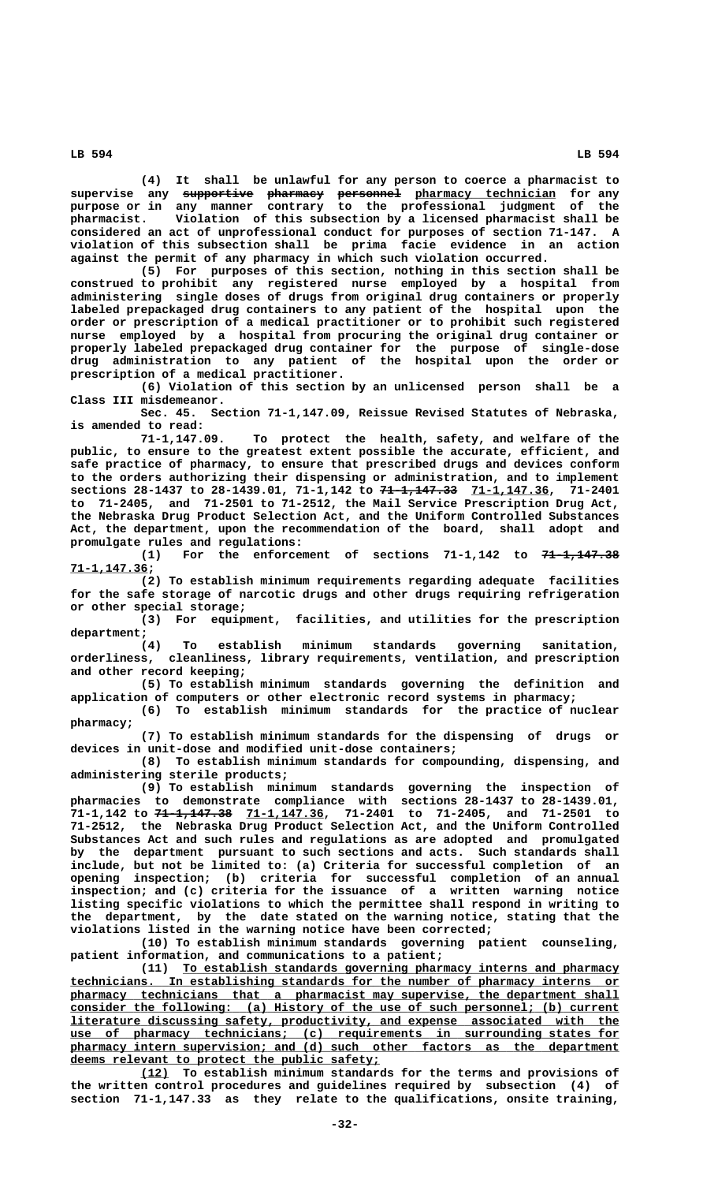(4) It shall be unlawful for any person to coerce a pharmacist to supervise any ~~supportive pharmacy personnel~~ pharmacy technician for any purpose or in any manner contrary to the professional judgment of the pharmacist. Violation of this subsection by a licensed pharmacist shall be considered an act of unprofessional conduct for purposes of section 71-147. A violation of this subsection shall be prima facie evidence in an action against the permit of any pharmacy in which such violation occurred.

(5) For purposes of this section, nothing in this section shall be construed to prohibit any registered nurse employed by a hospital from administering single doses of drugs from original drug containers or properly labeled prepackaged drug containers to any patient of the hospital upon the order or prescription of a medical practitioner or to prohibit such registered nurse employed by a hospital from procuring the original drug container or properly labeled prepackaged drug container for the purpose of single-dose drug administration to any patient of the hospital upon the order or prescription of a medical practitioner.

(6) Violation of this section by an unlicensed person shall be a Class III misdemeanor.

Sec. 45. Section 71-1,147.09, Reissue Revised Statutes of Nebraska, is amended to read:

71-1,147.09. To protect the health, safety, and welfare of the public, to ensure to the greatest extent possible the accurate, efficient, and safe practice of pharmacy, to ensure that prescribed drugs and devices conform to the orders authorizing their dispensing or administration, and to implement sections 28-1437 to 28-1439.01, 71-1,142 to ~~71-1,147.33~~ 71-1,147.36, 71-2401 to 71-2405, and 71-2501 to 71-2512, the Mail Service Prescription Drug Act, the Nebraska Drug Product Selection Act, and the Uniform Controlled Substances Act, the department, upon the recommendation of the board, shall adopt and promulgate rules and regulations:

(1) For the enforcement of sections 71-1,142 to ~~71-1,147.38~~ 71-1,147.36;

(2) To establish minimum requirements regarding adequate facilities for the safe storage of narcotic drugs and other drugs requiring refrigeration or other special storage;

(3) For equipment, facilities, and utilities for the prescription department;

(4) To establish minimum standards governing sanitation, orderliness, cleanliness, library requirements, ventilation, and prescription and other record keeping;

(5) To establish minimum standards governing the definition and application of computers or other electronic record systems in pharmacy;

(6) To establish minimum standards for the practice of nuclear pharmacy;

(7) To establish minimum standards for the dispensing of drugs or devices in unit-dose and modified unit-dose containers;

(8) To establish minimum standards for compounding, dispensing, and administering sterile products;

(9) To establish minimum standards governing the inspection of pharmacies to demonstrate compliance with sections 28-1437 to 28-1439.01, 71-1,142 to ~~71-1,147.38~~ 71-1,147.36, 71-2401 to 71-2405, and 71-2501 to 71-2512, the Nebraska Drug Product Selection Act, and the Uniform Controlled Substances Act and such rules and regulations as are adopted and promulgated by the department pursuant to such sections and acts. Such standards shall include, but not be limited to: (a) Criteria for successful completion of an opening inspection; (b) criteria for successful completion of an annual inspection; and (c) criteria for the issuance of a written warning notice listing specific violations to which the permittee shall respond in writing to the department, by the date stated on the warning notice, stating that the violations listed in the warning notice have been corrected;

(10) To establish minimum standards governing patient counseling, patient information, and communications to a patient;

(11) To establish standards governing pharmacy interns and pharmacy technicians. In establishing standards for the number of pharmacy interns or pharmacy technicians that a pharmacist may supervise, the department shall consider the following: (a) History of the use of such personnel; (b) current literature discussing safety, productivity, and expense associated with the use of pharmacy technicians; (c) requirements in surrounding states for pharmacy intern supervision; and (d) such other factors as the department deems relevant to protect the public safety;

(12) To establish minimum standards for the terms and provisions of the written control procedures and guidelines required by subsection (4) of section 71-1,147.33 as they relate to the qualifications, onsite training,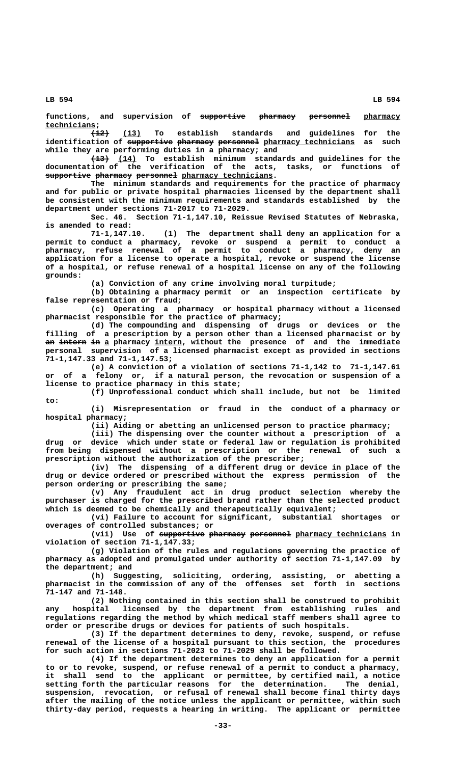functions, and supervision of ~~supportive pharmacy personnel~~ pharmacy technicians;

~~(12)~~ (13) To establish standards and guidelines for the identification of ~~supportive pharmacy personnel~~ pharmacy technicians as such while they are performing duties in a pharmacy; and

~~(13)~~ (14) To establish minimum standards and guidelines for the documentation of the verification of the acts, tasks, or functions of ~~supportive pharmacy personnel~~ pharmacy technicians.

The minimum standards and requirements for the practice of pharmacy and for public or private hospital pharmacies licensed by the department shall be consistent with the minimum requirements and standards established by the department under sections 71-2017 to 71-2029.

Sec. 46. Section 71-1,147.10, Reissue Revised Statutes of Nebraska, is amended to read:

71-1,147.10. (1) The department shall deny an application for a permit to conduct a pharmacy, revoke or suspend a permit to conduct a pharmacy, refuse renewal of a permit to conduct a pharmacy, deny an application for a license to operate a hospital, revoke or suspend the license of a hospital, or refuse renewal of a hospital license on any of the following grounds:

(a) Conviction of any crime involving moral turpitude;

(b) Obtaining a pharmacy permit or an inspection certificate by false representation or fraud;

(c) Operating a pharmacy or hospital pharmacy without a licensed pharmacist responsible for the practice of pharmacy;

(d) The compounding and dispensing of drugs or devices or the filling of a prescription by a person other than a licensed pharmacist or by ~~an intern in~~ a pharmacy intern, without the presence of and the immediate personal supervision of a licensed pharmacist except as provided in sections 71-1,147.33 and 71-1,147.53;

(e) A conviction of a violation of sections 71-1,142 to 71-1,147.61 or of a felony or, if a natural person, the revocation or suspension of a license to practice pharmacy in this state;

(f) Unprofessional conduct which shall include, but not be limited to:

(i) Misrepresentation or fraud in the conduct of a pharmacy or hospital pharmacy;

(ii) Aiding or abetting an unlicensed person to practice pharmacy;

(iii) The dispensing over the counter without a prescription of a drug or device which under state or federal law or regulation is prohibited from being dispensed without a prescription or the renewal of such a prescription without the authorization of the prescriber;

(iv) The dispensing of a different drug or device in place of the drug or device ordered or prescribed without the express permission of the person ordering or prescribing the same;

(v) Any fraudulent act in drug product selection whereby the purchaser is charged for the prescribed brand rather than the selected product which is deemed to be chemically and therapeutically equivalent;

(vi) Failure to account for significant, substantial shortages or overages of controlled substances; or

(vii) Use of ~~supportive pharmacy personnel~~ pharmacy technicians in violation of section 71-1,147.33;

(g) Violation of the rules and regulations governing the practice of pharmacy as adopted and promulgated under authority of section 71-1,147.09 by the department; and

(h) Suggesting, soliciting, ordering, assisting, or abetting a pharmacist in the commission of any of the offenses set forth in sections 71-147 and 71-148.

(2) Nothing contained in this section shall be construed to prohibit any hospital licensed by the department from establishing rules and regulations regarding the method by which medical staff members shall agree to order or prescribe drugs or devices for patients of such hospitals.

(3) If the department determines to deny, revoke, suspend, or refuse renewal of the license of a hospital pursuant to this section, the procedures for such action in sections 71-2023 to 71-2029 shall be followed.

(4) If the department determines to deny an application for a permit to or to revoke, suspend, or refuse renewal of a permit to conduct a pharmacy, it shall send to the applicant or permittee, by certified mail, a notice setting forth the particular reasons for the determination. The denial, suspension, revocation, or refusal of renewal shall become final thirty days after the mailing of the notice unless the applicant or permittee, within such thirty-day period, requests a hearing in writing. The applicant or permittee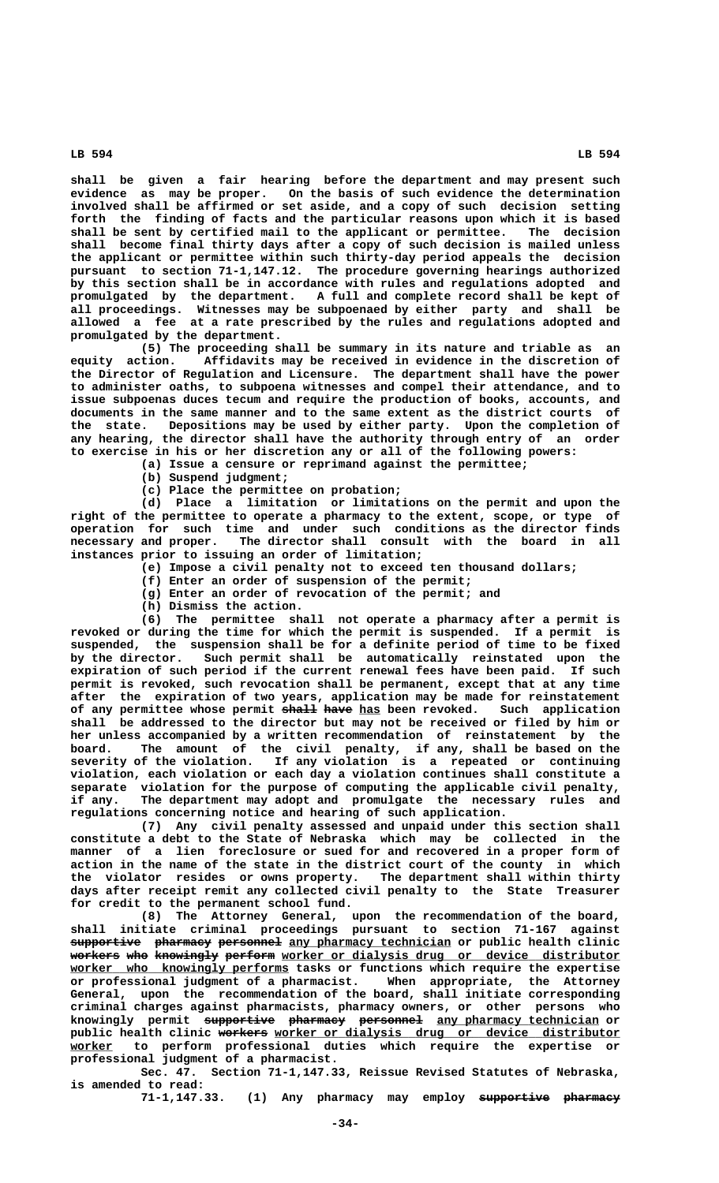shall be given a fair hearing before the department and may present such evidence as may be proper. On the basis of such evidence the determination involved shall be affirmed or set aside, and a copy of such decision setting forth the finding of facts and the particular reasons upon which it is based shall be sent by certified mail to the applicant or permittee. The decision shall become final thirty days after a copy of such decision is mailed unless the applicant or permittee within such thirty-day period appeals the decision pursuant to section 71-1,147.12. The procedure governing hearings authorized by this section shall be in accordance with rules and regulations adopted and promulgated by the department. A full and complete record shall be kept of all proceedings. Witnesses may be subpoenaed by either party and shall be allowed a fee at a rate prescribed by the rules and regulations adopted and promulgated by the department.

(5) The proceeding shall be summary in its nature and triable as an equity action. Affidavits may be received in evidence in the discretion of the Director of Regulation and Licensure. The department shall have the power to administer oaths, to subpoena witnesses and compel their attendance, and to issue subpoenas duces tecum and require the production of books, accounts, and documents in the same manner and to the same extent as the district courts of the state. Depositions may be used by either party. Upon the completion of any hearing, the director shall have the authority through entry of an order to exercise in his or her discretion any or all of the following powers:

(a) Issue a censure or reprimand against the permittee;

(b) Suspend judgment;

(c) Place the permittee on probation;

(d) Place a limitation or limitations on the permit and upon the right of the permittee to operate a pharmacy to the extent, scope, or type of operation for such time and under such conditions as the director finds necessary and proper. The director shall consult with the board in all instances prior to issuing an order of limitation;

(e) Impose a civil penalty not to exceed ten thousand dollars;

(f) Enter an order of suspension of the permit;

(g) Enter an order of revocation of the permit; and

(h) Dismiss the action.

(6) The permittee shall not operate a pharmacy after a permit is revoked or during the time for which the permit is suspended. If a permit is suspended, the suspension shall be for a definite period of time to be fixed by the director. Such permit shall be automatically reinstated upon the expiration of such period if the current renewal fees have been paid. If such permit is revoked, such revocation shall be permanent, except that at any time after the expiration of two years, application may be made for reinstatement of any permittee whose permit ~~shall have~~ has been revoked. Such application shall be addressed to the director but may not be received or filed by him or her unless accompanied by a written recommendation of reinstatement by the board. The amount of the civil penalty, if any, shall be based on the severity of the violation. If any violation is a repeated or continuing violation, each violation or each day a violation continues shall constitute a separate violation for the purpose of computing the applicable civil penalty, if any. The department may adopt and promulgate the necessary rules and regulations concerning notice and hearing of such application.

(7) Any civil penalty assessed and unpaid under this section shall constitute a debt to the State of Nebraska which may be collected in the manner of a lien foreclosure or sued for and recovered in a proper form of action in the name of the state in the district court of the county in which the violator resides or owns property. The department shall within thirty days after receipt remit any collected civil penalty to the State Treasurer for credit to the permanent school fund.

(8) The Attorney General, upon the recommendation of the board, shall initiate criminal proceedings pursuant to section 71-167 against ~~supportive pharmacy personnel~~ any pharmacy technician or public health clinic ~~workers who knowingly perform~~ worker or dialysis drug or device distributor worker who knowingly performs tasks or functions which require the expertise or professional judgment of a pharmacist. When appropriate, the Attorney General, upon the recommendation of the board, shall initiate corresponding criminal charges against pharmacists, pharmacy owners, or other persons who knowingly permit ~~supportive pharmacy personnel~~ any pharmacy technician or public health clinic ~~workers~~ worker or dialysis drug or device distributor worker to perform professional duties which require the expertise or professional judgment of a pharmacist.

Sec. 47. Section 71-1,147.33, Reissue Revised Statutes of Nebraska, is amended to read:

71-1,147.33. (1) Any pharmacy may employ ~~supportive pharmacy~~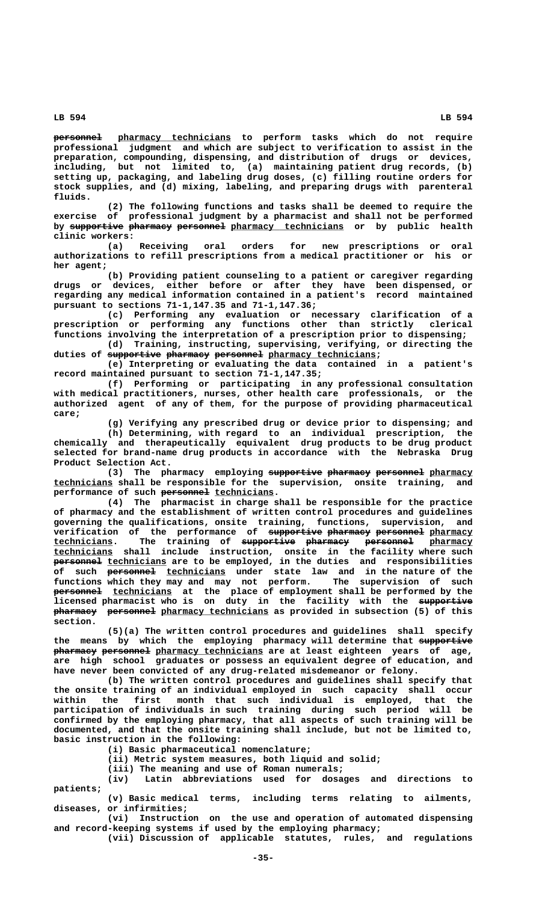~~personnel~~ <u>pharmacy technicians</u> to perform tasks which do not require professional judgment and which are subject to verification to assist in the preparation, compounding, dispensing, and distribution of drugs or devices, including, but not limited to, (a) maintaining patient drug records, (b) setting up, packaging, and labeling drug doses, (c) filling routine orders for stock supplies, and (d) mixing, labeling, and preparing drugs with parenteral fluids.

(2) The following functions and tasks shall be deemed to require the exercise of professional judgment by a pharmacist and shall not be performed by ~~supportive pharmacy personnel~~ <u>pharmacy technicians</u> or by public health clinic workers:

(a) Receiving oral orders for new prescriptions or oral authorizations to refill prescriptions from a medical practitioner or his or her agent;

(b) Providing patient counseling to a patient or caregiver regarding drugs or devices, either before or after they have been dispensed, or regarding any medical information contained in a patient's record maintained pursuant to sections 71-1,147.35 and 71-1,147.36;

(c) Performing any evaluation or necessary clarification of a prescription or performing any functions other than strictly clerical functions involving the interpretation of a prescription prior to dispensing;

(d) Training, instructing, supervising, verifying, or directing the duties of ~~supportive pharmacy personnel~~ <u>pharmacy technicians</u>;

(e) Interpreting or evaluating the data contained in a patient's record maintained pursuant to section 71-1,147.35;

(f) Performing or participating in any professional consultation with medical practitioners, nurses, other health care professionals, or the authorized agent of any of them, for the purpose of providing pharmaceutical care;

(g) Verifying any prescribed drug or device prior to dispensing; and

(h) Determining, with regard to an individual prescription, the chemically and therapeutically equivalent drug products to be drug product selected for brand-name drug products in accordance with the Nebraska Drug Product Selection Act.

(3) The pharmacy employing ~~supportive pharmacy personnel~~ <u>pharmacy technicians</u> shall be responsible for the supervision, onsite training, and performance of such ~~personnel~~ <u>technicians</u>.

(4) The pharmacist in charge shall be responsible for the practice of pharmacy and the establishment of written control procedures and guidelines governing the qualifications, onsite training, functions, supervision, and verification of the performance of ~~supportive pharmacy personnel~~ <u>pharmacy technicians</u>. The training of ~~supportive pharmacy personnel~~ <u>pharmacy technicians</u> shall include instruction, onsite in the facility where such ~~personnel~~ <u>technicians</u> are to be employed, in the duties and responsibilities of such ~~personnel~~ <u>technicians</u> under state law and in the nature of the functions which they may and may not perform. The supervision of such ~~personnel~~ <u>technicians</u> at the place of employment shall be performed by the licensed pharmacist who is on duty in the facility with the ~~supportive pharmacy personnel~~ <u>pharmacy technicians</u> as provided in subsection (5) of this section.

(5)(a) The written control procedures and guidelines shall specify the means by which the employing pharmacy will determine that ~~supportive pharmacy personnel~~ <u>pharmacy technicians</u> are at least eighteen years of age, are high school graduates or possess an equivalent degree of education, and have never been convicted of any drug-related misdemeanor or felony.

(b) The written control procedures and guidelines shall specify that the onsite training of an individual employed in such capacity shall occur within the first month that such individual is employed, that the participation of individuals in such training during such period will be confirmed by the employing pharmacy, that all aspects of such training will be documented, and that the onsite training shall include, but not be limited to, basic instruction in the following:

(i) Basic pharmaceutical nomenclature;

(ii) Metric system measures, both liquid and solid;

(iii) The meaning and use of Roman numerals;

(iv) Latin abbreviations used for dosages and directions to patients;

(v) Basic medical terms, including terms relating to ailments, diseases, or infirmities;

(vi) Instruction on the use and operation of automated dispensing and record-keeping systems if used by the employing pharmacy;

(vii) Discussion of applicable statutes, rules, and regulations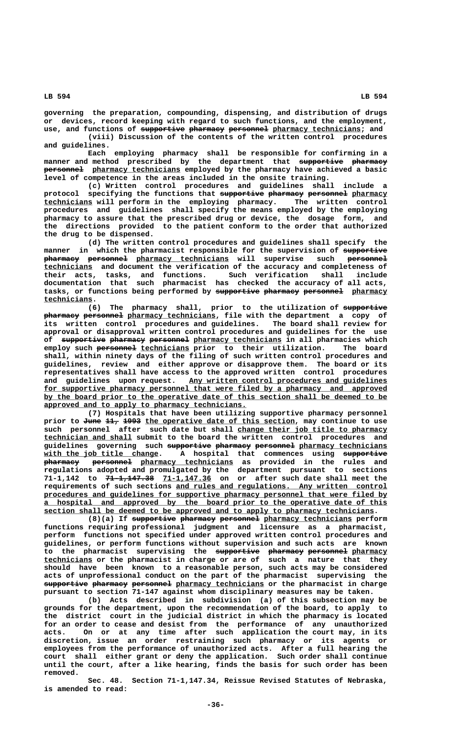governing the preparation, compounding, dispensing, and distribution of drugs or devices, record keeping with regard to such functions, and the employment, use, and functions of ~~supportive pharmacy personnel~~ pharmacy technicians; and

(viii) Discussion of the contents of the written control procedures and guidelines.

Each employing pharmacy shall be responsible for confirming in a manner and method prescribed by the department that ~~supportive pharmacy personnel~~ pharmacy technicians employed by the pharmacy have achieved a basic level of competence in the areas included in the onsite training.

(c) Written control procedures and guidelines shall include a protocol specifying the functions that ~~supportive pharmacy personnel~~ pharmacy technicians will perform in the employing pharmacy. The written control procedures and guidelines shall specify the means employed by the employing pharmacy to assure that the prescribed drug or device, the dosage form, and the directions provided to the patient conform to the order that authorized the drug to be dispensed.

(d) The written control procedures and guidelines shall specify the manner in which the pharmacist responsible for the supervision of ~~supportive pharmacy personnel~~ pharmacy technicians will supervise such ~~personnel~~ technicians and document the verification of the accuracy and completeness of their acts, tasks, and functions. Such verification shall include documentation that such pharmacist has checked the accuracy of all acts, tasks, or functions being performed by ~~supportive pharmacy personnel~~ pharmacy technicians.

(6) The pharmacy shall, prior to the utilization of ~~supportive pharmacy personnel~~ pharmacy technicians, file with the department a copy of its written control procedures and guidelines. The board shall review for approval or disapproval written control procedures and guidelines for the use of ~~supportive pharmacy personnel~~ pharmacy technicians in all pharmacies which employ such ~~personnel~~ technicians prior to their utilization. The board shall, within ninety days of the filing of such written control procedures and guidelines, review and either approve or disapprove them. The board or its representatives shall have access to the approved written control procedures and guidelines upon request. Any written control procedures and guidelines for supportive pharmacy personnel that were filed by a pharmacy and approved by the board prior to the operative date of this section shall be deemed to be approved and to apply to pharmacy technicians.

(7) Hospitals that have been utilizing supportive pharmacy personnel prior to ~~June 11, 1993~~ the operative date of this section, may continue to use such personnel after such date but shall change their job title to pharmacy technician and shall submit to the board the written control procedures and guidelines governing such ~~supportive pharmacy personnel~~ pharmacy technicians with the job title change. A hospital that commences using ~~supportive pharmacy personnel~~ pharmacy technicians as provided in the rules and regulations adopted and promulgated by the department pursuant to sections 71-1,142 to ~~71-1,147.38~~ 71-1,147.36 on or after such date shall meet the requirements of such sections and rules and regulations. Any written control procedures and guidelines for supportive pharmacy personnel that were filed by a hospital and approved by the board prior to the operative date of this section shall be deemed to be approved and to apply to pharmacy technicians.

(8)(a) If ~~supportive pharmacy personnel~~ pharmacy technicians perform functions requiring professional judgment and licensure as a pharmacist, perform functions not specified under approved written control procedures and guidelines, or perform functions without supervision and such acts are known to the pharmacist supervising the ~~supportive pharmacy personnel~~ pharmacy technicians or the pharmacist in charge or are of such a nature that they should have been known to a reasonable person, such acts may be considered acts of unprofessional conduct on the part of the pharmacist supervising the ~~supportive pharmacy personnel~~ pharmacy technicians or the pharmacist in charge pursuant to section 71-147 against whom disciplinary measures may be taken.

(b) Acts described in subdivision (a) of this subsection may be grounds for the department, upon the recommendation of the board, to apply to the district court in the judicial district in which the pharmacy is located for an order to cease and desist from the performance of any unauthorized acts. On or at any time after such application the court may, in its discretion, issue an order restraining such pharmacy or its agents or employees from the performance of unauthorized acts. After a full hearing the court shall either grant or deny the application. Such order shall continue until the court, after a like hearing, finds the basis for such order has been removed.

Sec. 48. Section 71-1,147.34, Reissue Revised Statutes of Nebraska, is amended to read: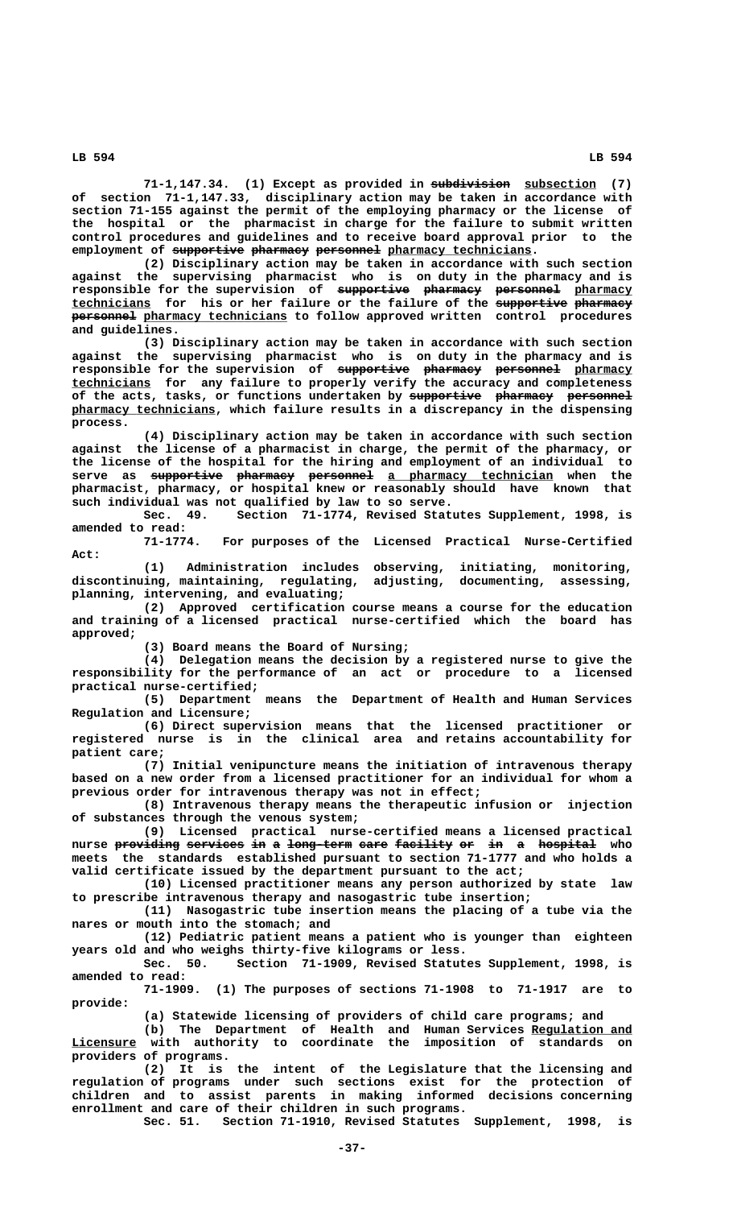71-1,147.34. (1) Except as provided in ~~subdivision~~ subsection (7) of section 71-1,147.33, disciplinary action may be taken in accordance with section 71-155 against the permit of the employing pharmacy or the license of the hospital or the pharmacist in charge for the failure to submit written control procedures and guidelines and to receive board approval prior to the employment of ~~supportive pharmacy personnel~~ pharmacy technicians.

(2) Disciplinary action may be taken in accordance with such section against the supervising pharmacist who is on duty in the pharmacy and is responsible for the supervision of ~~supportive pharmacy personnel~~ pharmacy technicians for his or her failure or the failure of the ~~supportive pharmacy personnel~~ pharmacy technicians to follow approved written control procedures and guidelines.

(3) Disciplinary action may be taken in accordance with such section against the supervising pharmacist who is on duty in the pharmacy and is responsible for the supervision of ~~supportive pharmacy personnel~~ pharmacy technicians for any failure to properly verify the accuracy and completeness of the acts, tasks, or functions undertaken by ~~supportive pharmacy personnel~~ pharmacy technicians, which failure results in a discrepancy in the dispensing process.

(4) Disciplinary action may be taken in accordance with such section against the license of a pharmacist in charge, the permit of the pharmacy, or the license of the hospital for the hiring and employment of an individual to serve as ~~supportive pharmacy personnel~~ a pharmacy technician when the pharmacist, pharmacy, or hospital knew or reasonably should have known that such individual was not qualified by law to so serve.

Sec. 49. Section 71-1774, Revised Statutes Supplement, 1998, is amended to read:

71-1774. For purposes of the Licensed Practical Nurse-Certified Act:

(1) Administration includes observing, initiating, monitoring, discontinuing, maintaining, regulating, adjusting, documenting, assessing, planning, intervening, and evaluating;

(2) Approved certification course means a course for the education and training of a licensed practical nurse-certified which the board has approved;

(3) Board means the Board of Nursing;

(4) Delegation means the decision by a registered nurse to give the responsibility for the performance of an act or procedure to a licensed practical nurse-certified;

(5) Department means the Department of Health and Human Services Regulation and Licensure;

(6) Direct supervision means that the licensed practitioner or registered nurse is in the clinical area and retains accountability for patient care;

(7) Initial venipuncture means the initiation of intravenous therapy based on a new order from a licensed practitioner for an individual for whom a previous order for intravenous therapy was not in effect;

(8) Intravenous therapy means the therapeutic infusion or injection of substances through the venous system;

(9) Licensed practical nurse-certified means a licensed practical nurse ~~providing services in a long-term care facility or in a hospital~~ who meets the standards established pursuant to section 71-1777 and who holds a valid certificate issued by the department pursuant to the act;

(10) Licensed practitioner means any person authorized by state law to prescribe intravenous therapy and nasogastric tube insertion;

(11) Nasogastric tube insertion means the placing of a tube via the nares or mouth into the stomach; and

(12) Pediatric patient means a patient who is younger than eighteen years old and who weighs thirty-five kilograms or less.

Sec. 50. Section 71-1909, Revised Statutes Supplement, 1998, is amended to read:

71-1909. (1) The purposes of sections 71-1908 to 71-1917 are to provide:

(a) Statewide licensing of providers of child care programs; and

(b) The Department of Health and Human Services Regulation and Licensure with authority to coordinate the imposition of standards on providers of programs.

(2) It is the intent of the Legislature that the licensing and regulation of programs under such sections exist for the protection of children and to assist parents in making informed decisions concerning enrollment and care of their children in such programs.

Sec. 51. Section 71-1910, Revised Statutes Supplement, 1998, is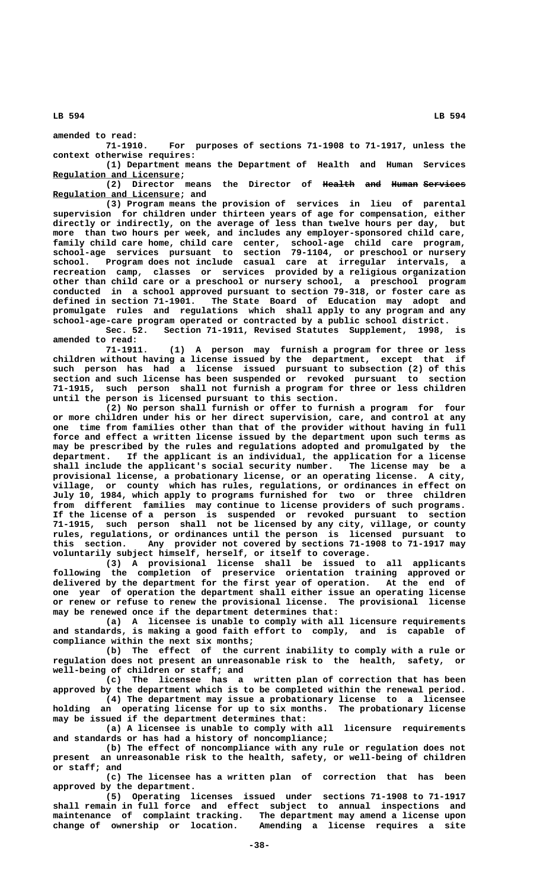amended to read:

71-1910. For purposes of sections 71-1908 to 71-1917, unless the context otherwise requires:

(1) Department means the Department of Health and Human Services Regulation and Licensure;

(2) Director means the Director of ~~Health and Human Services~~ Regulation and Licensure; and

(3) Program means the provision of services in lieu of parental supervision for children under thirteen years of age for compensation, either directly or indirectly, on the average of less than twelve hours per day, but more than two hours per week, and includes any employer-sponsored child care, family child care home, child care center, school-age child care program, school-age services pursuant to section 79-1104, or preschool or nursery school. Program does not include casual care at irregular intervals, a recreation camp, classes or services provided by a religious organization other than child care or a preschool or nursery school, a preschool program conducted in a school approved pursuant to section 79-318, or foster care as defined in section 71-1901. The State Board of Education may adopt and promulgate rules and regulations which shall apply to any program and any school-age-care program operated or contracted by a public school district.

Sec. 52. Section 71-1911, Revised Statutes Supplement, 1998, is amended to read:

71-1911. (1) A person may furnish a program for three or less children without having a license issued by the department, except that if such person has had a license issued pursuant to subsection (2) of this section and such license has been suspended or revoked pursuant to section 71-1915, such person shall not furnish a program for three or less children until the person is licensed pursuant to this section.

(2) No person shall furnish or offer to furnish a program for four or more children under his or her direct supervision, care, and control at any one time from families other than that of the provider without having in full force and effect a written license issued by the department upon such terms as may be prescribed by the rules and regulations adopted and promulgated by the department. If the applicant is an individual, the application for a license shall include the applicant's social security number. The license may be a provisional license, a probationary license, or an operating license. A city, village, or county which has rules, regulations, or ordinances in effect on July 10, 1984, which apply to programs furnished for two or three children from different families may continue to license providers of such programs. If the license of a person is suspended or revoked pursuant to section 71-1915, such person shall not be licensed by any city, village, or county rules, regulations, or ordinances until the person is licensed pursuant to this section. Any provider not covered by sections 71-1908 to 71-1917 may voluntarily subject himself, herself, or itself to coverage.

(3) A provisional license shall be issued to all applicants following the completion of preservice orientation training approved or delivered by the department for the first year of operation. At the end of one year of operation the department shall either issue an operating license or renew or refuse to renew the provisional license. The provisional license may be renewed once if the department determines that:

(a) A licensee is unable to comply with all licensure requirements and standards, is making a good faith effort to comply, and is capable of compliance within the next six months;

(b) The effect of the current inability to comply with a rule or regulation does not present an unreasonable risk to the health, safety, or well-being of children or staff; and

(c) The licensee has a written plan of correction that has been approved by the department which is to be completed within the renewal period.

(4) The department may issue a probationary license to a licensee holding an operating license for up to six months. The probationary license may be issued if the department determines that:

(a) A licensee is unable to comply with all licensure requirements and standards or has had a history of noncompliance;

(b) The effect of noncompliance with any rule or regulation does not present an unreasonable risk to the health, safety, or well-being of children or staff; and

(c) The licensee has a written plan of correction that has been approved by the department.

(5) Operating licenses issued under sections 71-1908 to 71-1917 shall remain in full force and effect subject to annual inspections and maintenance of complaint tracking. The department may amend a license upon change of ownership or location. Amending a license requires a site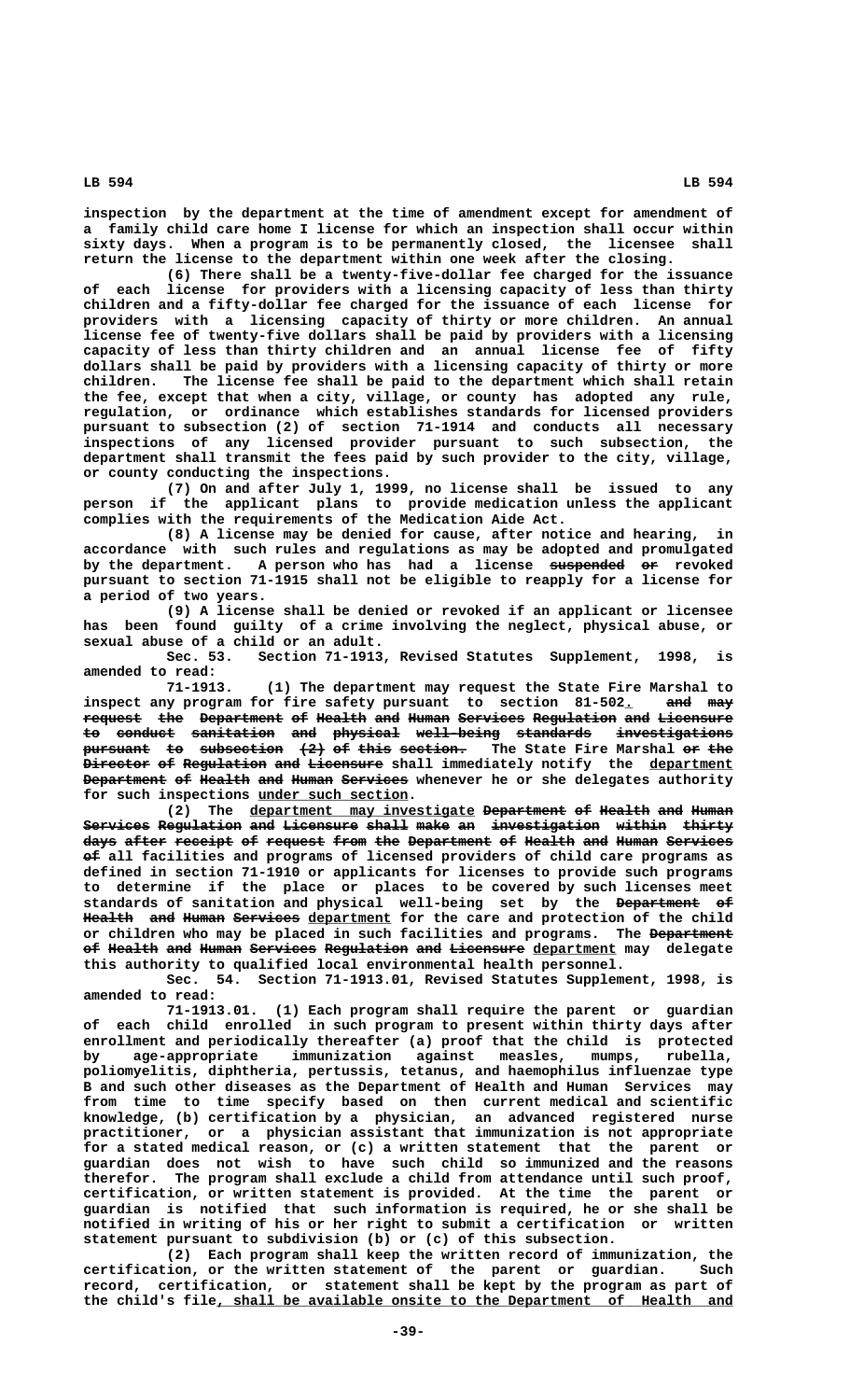inspection by the department at the time of amendment except for amendment of a family child care home I license for which an inspection shall occur within sixty days. When a program is to be permanently closed, the licensee shall return the license to the department within one week after the closing.

(6) There shall be a twenty-five-dollar fee charged for the issuance of each license for providers with a licensing capacity of less than thirty children and a fifty-dollar fee charged for the issuance of each license for providers with a licensing capacity of thirty or more children. An annual license fee of twenty-five dollars shall be paid by providers with a licensing capacity of less than thirty children and an annual license fee of fifty dollars shall be paid by providers with a licensing capacity of thirty or more children. The license fee shall be paid to the department which shall retain the fee, except that when a city, village, or county has adopted any rule, regulation, or ordinance which establishes standards for licensed providers pursuant to subsection (2) of section 71-1914 and conducts all necessary inspections of any licensed provider pursuant to such subsection, the department shall transmit the fees paid by such provider to the city, village, or county conducting the inspections.

(7) On and after July 1, 1999, no license shall be issued to any person if the applicant plans to provide medication unless the applicant complies with the requirements of the Medication Aide Act.

(8) A license may be denied for cause, after notice and hearing, in accordance with such rules and regulations as may be adopted and promulgated by the department. A person who has had a license ~~suspended or~~ revoked pursuant to section 71-1915 shall not be eligible to reapply for a license for a period of two years.

(9) A license shall be denied or revoked if an applicant or licensee has been found guilty of a crime involving the neglect, physical abuse, or sexual abuse of a child or an adult.

Sec. 53. Section 71-1913, Revised Statutes Supplement, 1998, is amended to read:

71-1913. (1) The department may request the State Fire Marshal to inspect any program for fire safety pursuant to section 81-502. ~~and may request the Department of Health and Human Services Regulation and Licensure to conduct sanitation and physical well-being standards investigations pursuant to subsection (2) of this section.~~ The State Fire Marshal ~~or the Director of Regulation and Licensure~~ shall immediately notify the department ~~Department of Health and Human Services~~ whenever he or she delegates authority for such inspections under such section.

(2) The department may investigate ~~Department of Health and Human Services Regulation and Licensure shall make an investigation within thirty days after receipt of request from the Department of Health and Human Services of~~ all facilities and programs of licensed providers of child care programs as defined in section 71-1910 or applicants for licenses to provide such programs to determine if the place or places to be covered by such licenses meet standards of sanitation and physical well-being set by the ~~Department of Health and Human Services~~ department for the care and protection of the child or children who may be placed in such facilities and programs. The ~~Department of Health and Human Services Regulation and Licensure~~ department may delegate this authority to qualified local environmental health personnel.

Sec. 54. Section 71-1913.01, Revised Statutes Supplement, 1998, is amended to read:

71-1913.01. (1) Each program shall require the parent or guardian of each child enrolled in such program to present within thirty days after enrollment and periodically thereafter (a) proof that the child is protected by age-appropriate immunization against measles, mumps, rubella, poliomyelitis, diphtheria, pertussis, tetanus, and haemophilus influenzae type B and such other diseases as the Department of Health and Human Services may from time to time specify based on then current medical and scientific knowledge, (b) certification by a physician, an advanced registered nurse practitioner, or a physician assistant that immunization is not appropriate for a stated medical reason, or (c) a written statement that the parent or guardian does not wish to have such child so immunized and the reasons therefor. The program shall exclude a child from attendance until such proof, certification, or written statement is provided. At the time the parent or guardian is notified that such information is required, he or she shall be notified in writing of his or her right to submit a certification or written statement pursuant to subdivision (b) or (c) of this subsection.

(2) Each program shall keep the written record of immunization, the certification, or the written statement of the parent or guardian. Such record, certification, or statement shall be kept by the program as part of the child's file, shall be available onsite to the Department of Health and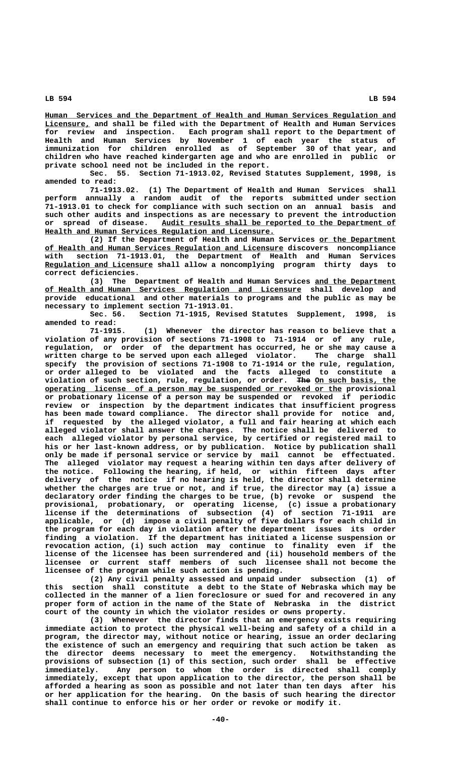Human Services and the Department of Health and Human Services Regulation and Licensure, and shall be filed with the Department of Health and Human Services for review and inspection. Each program shall report to the Department of Health and Human Services by November 1 of each year the status of immunization for children enrolled as of September 30 of that year, and children who have reached kindergarten age and who are enrolled in public or private school need not be included in the report.

Sec. 55. Section 71-1913.02, Revised Statutes Supplement, 1998, is amended to read:

71-1913.02. (1) The Department of Health and Human Services shall perform annually a random audit of the reports submitted under section 71-1913.01 to check for compliance with such section on an annual basis and such other audits and inspections as are necessary to prevent the introduction or spread of disease. Audit results shall be reported to the Department of Health and Human Services Regulation and Licensure.

(2) If the Department of Health and Human Services or the Department of Health and Human Services Regulation and Licensure discovers noncompliance with section 71-1913.01, the Department of Health and Human Services Regulation and Licensure shall allow a noncomplying program thirty days to correct deficiencies.

(3) The Department of Health and Human Services and the Department of Health and Human Services Regulation and Licensure shall develop and provide educational and other materials to programs and the public as may be necessary to implement section 71-1913.01.

Sec. 56. Section 71-1915, Revised Statutes Supplement, 1998, is amended to read:

71-1915. (1) Whenever the director has reason to believe that a violation of any provision of sections 71-1908 to 71-1914 or of any rule, regulation, or order of the department has occurred, he or she may cause a written charge to be served upon each alleged violator. The charge shall specify the provision of sections 71-1908 to 71-1914 or the rule, regulation, or order alleged to be violated and the facts alleged to constitute a violation of such section, rule, regulation, or order. ~~The~~ On such basis, the operating license of a person may be suspended or revoked or the provisional or probationary license of a person may be suspended or revoked if periodic review or inspection by the department indicates that insufficient progress has been made toward compliance. The director shall provide for notice and, if requested by the alleged violator, a full and fair hearing at which each alleged violator shall answer the charges. The notice shall be delivered to each alleged violator by personal service, by certified or registered mail to his or her last-known address, or by publication. Notice by publication shall only be made if personal service or service by mail cannot be effectuated. The alleged violator may request a hearing within ten days after delivery of the notice. Following the hearing, if held, or within fifteen days after delivery of the notice if no hearing is held, the director shall determine whether the charges are true or not, and if true, the director may (a) issue a declaratory order finding the charges to be true, (b) revoke or suspend the provisional, probationary, or operating license, (c) issue a probationary license if the determinations of subsection (4) of section 71-1911 are applicable, or (d) impose a civil penalty of five dollars for each child in the program for each day in violation after the department issues its order finding a violation. If the department has initiated a license suspension or revocation action, (i) such action may continue to finality even if the license of the licensee has been surrendered and (ii) household members of the licensee or current staff members of such licensee shall not become the licensee of the program while such action is pending.

(2) Any civil penalty assessed and unpaid under subsection (1) of this section shall constitute a debt to the State of Nebraska which may be collected in the manner of a lien foreclosure or sued for and recovered in any proper form of action in the name of the State of Nebraska in the district court of the county in which the violator resides or owns property.

(3) Whenever the director finds that an emergency exists requiring immediate action to protect the physical well-being and safety of a child in a program, the director may, without notice or hearing, issue an order declaring the existence of such an emergency and requiring that such action be taken as the director deems necessary to meet the emergency. Notwithstanding the provisions of subsection (1) of this section, such order shall be effective immediately. Any person to whom the order is directed shall comply immediately, except that upon application to the director, the person shall be afforded a hearing as soon as possible and not later than ten days after his or her application for the hearing. On the basis of such hearing the director shall continue to enforce his or her order or revoke or modify it.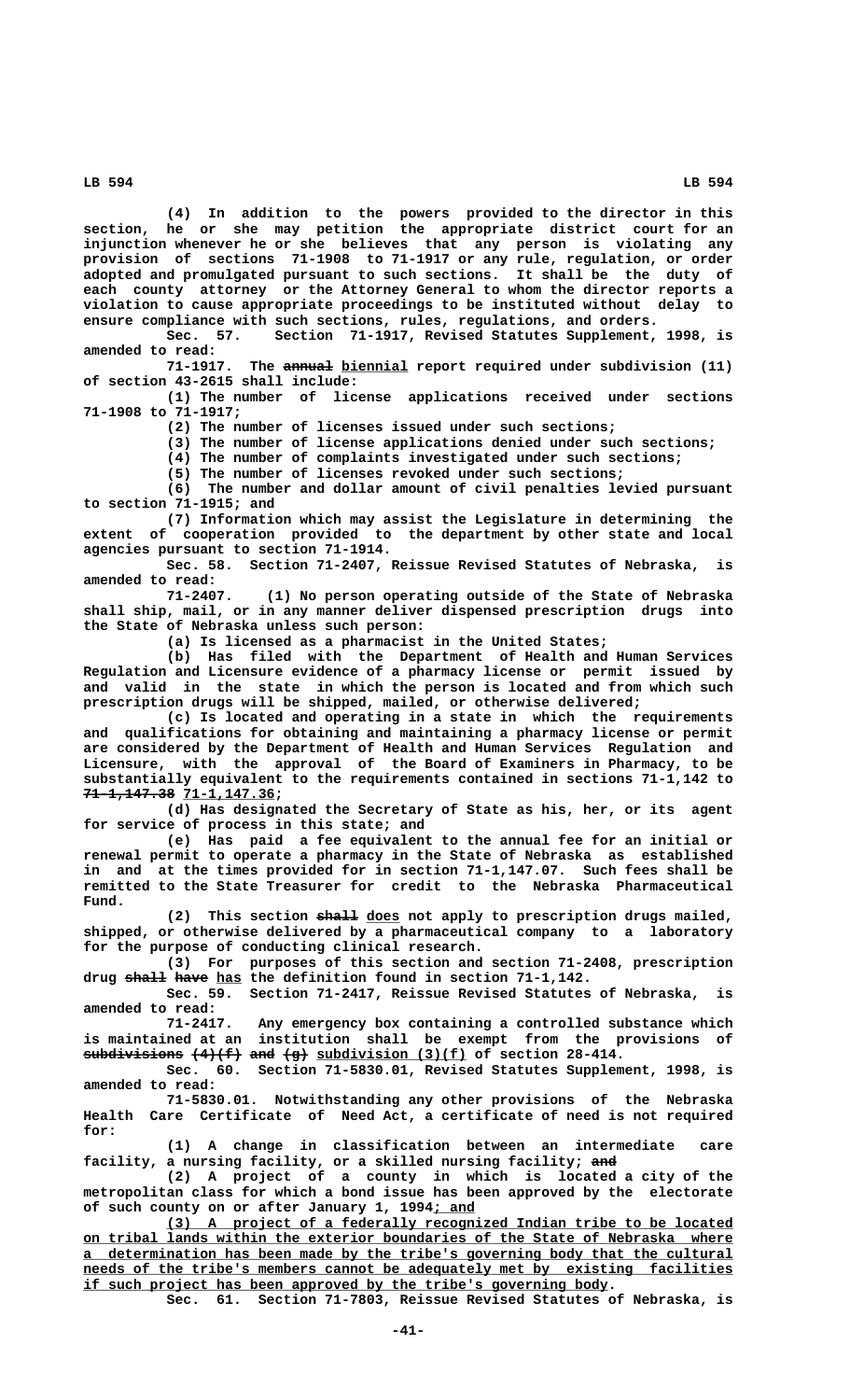(4) In addition to the powers provided to the director in this section, he or she may petition the appropriate district court for an injunction whenever he or she believes that any person is violating any provision of sections 71-1908 to 71-1917 or any rule, regulation, or order adopted and promulgated pursuant to such sections. It shall be the duty of each county attorney or the Attorney General to whom the director reports a violation to cause appropriate proceedings to be instituted without delay to ensure compliance with such sections, rules, regulations, and orders.

Sec. 57. Section 71-1917, Revised Statutes Supplement, 1998, is amended to read:

71-1917. The ~~annual~~ biennial report required under subdivision (11) of section 43-2615 shall include:

(1) The number of license applications received under sections 71-1908 to 71-1917;

(2) The number of licenses issued under such sections;

(3) The number of license applications denied under such sections;

(4) The number of complaints investigated under such sections;

(5) The number of licenses revoked under such sections;

(6) The number and dollar amount of civil penalties levied pursuant to section 71-1915; and

(7) Information which may assist the Legislature in determining the extent of cooperation provided to the department by other state and local agencies pursuant to section 71-1914.

Sec. 58. Section 71-2407, Reissue Revised Statutes of Nebraska, is amended to read:

71-2407. (1) No person operating outside of the State of Nebraska shall ship, mail, or in any manner deliver dispensed prescription drugs into the State of Nebraska unless such person:

(a) Is licensed as a pharmacist in the United States;

(b) Has filed with the Department of Health and Human Services Regulation and Licensure evidence of a pharmacy license or permit issued by and valid in the state in which the person is located and from which such prescription drugs will be shipped, mailed, or otherwise delivered;

(c) Is located and operating in a state in which the requirements and qualifications for obtaining and maintaining a pharmacy license or permit are considered by the Department of Health and Human Services Regulation and Licensure, with the approval of the Board of Examiners in Pharmacy, to be substantially equivalent to the requirements contained in sections 71-1,142 to ~~71-1,147.38~~ 71-1,147.36;

(d) Has designated the Secretary of State as his, her, or its agent for service of process in this state; and

(e) Has paid a fee equivalent to the annual fee for an initial or renewal permit to operate a pharmacy in the State of Nebraska as established in and at the times provided for in section 71-1,147.07. Such fees shall be remitted to the State Treasurer for credit to the Nebraska Pharmaceutical Fund.

(2) This section ~~shall~~ does not apply to prescription drugs mailed, shipped, or otherwise delivered by a pharmaceutical company to a laboratory for the purpose of conducting clinical research.

(3) For purposes of this section and section 71-2408, prescription drug ~~shall have~~ has the definition found in section 71-1,142.

Sec. 59. Section 71-2417, Reissue Revised Statutes of Nebraska, is amended to read:

71-2417. Any emergency box containing a controlled substance which is maintained at an institution shall be exempt from the provisions of ~~subdivisions (4)(f) and (g)~~ subdivision (3)(f) of section 28-414.

Sec. 60. Section 71-5830.01, Revised Statutes Supplement, 1998, is amended to read:

71-5830.01. Notwithstanding any other provisions of the Nebraska Health Care Certificate of Need Act, a certificate of need is not required for:

(1) A change in classification between an intermediate care facility, a nursing facility, or a skilled nursing facility; ~~and~~

(2) A project of a county in which is located a city of the metropolitan class for which a bond issue has been approved by the electorate of such county on or after January 1, 1994; and

(3) A project of a federally recognized Indian tribe to be located on tribal lands within the exterior boundaries of the State of Nebraska where a determination has been made by the tribe's governing body that the cultural needs of the tribe's members cannot be adequately met by existing facilities if such project has been approved by the tribe's governing body.

Sec. 61. Section 71-7803, Reissue Revised Statutes of Nebraska, is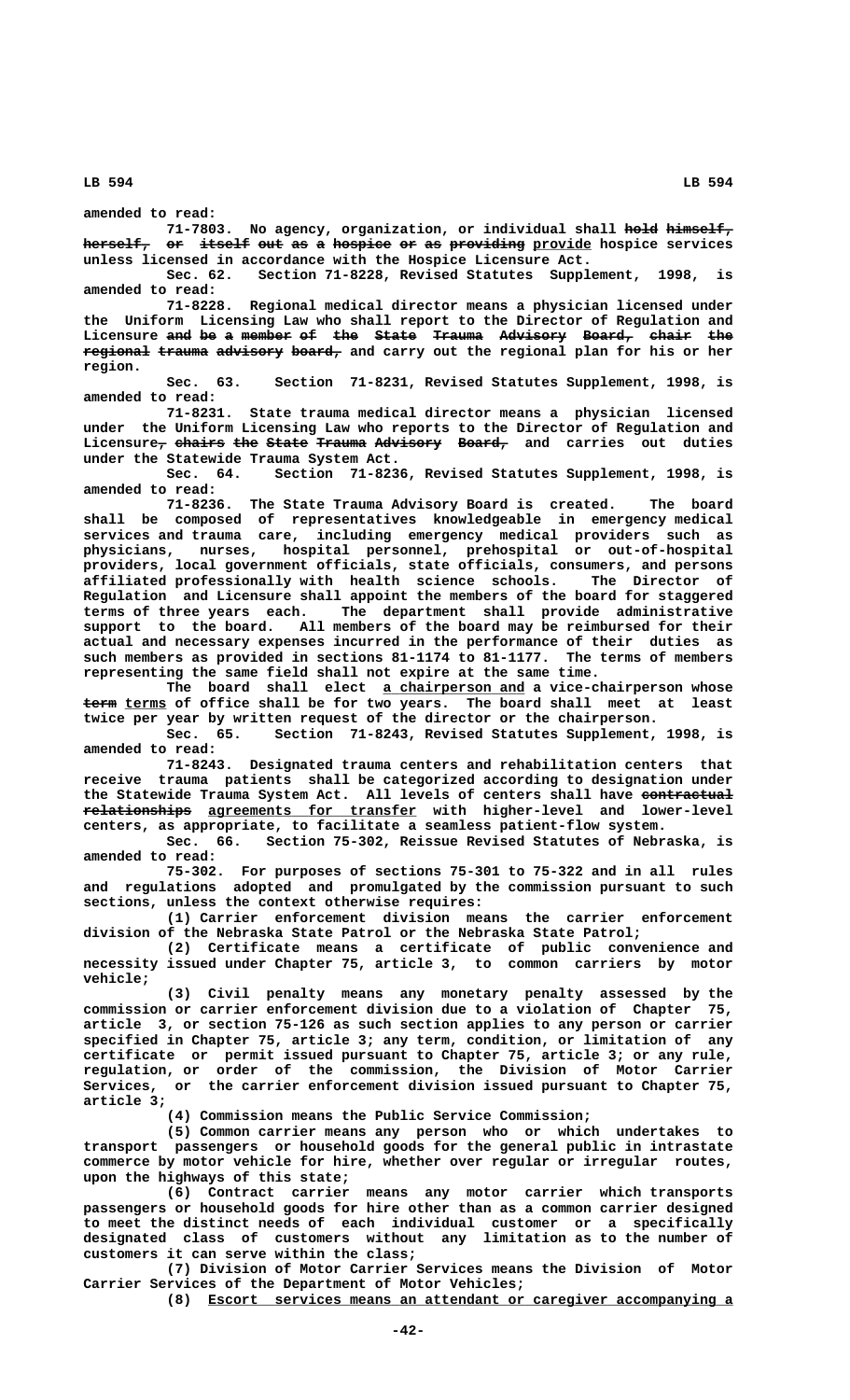amended to read:

71-7803. No agency, organization, or individual shall hold himself, herself, or itself out as a hospice or as providing provide hospice services unless licensed in accordance with the Hospice Licensure Act.

Sec. 62. Section 71-8228, Revised Statutes Supplement, 1998, is amended to read:

71-8228. Regional medical director means a physician licensed under the Uniform Licensing Law who shall report to the Director of Regulation and Licensure and be a member of the State Trauma Advisory Board, chair the regional trauma advisory board, and carry out the regional plan for his or her region.

Sec. 63. Section 71-8231, Revised Statutes Supplement, 1998, is amended to read:

71-8231. State trauma medical director means a physician licensed under the Uniform Licensing Law who reports to the Director of Regulation and Licensure, chairs the State Trauma Advisory Board, and carries out duties under the Statewide Trauma System Act.

Sec. 64. Section 71-8236, Revised Statutes Supplement, 1998, is amended to read:

71-8236. The State Trauma Advisory Board is created. The board shall be composed of representatives knowledgeable in emergency medical services and trauma care, including emergency medical providers such as physicians, nurses, hospital personnel, prehospital or out-of-hospital providers, local government officials, state officials, consumers, and persons affiliated professionally with health science schools. The Director of Regulation and Licensure shall appoint the members of the board for staggered terms of three years each. The department shall provide administrative support to the board. All members of the board may be reimbursed for their actual and necessary expenses incurred in the performance of their duties as such members as provided in sections 81-1174 to 81-1177. The terms of members representing the same field shall not expire at the same time.

The board shall elect a chairperson and a vice-chairperson whose term terms of office shall be for two years. The board shall meet at least twice per year by written request of the director or the chairperson.

Sec. 65. Section 71-8243, Revised Statutes Supplement, 1998, is amended to read:

71-8243. Designated trauma centers and rehabilitation centers that receive trauma patients shall be categorized according to designation under the Statewide Trauma System Act. All levels of centers shall have contractual relationships agreements for transfer with higher-level and lower-level centers, as appropriate, to facilitate a seamless patient-flow system.

Sec. 66. Section 75-302, Reissue Revised Statutes of Nebraska, is amended to read:

75-302. For purposes of sections 75-301 to 75-322 and in all rules and regulations adopted and promulgated by the commission pursuant to such sections, unless the context otherwise requires:

(1) Carrier enforcement division means the carrier enforcement division of the Nebraska State Patrol or the Nebraska State Patrol;

(2) Certificate means a certificate of public convenience and necessity issued under Chapter 75, article 3, to common carriers by motor vehicle;

(3) Civil penalty means any monetary penalty assessed by the commission or carrier enforcement division due to a violation of Chapter 75, article 3, or section 75-126 as such section applies to any person or carrier specified in Chapter 75, article 3; any term, condition, or limitation of any certificate or permit issued pursuant to Chapter 75, article 3; or any rule, regulation, or order of the commission, the Division of Motor Carrier Services, or the carrier enforcement division issued pursuant to Chapter 75, article 3;

(4) Commission means the Public Service Commission;

(5) Common carrier means any person who or which undertakes to transport passengers or household goods for the general public in intrastate commerce by motor vehicle for hire, whether over regular or irregular routes, upon the highways of this state;

(6) Contract carrier means any motor carrier which transports passengers or household goods for hire other than as a common carrier designed to meet the distinct needs of each individual customer or a specifically designated class of customers without any limitation as to the number of customers it can serve within the class;

(7) Division of Motor Carrier Services means the Division of Motor Carrier Services of the Department of Motor Vehicles;

(8) Escort services means an attendant or caregiver accompanying a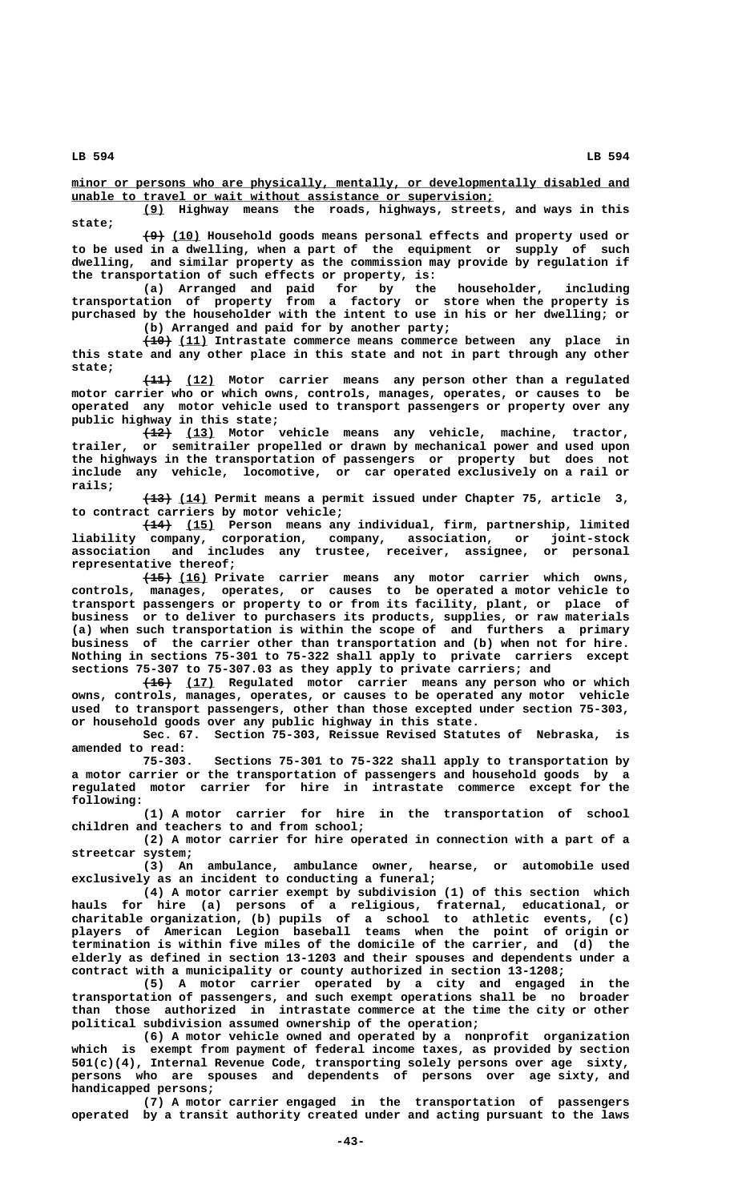minor or persons who are physically, mentally, or developmentally disabled and unable to travel or wait without assistance or supervision;

(9) Highway means the roads, highways, streets, and ways in this state;

~~(9)~~ (10) Household goods means personal effects and property used or to be used in a dwelling, when a part of the equipment or supply of such dwelling, and similar property as the commission may provide by regulation if the transportation of such effects or property, is:

(a) Arranged and paid for by the householder, including transportation of property from a factory or store when the property is purchased by the householder with the intent to use in his or her dwelling; or

(b) Arranged and paid for by another party;

~~(10)~~ (11) Intrastate commerce means commerce between any place in this state and any other place in this state and not in part through any other state;

~~(11)~~ (12) Motor carrier means any person other than a regulated motor carrier who or which owns, controls, manages, operates, or causes to be operated any motor vehicle used to transport passengers or property over any public highway in this state;

~~(12)~~ (13) Motor vehicle means any vehicle, machine, tractor, trailer, or semitrailer propelled or drawn by mechanical power and used upon the highways in the transportation of passengers or property but does not include any vehicle, locomotive, or car operated exclusively on a rail or rails;

~~(13)~~ (14) Permit means a permit issued under Chapter 75, article 3, to contract carriers by motor vehicle;

~~(14)~~ (15) Person means any individual, firm, partnership, limited liability company, corporation, company, association, or joint-stock association and includes any trustee, receiver, assignee, or personal representative thereof;

~~(15)~~ (16) Private carrier means any motor carrier which owns, controls, manages, operates, or causes to be operated a motor vehicle to transport passengers or property to or from its facility, plant, or place of business or to deliver to purchasers its products, supplies, or raw materials (a) when such transportation is within the scope of and furthers a primary business of the carrier other than transportation and (b) when not for hire. Nothing in sections 75-301 to 75-322 shall apply to private carriers except sections 75-307 to 75-307.03 as they apply to private carriers; and

~~(16)~~ (17) Regulated motor carrier means any person who or which owns, controls, manages, operates, or causes to be operated any motor vehicle used to transport passengers, other than those excepted under section 75-303, or household goods over any public highway in this state.

Sec. 67. Section 75-303, Reissue Revised Statutes of Nebraska, is amended to read:

75-303. Sections 75-301 to 75-322 shall apply to transportation by a motor carrier or the transportation of passengers and household goods by a regulated motor carrier for hire in intrastate commerce except for the following:

(1) A motor carrier for hire in the transportation of school children and teachers to and from school;

(2) A motor carrier for hire operated in connection with a part of a streetcar system;

(3) An ambulance, ambulance owner, hearse, or automobile used exclusively as an incident to conducting a funeral;

(4) A motor carrier exempt by subdivision (1) of this section which hauls for hire (a) persons of a religious, fraternal, educational, or charitable organization, (b) pupils of a school to athletic events, (c) players of American Legion baseball teams when the point of origin or termination is within five miles of the domicile of the carrier, and (d) the elderly as defined in section 13-1203 and their spouses and dependents under a contract with a municipality or county authorized in section 13-1208;

(5) A motor carrier operated by a city and engaged in the transportation of passengers, and such exempt operations shall be no broader than those authorized in intrastate commerce at the time the city or other political subdivision assumed ownership of the operation;

(6) A motor vehicle owned and operated by a nonprofit organization which is exempt from payment of federal income taxes, as provided by section 501(c)(4), Internal Revenue Code, transporting solely persons over age sixty, persons who are spouses and dependents of persons over age sixty, and handicapped persons;

(7) A motor carrier engaged in the transportation of passengers operated by a transit authority created under and acting pursuant to the laws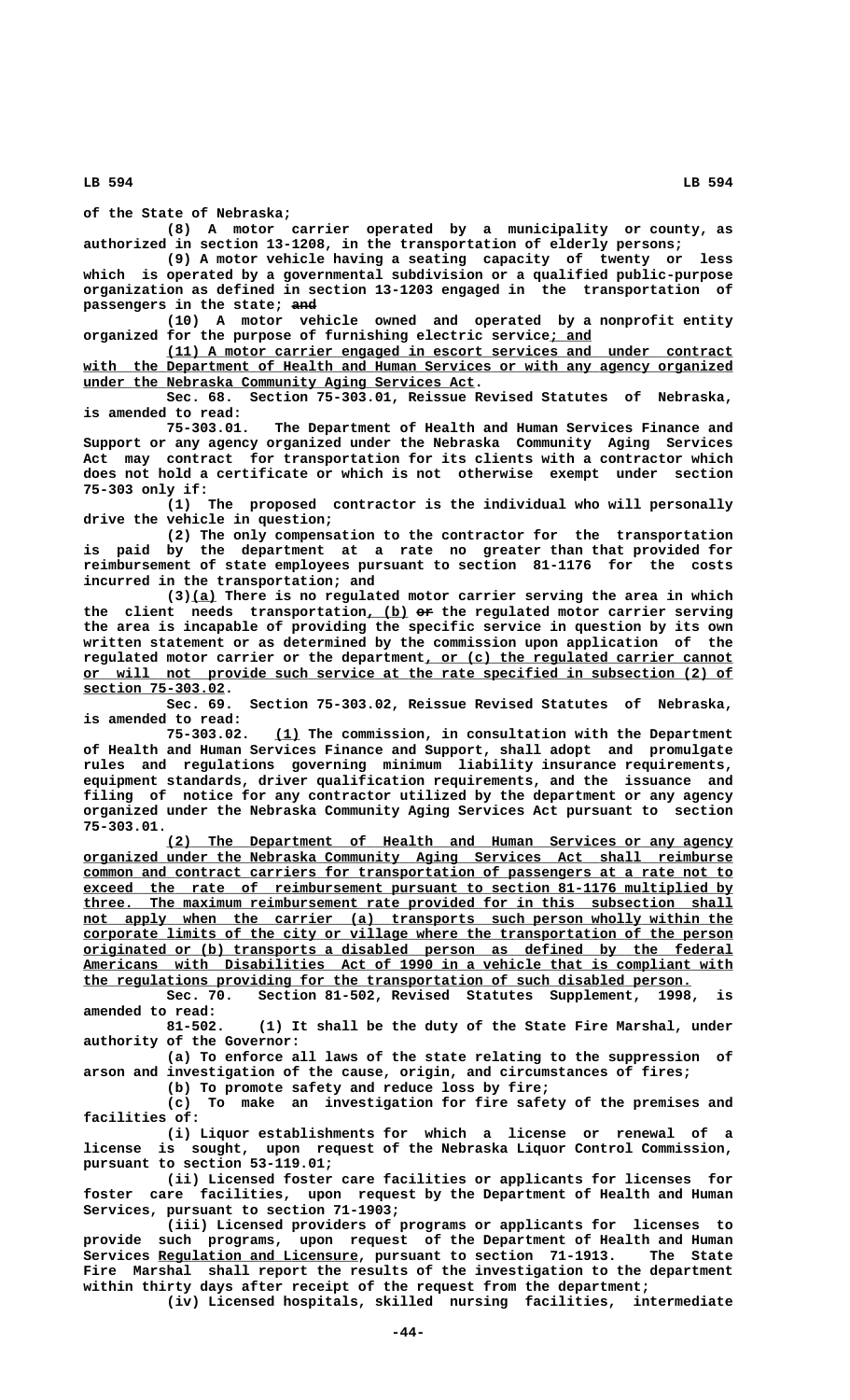of the State of Nebraska;

(8) A motor carrier operated by a municipality or county, as authorized in section 13-1208, in the transportation of elderly persons;

(9) A motor vehicle having a seating capacity of twenty or less which is operated by a governmental subdivision or a qualified public-purpose organization as defined in section 13-1203 engaged in the transportation of passengers in the state; ~~and~~

(10) A motor vehicle owned and operated by a nonprofit entity organized for the purpose of furnishing electric service; and

(11) A motor carrier engaged in escort services and under contract with the Department of Health and Human Services or with any agency organized under the Nebraska Community Aging Services Act.

Sec. 68. Section 75-303.01, Reissue Revised Statutes of Nebraska, is amended to read:

75-303.01. The Department of Health and Human Services Finance and Support or any agency organized under the Nebraska Community Aging Services Act may contract for transportation for its clients with a contractor which does not hold a certificate or which is not otherwise exempt under section 75-303 only if:

(1) The proposed contractor is the individual who will personally drive the vehicle in question;

(2) The only compensation to the contractor for the transportation is paid by the department at a rate no greater than that provided for reimbursement of state employees pursuant to section 81-1176 for the costs incurred in the transportation; and

(3)(a) There is no regulated motor carrier serving the area in which the client needs transportation, (b) ~~or~~ the regulated motor carrier serving the area is incapable of providing the specific service in question by its own written statement or as determined by the commission upon application of the regulated motor carrier or the department, or (c) the regulated carrier cannot or will not provide such service at the rate specified in subsection (2) of section 75-303.02.

Sec. 69. Section 75-303.02, Reissue Revised Statutes of Nebraska, is amended to read:

75-303.02. (1) The commission, in consultation with the Department of Health and Human Services Finance and Support, shall adopt and promulgate rules and regulations governing minimum liability insurance requirements, equipment standards, driver qualification requirements, and the issuance and filing of notice for any contractor utilized by the department or any agency organized under the Nebraska Community Aging Services Act pursuant to section 75-303.01.

(2) The Department of Health and Human Services or any agency organized under the Nebraska Community Aging Services Act shall reimburse common and contract carriers for transportation of passengers at a rate not to exceed the rate of reimbursement pursuant to section 81-1176 multiplied by three. The maximum reimbursement rate provided for in this subsection shall not apply when the carrier (a) transports such person wholly within the corporate limits of the city or village where the transportation of the person originated or (b) transports a disabled person as defined by the federal Americans with Disabilities Act of 1990 in a vehicle that is compliant with the regulations providing for the transportation of such disabled person.

Sec. 70. Section 81-502, Revised Statutes Supplement, 1998, is amended to read:

81-502. (1) It shall be the duty of the State Fire Marshal, under authority of the Governor:

(a) To enforce all laws of the state relating to the suppression of arson and investigation of the cause, origin, and circumstances of fires;

(b) To promote safety and reduce loss by fire;

(c) To make an investigation for fire safety of the premises and facilities of:

(i) Liquor establishments for which a license or renewal of a license is sought, upon request of the Nebraska Liquor Control Commission, pursuant to section 53-119.01;

(ii) Licensed foster care facilities or applicants for licenses for foster care facilities, upon request by the Department of Health and Human Services, pursuant to section 71-1903;

(iii) Licensed providers of programs or applicants for licenses to provide such programs, upon request of the Department of Health and Human Services Regulation and Licensure, pursuant to section 71-1913. The State Fire Marshal shall report the results of the investigation to the department within thirty days after receipt of the request from the department;

(iv) Licensed hospitals, skilled nursing facilities, intermediate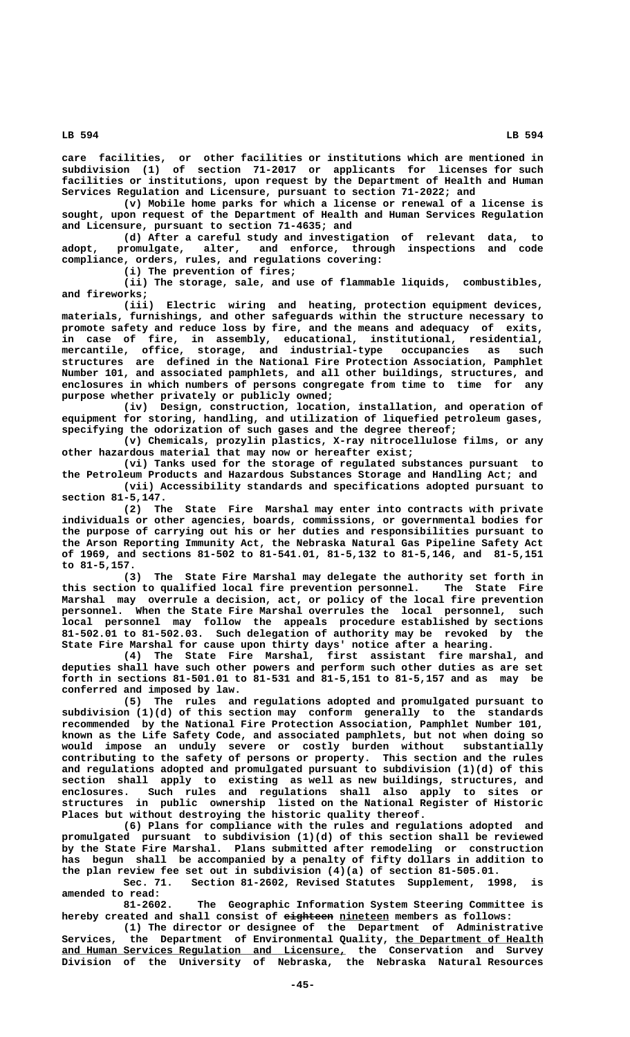care facilities, or other facilities or institutions which are mentioned in subdivision (1) of section 71-2017 or applicants for licenses for such facilities or institutions, upon request by the Department of Health and Human Services Regulation and Licensure, pursuant to section 71-2022; and

(v) Mobile home parks for which a license or renewal of a license is sought, upon request of the Department of Health and Human Services Regulation and Licensure, pursuant to section 71-4635; and

(d) After a careful study and investigation of relevant data, to adopt, promulgate, alter, and enforce, through inspections and code compliance, orders, rules, and regulations covering:

(i) The prevention of fires;

(ii) The storage, sale, and use of flammable liquids, combustibles, and fireworks;

(iii) Electric wiring and heating, protection equipment devices, materials, furnishings, and other safeguards within the structure necessary to promote safety and reduce loss by fire, and the means and adequacy of exits, in case of fire, in assembly, educational, institutional, residential, mercantile, office, storage, and industrial-type occupancies as such structures are defined in the National Fire Protection Association, Pamphlet Number 101, and associated pamphlets, and all other buildings, structures, and enclosures in which numbers of persons congregate from time to time for any purpose whether privately or publicly owned;

(iv) Design, construction, location, installation, and operation of equipment for storing, handling, and utilization of liquefied petroleum gases, specifying the odorization of such gases and the degree thereof;

(v) Chemicals, prozylin plastics, X-ray nitrocellulose films, or any other hazardous material that may now or hereafter exist;

(vi) Tanks used for the storage of regulated substances pursuant to the Petroleum Products and Hazardous Substances Storage and Handling Act; and

(vii) Accessibility standards and specifications adopted pursuant to section 81-5,147.

(2) The State Fire Marshal may enter into contracts with private individuals or other agencies, boards, commissions, or governmental bodies for the purpose of carrying out his or her duties and responsibilities pursuant to the Arson Reporting Immunity Act, the Nebraska Natural Gas Pipeline Safety Act of 1969, and sections 81-502 to 81-541.01, 81-5,132 to 81-5,146, and 81-5,151 to 81-5,157.

(3) The State Fire Marshal may delegate the authority set forth in this section to qualified local fire prevention personnel. The State Fire Marshal may overrule a decision, act, or policy of the local fire prevention personnel. When the State Fire Marshal overrules the local personnel, such local personnel may follow the appeals procedure established by sections 81-502.01 to 81-502.03. Such delegation of authority may be revoked by the State Fire Marshal for cause upon thirty days' notice after a hearing.

(4) The State Fire Marshal, first assistant fire marshal, and deputies shall have such other powers and perform such other duties as are set forth in sections 81-501.01 to 81-531 and 81-5,151 to 81-5,157 and as may be conferred and imposed by law.

(5) The rules and regulations adopted and promulgated pursuant to subdivision (1)(d) of this section may conform generally to the standards recommended by the National Fire Protection Association, Pamphlet Number 101, known as the Life Safety Code, and associated pamphlets, but not when doing so would impose an unduly severe or costly burden without substantially contributing to the safety of persons or property. This section and the rules and regulations adopted and promulgated pursuant to subdivision (1)(d) of this section shall apply to existing as well as new buildings, structures, and enclosures. Such rules and regulations shall also apply to sites or structures in public ownership listed on the National Register of Historic Places but without destroying the historic quality thereof.

(6) Plans for compliance with the rules and regulations adopted and promulgated pursuant to subdivision (1)(d) of this section shall be reviewed by the State Fire Marshal. Plans submitted after remodeling or construction has begun shall be accompanied by a penalty of fifty dollars in addition to the plan review fee set out in subdivision (4)(a) of section 81-505.01.

Sec. 71. Section 81-2602, Revised Statutes Supplement, 1998, is amended to read:

81-2602. The Geographic Information System Steering Committee is hereby created and shall consist of ~~eighteen~~ nineteen members as follows:

(1) The director or designee of the Department of Administrative Services, the Department of Environmental Quality, the Department of Health and Human Services Regulation and Licensure, the Conservation and Survey Division of the University of Nebraska, the Nebraska Natural Resources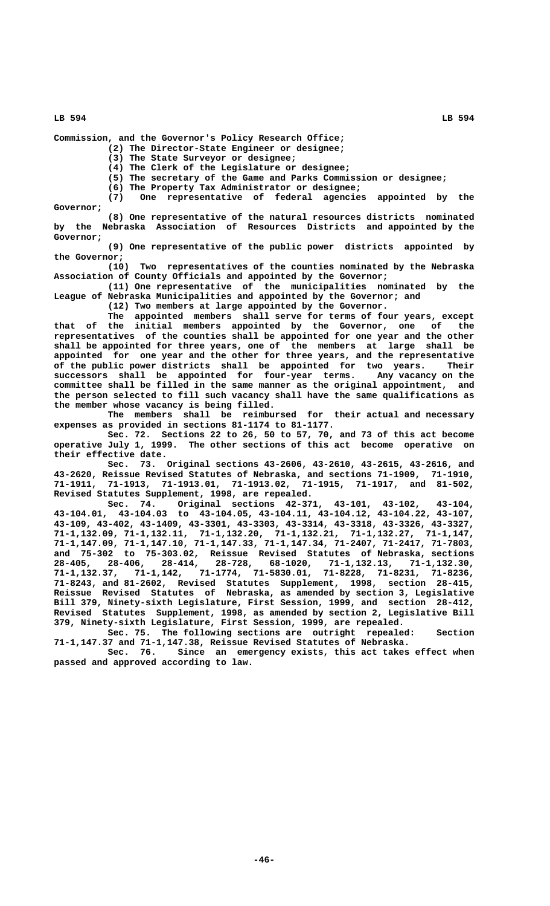Commission, and the Governor's Policy Research Office;

(2) The Director-State Engineer or designee;

(3) The State Surveyor or designee;

(4) The Clerk of the Legislature or designee;

(5) The secretary of the Game and Parks Commission or designee;

(6) The Property Tax Administrator or designee;

(7) One representative of federal agencies appointed by the Governor;

(8) One representative of the natural resources districts nominated by the Nebraska Association of Resources Districts and appointed by the Governor;

(9) One representative of the public power districts appointed by the Governor;

(10) Two representatives of the counties nominated by the Nebraska Association of County Officials and appointed by the Governor;

(11) One representative of the municipalities nominated by the League of Nebraska Municipalities and appointed by the Governor; and

(12) Two members at large appointed by the Governor.

The appointed members shall serve for terms of four years, except that of the initial members appointed by the Governor, one of the representatives of the counties shall be appointed for one year and the other shall be appointed for three years, one of the members at large shall be appointed for one year and the other for three years, and the representative of the public power districts shall be appointed for two years. Their successors shall be appointed for four-year terms. Any vacancy on the committee shall be filled in the same manner as the original appointment, and the person selected to fill such vacancy shall have the same qualifications as the member whose vacancy is being filled.

The members shall be reimbursed for their actual and necessary expenses as provided in sections 81-1174 to 81-1177.

Sec. 72. Sections 22 to 26, 50 to 57, 70, and 73 of this act become operative July 1, 1999. The other sections of this act become operative on their effective date.

Sec. 73. Original sections 43-2606, 43-2610, 43-2615, 43-2616, and 43-2620, Reissue Revised Statutes of Nebraska, and sections 71-1909, 71-1910, 71-1911, 71-1913, 71-1913.01, 71-1913.02, 71-1915, 71-1917, and 81-502, Revised Statutes Supplement, 1998, are repealed.

Sec. 74. Original sections 42-371, 43-101, 43-102, 43-104, 43-104.01, 43-104.03 to 43-104.05, 43-104.11, 43-104.12, 43-104.22, 43-107, 43-109, 43-402, 43-1409, 43-3301, 43-3303, 43-3314, 43-3318, 43-3326, 43-3327, 71-1,132.09, 71-1,132.11, 71-1,132.20, 71-1,132.21, 71-1,132.27, 71-1,147, 71-1,147.09, 71-1,147.10, 71-1,147.33, 71-1,147.34, 71-2407, 71-2417, 71-7803, and 75-302 to 75-303.02, Reissue Revised Statutes of Nebraska, sections 28-405, 28-406, 28-414, 28-728, 68-1020, 71-1,132.13, 71-1,132.30, 71-1,132.37, 71-1,142, 71-1774, 71-5830.01, 71-8228, 71-8231, 71-8236, 71-8243, and 81-2602, Revised Statutes Supplement, 1998, section 28-415, Reissue Revised Statutes of Nebraska, as amended by section 3, Legislative Bill 379, Ninety-sixth Legislature, First Session, 1999, and section 28-412, Revised Statutes Supplement, 1998, as amended by section 2, Legislative Bill 379, Ninety-sixth Legislature, First Session, 1999, are repealed.

Sec. 75. The following sections are outright repealed: Section 71-1,147.37 and 71-1,147.38, Reissue Revised Statutes of Nebraska.

Sec. 76. Since an emergency exists, this act takes effect when passed and approved according to law.